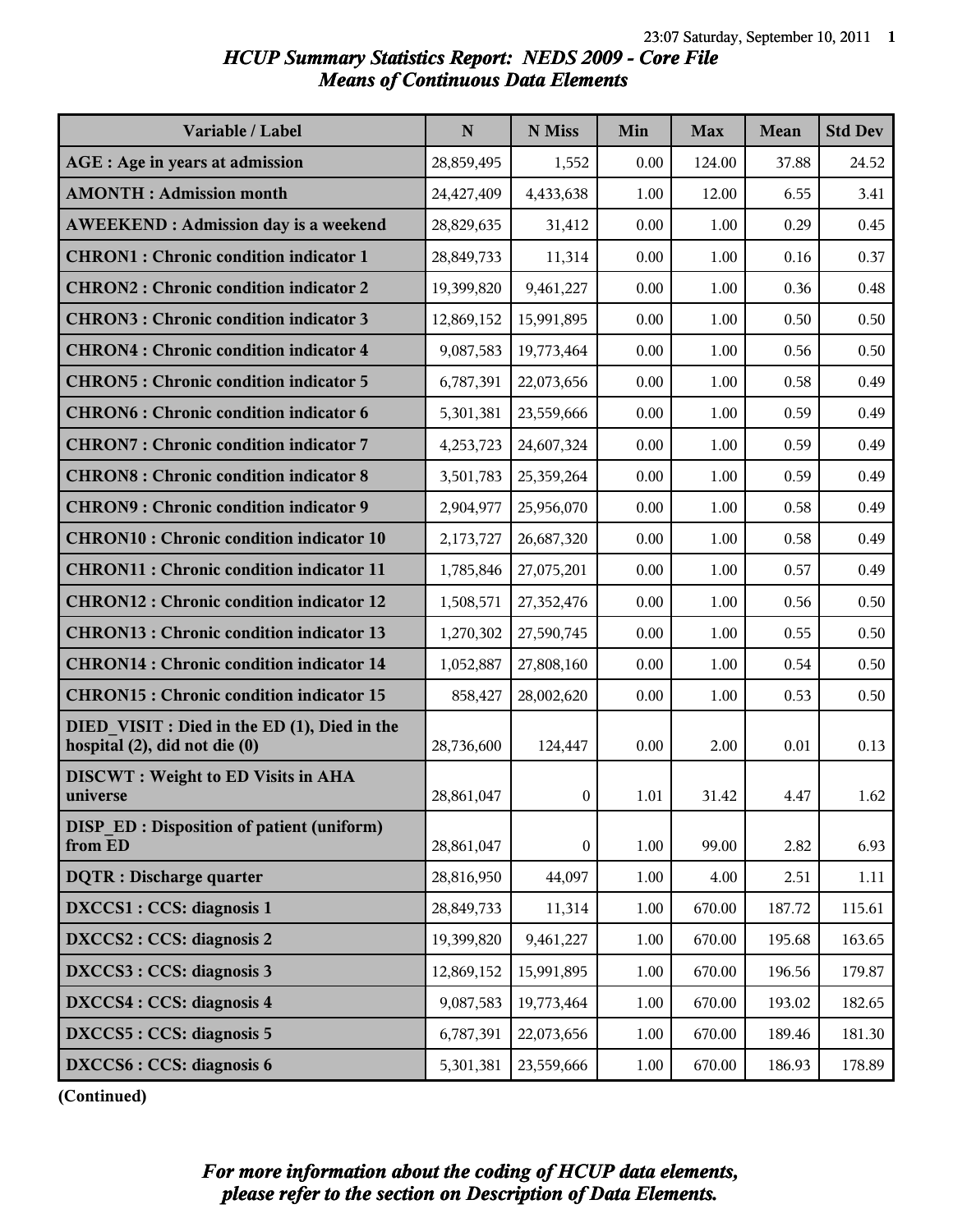# HCUP Summary Statistics Report: NEDS 2009 - Core File
## Means of Continuous Data Elements

| Variable / Label | N | N Miss | Min | Max | Mean | Std Dev |
|---|---|---|---|---|---|---|
| **AGE : Age in years at admission** | 28,859,495 | 1,552 | 0.00 | 124.00 | 37.88 | 24.52 |
| **AMONTH : Admission month** | 24,427,409 | 4,433,638 | 1.00 | 12.00 | 6.55 | 3.41 |
| **AWEEKEND : Admission day is a weekend** | 28,829,635 | 31,412 | 0.00 | 1.00 | 0.29 | 0.45 |
| **CHRON1 : Chronic condition indicator 1** | 28,849,733 | 11,314 | 0.00 | 1.00 | 0.16 | 0.37 |
| **CHRON2 : Chronic condition indicator 2** | 19,399,820 | 9,461,227 | 0.00 | 1.00 | 0.36 | 0.48 |
| **CHRON3 : Chronic condition indicator 3** | 12,869,152 | 15,991,895 | 0.00 | 1.00 | 0.50 | 0.50 |
| **CHRON4 : Chronic condition indicator 4** | 9,087,583 | 19,773,464 | 0.00 | 1.00 | 0.56 | 0.50 |
| **CHRON5 : Chronic condition indicator 5** | 6,787,391 | 22,073,656 | 0.00 | 1.00 | 0.58 | 0.49 |
| **CHRON6 : Chronic condition indicator 6** | 5,301,381 | 23,559,666 | 0.00 | 1.00 | 0.59 | 0.49 |
| **CHRON7 : Chronic condition indicator 7** | 4,253,723 | 24,607,324 | 0.00 | 1.00 | 0.59 | 0.49 |
| **CHRON8 : Chronic condition indicator 8** | 3,501,783 | 25,359,264 | 0.00 | 1.00 | 0.59 | 0.49 |
| **CHRON9 : Chronic condition indicator 9** | 2,904,977 | 25,956,070 | 0.00 | 1.00 | 0.58 | 0.49 |
| **CHRON10 : Chronic condition indicator 10** | 2,173,727 | 26,687,320 | 0.00 | 1.00 | 0.58 | 0.49 |
| **CHRON11 : Chronic condition indicator 11** | 1,785,846 | 27,075,201 | 0.00 | 1.00 | 0.57 | 0.49 |
| **CHRON12 : Chronic condition indicator 12** | 1,508,571 | 27,352,476 | 0.00 | 1.00 | 0.56 | 0.50 |
| **CHRON13 : Chronic condition indicator 13** | 1,270,302 | 27,590,745 | 0.00 | 1.00 | 0.55 | 0.50 |
| **CHRON14 : Chronic condition indicator 14** | 1,052,887 | 27,808,160 | 0.00 | 1.00 | 0.54 | 0.50 |
| **CHRON15 : Chronic condition indicator 15** | 858,427 | 28,002,620 | 0.00 | 1.00 | 0.53 | 0.50 |
| **DIED_VISIT : Died in the ED (1), Died in the hospital (2), did not die (0)** | 28,736,600 | 124,447 | 0.00 | 2.00 | 0.01 | 0.13 |
| **DISCWT : Weight to ED Visits in AHA universe** | 28,861,047 | 0 | 1.01 | 31.42 | 4.47 | 1.62 |
| **DISP_ED : Disposition of patient (uniform) from ED** | 28,861,047 | 0 | 1.00 | 99.00 | 2.82 | 6.93 |
| **DQTR : Discharge quarter** | 28,816,950 | 44,097 | 1.00 | 4.00 | 2.51 | 1.11 |
| **DXCCS1 : CCS: diagnosis 1** | 28,849,733 | 11,314 | 1.00 | 670.00 | 187.72 | 115.61 |
| **DXCCS2 : CCS: diagnosis 2** | 19,399,820 | 9,461,227 | 1.00 | 670.00 | 195.68 | 163.65 |
| **DXCCS3 : CCS: diagnosis 3** | 12,869,152 | 15,991,895 | 1.00 | 670.00 | 196.56 | 179.87 |
| **DXCCS4 : CCS: diagnosis 4** | 9,087,583 | 19,773,464 | 1.00 | 670.00 | 193.02 | 182.65 |
| **DXCCS5 : CCS: diagnosis 5** | 6,787,391 | 22,073,656 | 1.00 | 670.00 | 189.46 | 181.30 |
| **DXCCS6 : CCS: diagnosis 6** | 5,301,381 | 23,559,666 | 1.00 | 670.00 | 186.93 | 178.89 |

**(Continued)**

***For more information about the coding of HCUP data elements, please refer to the section on Description of Data Elements.***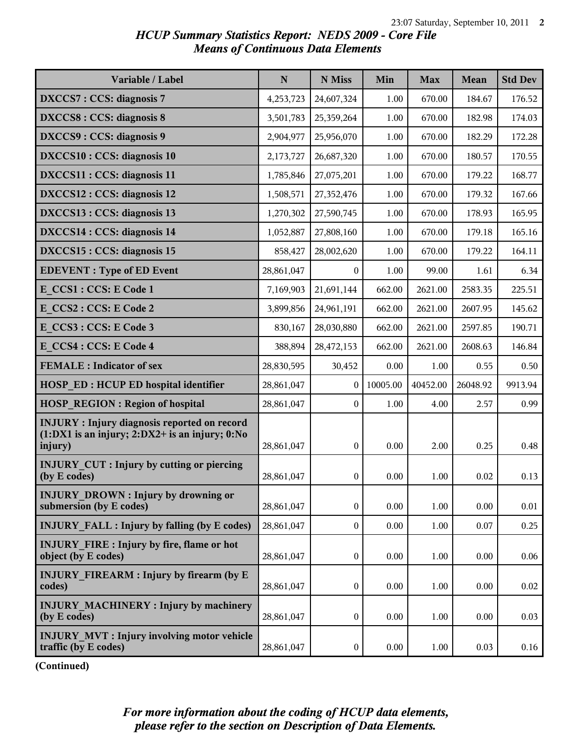## *HCUP Summary Statistics Report: NEDS 2009 - Core File*
## *Means of Continuous Data Elements*

| Variable / Label | N | N Miss | Min | Max | Mean | Std Dev |
|---|---|---|---|---|---|---|
| **DXCCS7 : CCS: diagnosis 7** | 4,253,723 | 24,607,324 | 1.00 | 670.00 | 184.67 | 176.52 |
| **DXCCS8 : CCS: diagnosis 8** | 3,501,783 | 25,359,264 | 1.00 | 670.00 | 182.98 | 174.03 |
| **DXCCS9 : CCS: diagnosis 9** | 2,904,977 | 25,956,070 | 1.00 | 670.00 | 182.29 | 172.28 |
| **DXCCS10 : CCS: diagnosis 10** | 2,173,727 | 26,687,320 | 1.00 | 670.00 | 180.57 | 170.55 |
| **DXCCS11 : CCS: diagnosis 11** | 1,785,846 | 27,075,201 | 1.00 | 670.00 | 179.22 | 168.77 |
| **DXCCS12 : CCS: diagnosis 12** | 1,508,571 | 27,352,476 | 1.00 | 670.00 | 179.32 | 167.66 |
| **DXCCS13 : CCS: diagnosis 13** | 1,270,302 | 27,590,745 | 1.00 | 670.00 | 178.93 | 165.95 |
| **DXCCS14 : CCS: diagnosis 14** | 1,052,887 | 27,808,160 | 1.00 | 670.00 | 179.18 | 165.16 |
| **DXCCS15 : CCS: diagnosis 15** | 858,427 | 28,002,620 | 1.00 | 670.00 | 179.22 | 164.11 |
| **EDEVENT : Type of ED Event** | 28,861,047 | 0 | 1.00 | 99.00 | 1.61 | 6.34 |
| **E_CCS1 : CCS: E Code 1** | 7,169,903 | 21,691,144 | 662.00 | 2621.00 | 2583.35 | 225.51 |
| **E_CCS2 : CCS: E Code 2** | 3,899,856 | 24,961,191 | 662.00 | 2621.00 | 2607.95 | 145.62 |
| **E_CCS3 : CCS: E Code 3** | 830,167 | 28,030,880 | 662.00 | 2621.00 | 2597.85 | 190.71 |
| **E_CCS4 : CCS: E Code 4** | 388,894 | 28,472,153 | 662.00 | 2621.00 | 2608.63 | 146.84 |
| **FEMALE : Indicator of sex** | 28,830,595 | 30,452 | 0.00 | 1.00 | 0.55 | 0.50 |
| **HOSP_ED : HCUP ED hospital identifier** | 28,861,047 | 0 | 10005.00 | 40452.00 | 26048.92 | 9913.94 |
| **HOSP_REGION : Region of hospital** | 28,861,047 | 0 | 1.00 | 4.00 | 2.57 | 0.99 |
| **INJURY : Injury diagnosis reported on record (1:DX1 is an injury; 2:DX2+ is an injury; 0:No injury)** | 28,861,047 | 0 | 0.00 | 2.00 | 0.25 | 0.48 |
| **INJURY_CUT : Injury by cutting or piercing (by E codes)** | 28,861,047 | 0 | 0.00 | 1.00 | 0.02 | 0.13 |
| **INJURY_DROWN : Injury by drowning or submersion (by E codes)** | 28,861,047 | 0 | 0.00 | 1.00 | 0.00 | 0.01 |
| **INJURY_FALL : Injury by falling (by E codes)** | 28,861,047 | 0 | 0.00 | 1.00 | 0.07 | 0.25 |
| **INJURY_FIRE : Injury by fire, flame or hot object (by E codes)** | 28,861,047 | 0 | 0.00 | 1.00 | 0.00 | 0.06 |
| **INJURY_FIREARM : Injury by firearm (by E codes)** | 28,861,047 | 0 | 0.00 | 1.00 | 0.00 | 0.02 |
| **INJURY_MACHINERY : Injury by machinery (by E codes)** | 28,861,047 | 0 | 0.00 | 1.00 | 0.00 | 0.03 |
| **INJURY_MVT : Injury involving motor vehicle traffic (by E codes)** | 28,861,047 | 0 | 0.00 | 1.00 | 0.03 | 0.16 |

**(Continued)**

*For more information about the coding of HCUP data elements, please refer to the section on Description of Data Elements.*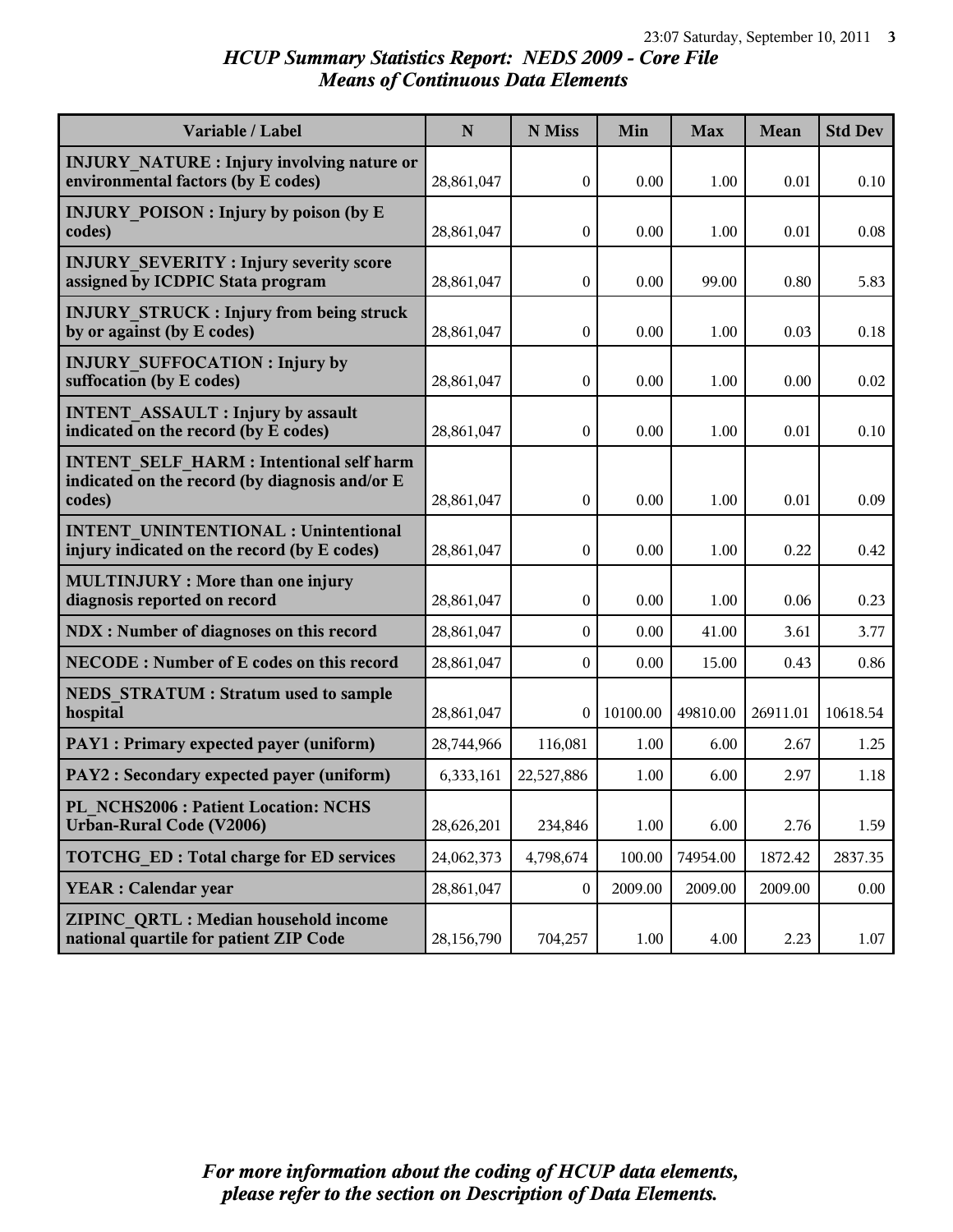*HCUP Summary Statistics Report: NEDS 2009 - Core File*
*Means of Continuous Data Elements*

| Variable / Label | N | N Miss | Min | Max | Mean | Std Dev |
|---|---|---|---|---|---|---|
| **INJURY_NATURE : Injury involving nature or environmental factors (by E codes)** | 28,861,047 | 0 | 0.00 | 1.00 | 0.01 | 0.10 |
| **INJURY_POISON : Injury by poison (by E codes)** | 28,861,047 | 0 | 0.00 | 1.00 | 0.01 | 0.08 |
| **INJURY_SEVERITY : Injury severity score assigned by ICDPIC Stata program** | 28,861,047 | 0 | 0.00 | 99.00 | 0.80 | 5.83 |
| **INJURY_STRUCK : Injury from being struck by or against (by E codes)** | 28,861,047 | 0 | 0.00 | 1.00 | 0.03 | 0.18 |
| **INJURY_SUFFOCATION : Injury by suffocation (by E codes)** | 28,861,047 | 0 | 0.00 | 1.00 | 0.00 | 0.02 |
| **INTENT_ASSAULT : Injury by assault indicated on the record (by E codes)** | 28,861,047 | 0 | 0.00 | 1.00 | 0.01 | 0.10 |
| **INTENT_SELF_HARM : Intentional self harm indicated on the record (by diagnosis and/or E codes)** | 28,861,047 | 0 | 0.00 | 1.00 | 0.01 | 0.09 |
| **INTENT_UNINTENTIONAL : Unintentional injury indicated on the record (by E codes)** | 28,861,047 | 0 | 0.00 | 1.00 | 0.22 | 0.42 |
| **MULTINJURY : More than one injury diagnosis reported on record** | 28,861,047 | 0 | 0.00 | 1.00 | 0.06 | 0.23 |
| **NDX : Number of diagnoses on this record** | 28,861,047 | 0 | 0.00 | 41.00 | 3.61 | 3.77 |
| **NECODE : Number of E codes on this record** | 28,861,047 | 0 | 0.00 | 15.00 | 0.43 | 0.86 |
| **NEDS_STRATUM : Stratum used to sample hospital** | 28,861,047 | 0 | 10100.00 | 49810.00 | 26911.01 | 10618.54 |
| **PAY1 : Primary expected payer (uniform)** | 28,744,966 | 116,081 | 1.00 | 6.00 | 2.67 | 1.25 |
| **PAY2 : Secondary expected payer (uniform)** | 6,333,161 | 22,527,886 | 1.00 | 6.00 | 2.97 | 1.18 |
| **PL_NCHS2006 : Patient Location: NCHS Urban-Rural Code (V2006)** | 28,626,201 | 234,846 | 1.00 | 6.00 | 2.76 | 1.59 |
| **TOTCHG_ED : Total charge for ED services** | 24,062,373 | 4,798,674 | 100.00 | 74954.00 | 1872.42 | 2837.35 |
| **YEAR : Calendar year** | 28,861,047 | 0 | 2009.00 | 2009.00 | 2009.00 | 0.00 |
| **ZIPINC_QRTL : Median household income national quartile for patient ZIP Code** | 28,156,790 | 704,257 | 1.00 | 4.00 | 2.23 | 1.07 |

*For more information about the coding of HCUP data elements, please refer to the section on Description of Data Elements.*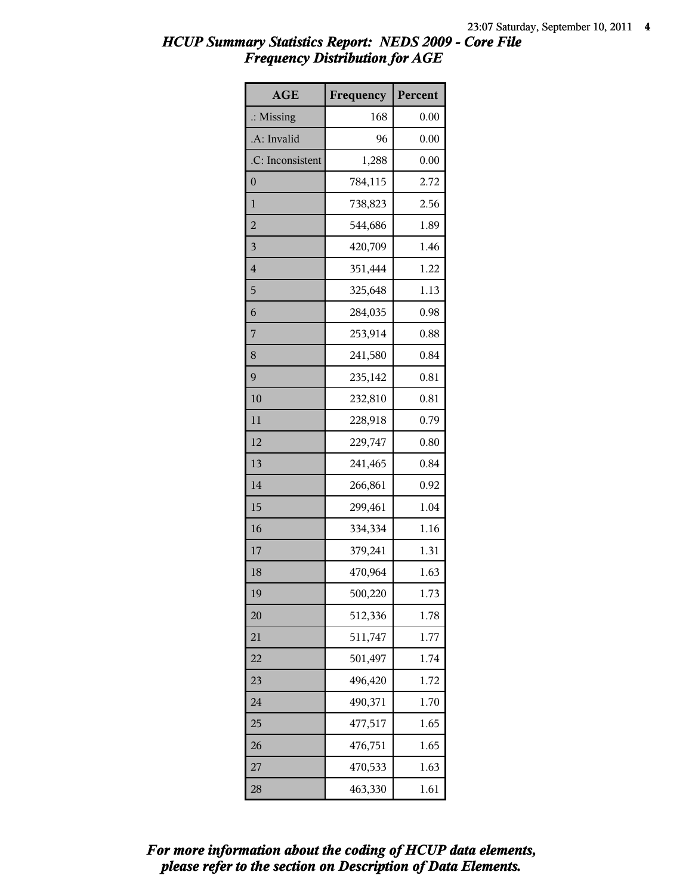# HCUP Summary Statistics Report: NEDS 2009 - Core File
## Frequency Distribution for AGE

| AGE | Frequency | Percent |
|---|---|---|
| .: Missing | 168 | 0.00 |
| .A: Invalid | 96 | 0.00 |
| .C: Inconsistent | 1,288 | 0.00 |
| 0 | 784,115 | 2.72 |
| 1 | 738,823 | 2.56 |
| 2 | 544,686 | 1.89 |
| 3 | 420,709 | 1.46 |
| 4 | 351,444 | 1.22 |
| 5 | 325,648 | 1.13 |
| 6 | 284,035 | 0.98 |
| 7 | 253,914 | 0.88 |
| 8 | 241,580 | 0.84 |
| 9 | 235,142 | 0.81 |
| 10 | 232,810 | 0.81 |
| 11 | 228,918 | 0.79 |
| 12 | 229,747 | 0.80 |
| 13 | 241,465 | 0.84 |
| 14 | 266,861 | 0.92 |
| 15 | 299,461 | 1.04 |
| 16 | 334,334 | 1.16 |
| 17 | 379,241 | 1.31 |
| 18 | 470,964 | 1.63 |
| 19 | 500,220 | 1.73 |
| 20 | 512,336 | 1.78 |
| 21 | 511,747 | 1.77 |
| 22 | 501,497 | 1.74 |
| 23 | 496,420 | 1.72 |
| 24 | 490,371 | 1.70 |
| 25 | 477,517 | 1.65 |
| 26 | 476,751 | 1.65 |
| 27 | 470,533 | 1.63 |
| 28 | 463,330 | 1.61 |

*For more information about the coding of HCUP data elements, please refer to the section on Description of Data Elements.*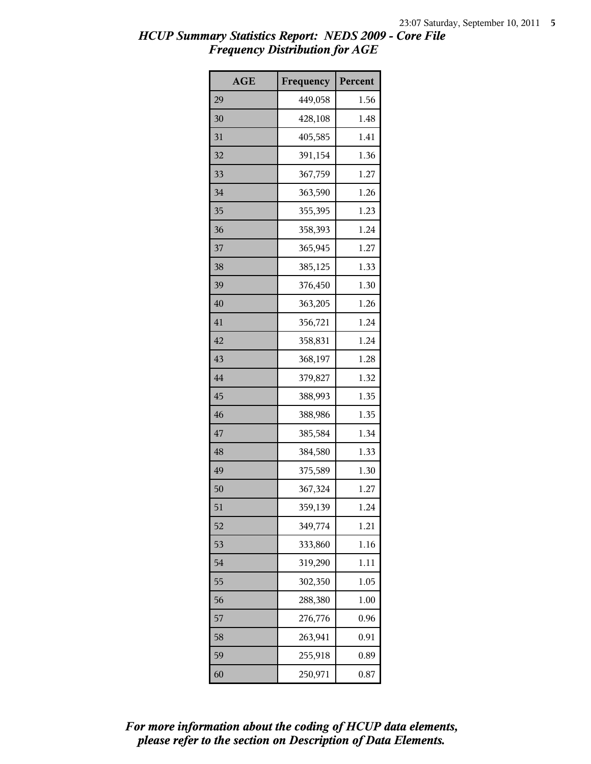## HCUP Summary Statistics Report: NEDS 2009 - Core File
### Frequency Distribution for AGE

| AGE | Frequency | Percent |
|---|---|---|
| 29 | 449,058 | 1.56 |
| 30 | 428,108 | 1.48 |
| 31 | 405,585 | 1.41 |
| 32 | 391,154 | 1.36 |
| 33 | 367,759 | 1.27 |
| 34 | 363,590 | 1.26 |
| 35 | 355,395 | 1.23 |
| 36 | 358,393 | 1.24 |
| 37 | 365,945 | 1.27 |
| 38 | 385,125 | 1.33 |
| 39 | 376,450 | 1.30 |
| 40 | 363,205 | 1.26 |
| 41 | 356,721 | 1.24 |
| 42 | 358,831 | 1.24 |
| 43 | 368,197 | 1.28 |
| 44 | 379,827 | 1.32 |
| 45 | 388,993 | 1.35 |
| 46 | 388,986 | 1.35 |
| 47 | 385,584 | 1.34 |
| 48 | 384,580 | 1.33 |
| 49 | 375,589 | 1.30 |
| 50 | 367,324 | 1.27 |
| 51 | 359,139 | 1.24 |
| 52 | 349,774 | 1.21 |
| 53 | 333,860 | 1.16 |
| 54 | 319,290 | 1.11 |
| 55 | 302,350 | 1.05 |
| 56 | 288,380 | 1.00 |
| 57 | 276,776 | 0.96 |
| 58 | 263,941 | 0.91 |
| 59 | 255,918 | 0.89 |
| 60 | 250,971 | 0.87 |

*For more information about the coding of HCUP data elements, please refer to the section on Description of Data Elements.*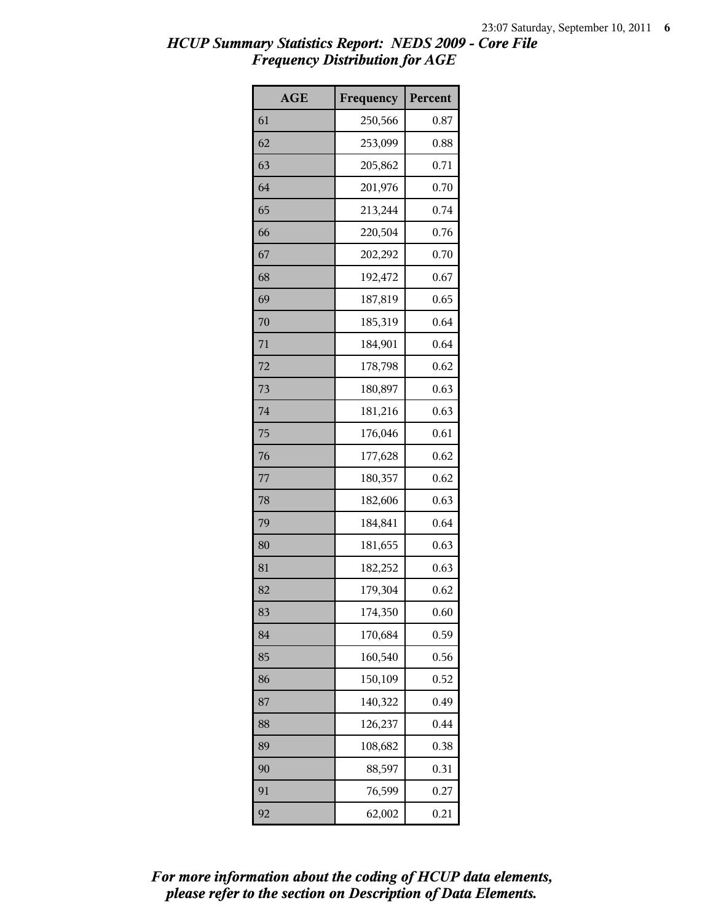# HCUP Summary Statistics Report: NEDS 2009 - Core File
## Frequency Distribution for AGE

| AGE | Frequency | Percent |
|---|---|---|
| 61 | 250,566 | 0.87 |
| 62 | 253,099 | 0.88 |
| 63 | 205,862 | 0.71 |
| 64 | 201,976 | 0.70 |
| 65 | 213,244 | 0.74 |
| 66 | 220,504 | 0.76 |
| 67 | 202,292 | 0.70 |
| 68 | 192,472 | 0.67 |
| 69 | 187,819 | 0.65 |
| 70 | 185,319 | 0.64 |
| 71 | 184,901 | 0.64 |
| 72 | 178,798 | 0.62 |
| 73 | 180,897 | 0.63 |
| 74 | 181,216 | 0.63 |
| 75 | 176,046 | 0.61 |
| 76 | 177,628 | 0.62 |
| 77 | 180,357 | 0.62 |
| 78 | 182,606 | 0.63 |
| 79 | 184,841 | 0.64 |
| 80 | 181,655 | 0.63 |
| 81 | 182,252 | 0.63 |
| 82 | 179,304 | 0.62 |
| 83 | 174,350 | 0.60 |
| 84 | 170,684 | 0.59 |
| 85 | 160,540 | 0.56 |
| 86 | 150,109 | 0.52 |
| 87 | 140,322 | 0.49 |
| 88 | 126,237 | 0.44 |
| 89 | 108,682 | 0.38 |
| 90 | 88,597 | 0.31 |
| 91 | 76,599 | 0.27 |
| 92 | 62,002 | 0.21 |

*For more information about the coding of HCUP data elements, please refer to the section on Description of Data Elements.*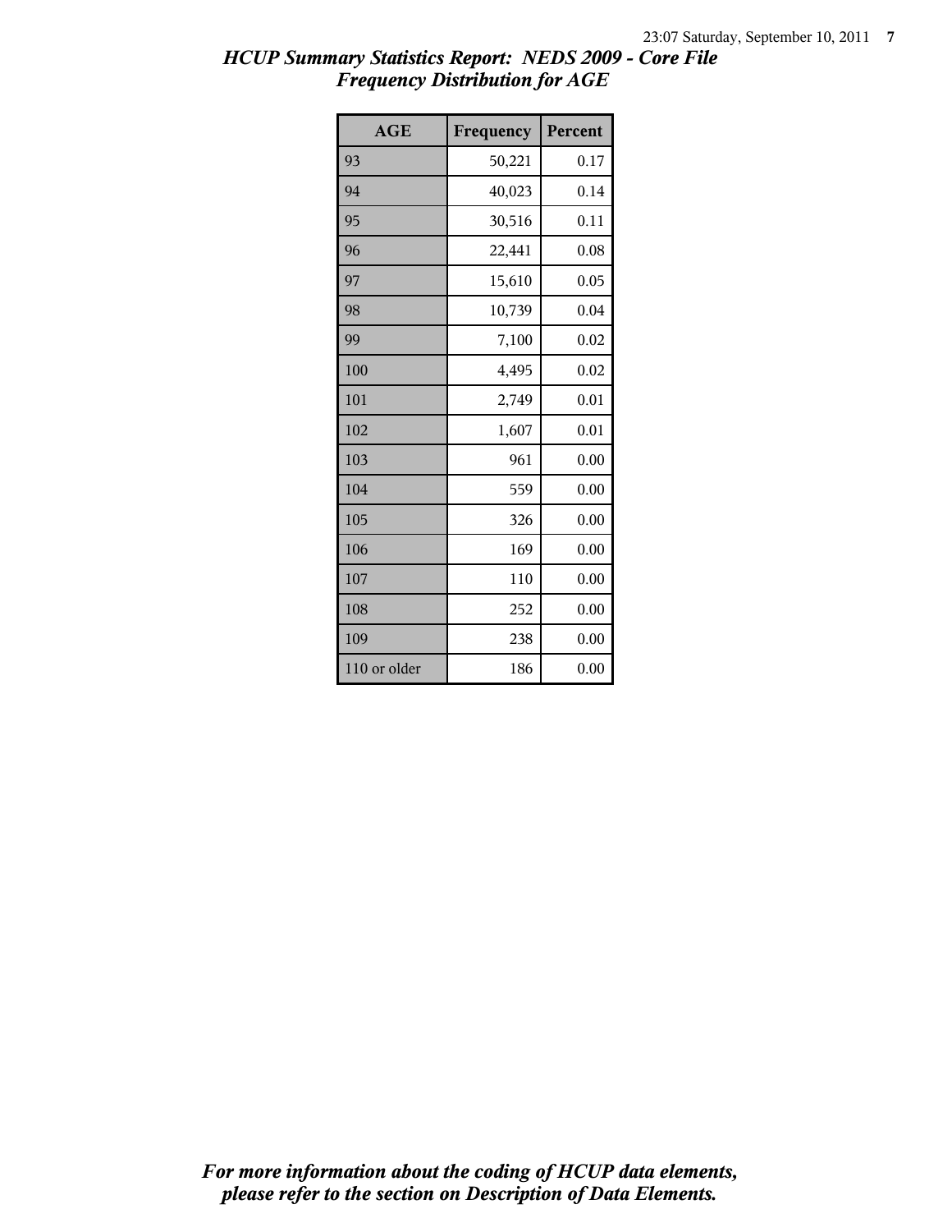# *HCUP Summary Statistics Report: NEDS 2009 - Core File*
## *Frequency Distribution for AGE*

| AGE | Frequency | Percent |
|---|---|---|
| 93 | 50,221 | 0.17 |
| 94 | 40,023 | 0.14 |
| 95 | 30,516 | 0.11 |
| 96 | 22,441 | 0.08 |
| 97 | 15,610 | 0.05 |
| 98 | 10,739 | 0.04 |
| 99 | 7,100 | 0.02 |
| 100 | 4,495 | 0.02 |
| 101 | 2,749 | 0.01 |
| 102 | 1,607 | 0.01 |
| 103 | 961 | 0.00 |
| 104 | 559 | 0.00 |
| 105 | 326 | 0.00 |
| 106 | 169 | 0.00 |
| 107 | 110 | 0.00 |
| 108 | 252 | 0.00 |
| 109 | 238 | 0.00 |
| 110 or older | 186 | 0.00 |

***For more information about the coding of HCUP data elements, please refer to the section on Description of Data Elements.***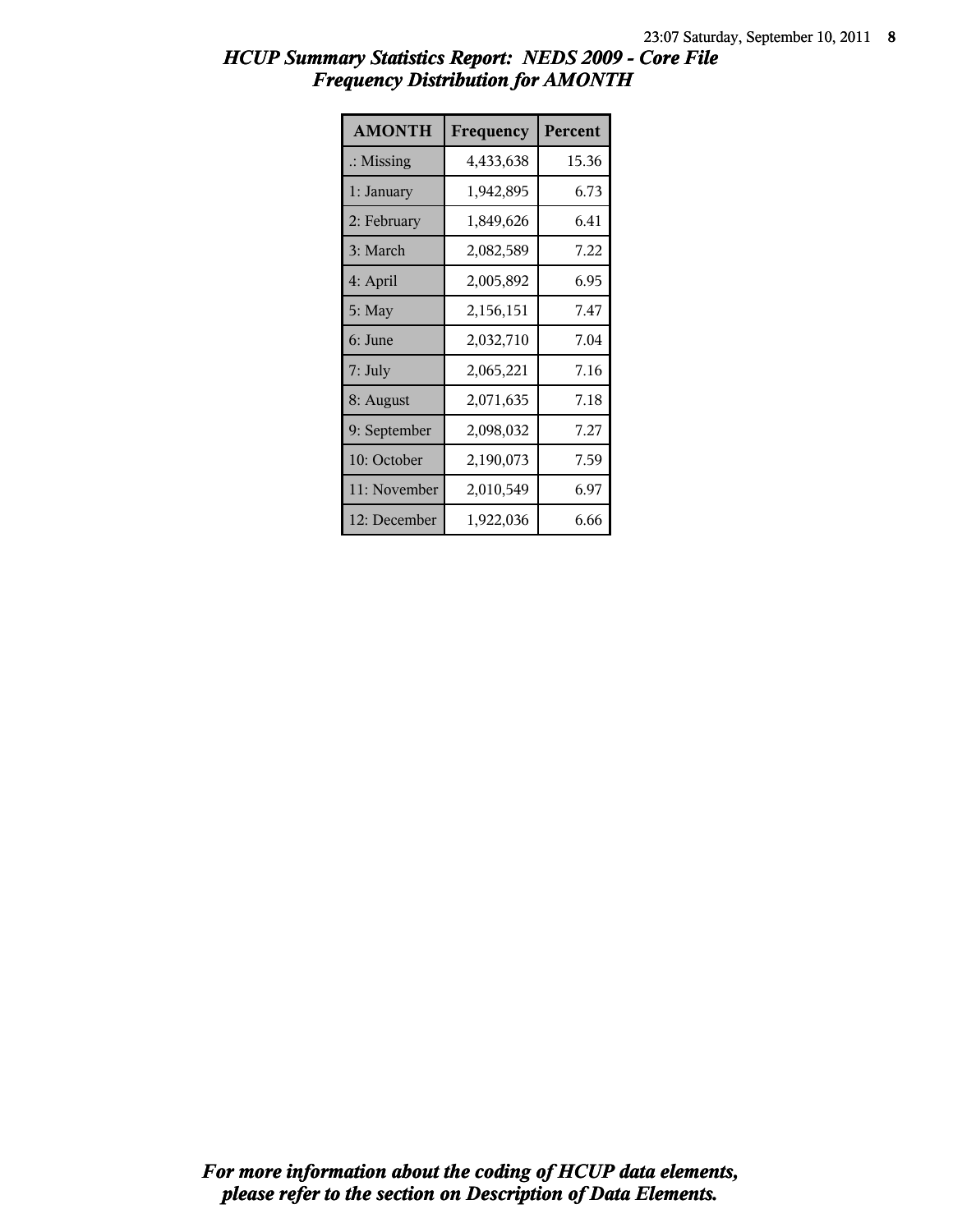# *HCUP Summary Statistics Report: NEDS 2009 - Core File*
## *Frequency Distribution for AMONTH*

| AMONTH | Frequency | Percent |
|---|---|---|
| .: Missing | 4,433,638 | 15.36 |
| 1: January | 1,942,895 | 6.73 |
| 2: February | 1,849,626 | 6.41 |
| 3: March | 2,082,589 | 7.22 |
| 4: April | 2,005,892 | 6.95 |
| 5: May | 2,156,151 | 7.47 |
| 6: June | 2,032,710 | 7.04 |
| 7: July | 2,065,221 | 7.16 |
| 8: August | 2,071,635 | 7.18 |
| 9: September | 2,098,032 | 7.27 |
| 10: October | 2,190,073 | 7.59 |
| 11: November | 2,010,549 | 6.97 |
| 12: December | 1,922,036 | 6.66 |

***For more information about the coding of HCUP data elements, please refer to the section on Description of Data Elements.***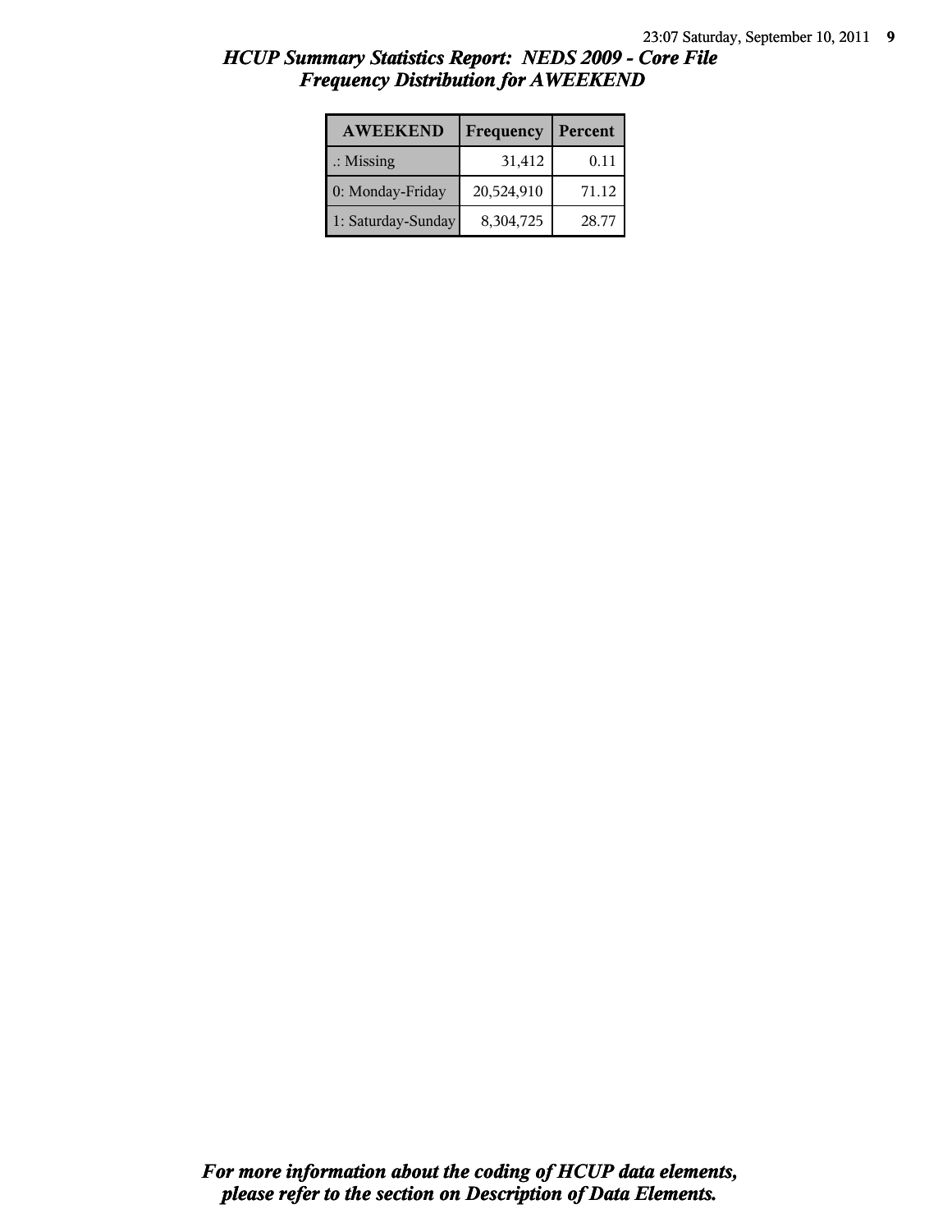# *HCUP Summary Statistics Report: NEDS 2009 - Core File*
## *Frequency Distribution for AWEEKEND*

| AWEEKEND | Frequency | Percent |
|---|---|---|
| .: Missing | 31,412 | 0.11 |
| 0: Monday-Friday | 20,524,910 | 71.12 |
| 1: Saturday-Sunday | 8,304,725 | 28.77 |

***For more information about the coding of HCUP data elements, please refer to the section on Description of Data Elements.***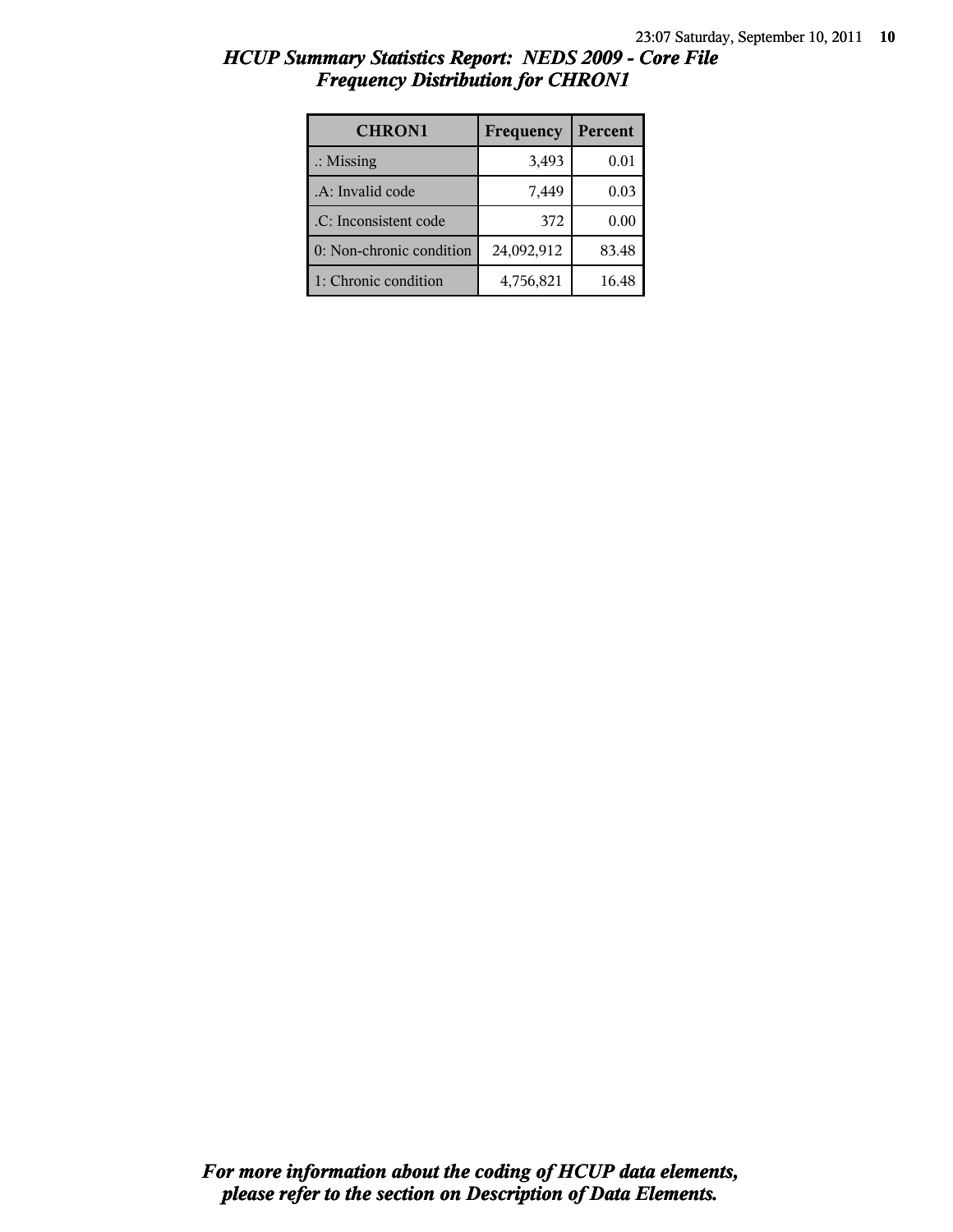# HCUP Summary Statistics Report: NEDS 2009 - Core File
## Frequency Distribution for CHRON1

| CHRON1 | Frequency | Percent |
|---|---|---|
| .: Missing | 3,493 | 0.01 |
| .A: Invalid code | 7,449 | 0.03 |
| .C: Inconsistent code | 372 | 0.00 |
| 0: Non-chronic condition | 24,092,912 | 83.48 |
| 1: Chronic condition | 4,756,821 | 16.48 |

***For more information about the coding of HCUP data elements, please refer to the section on Description of Data Elements.***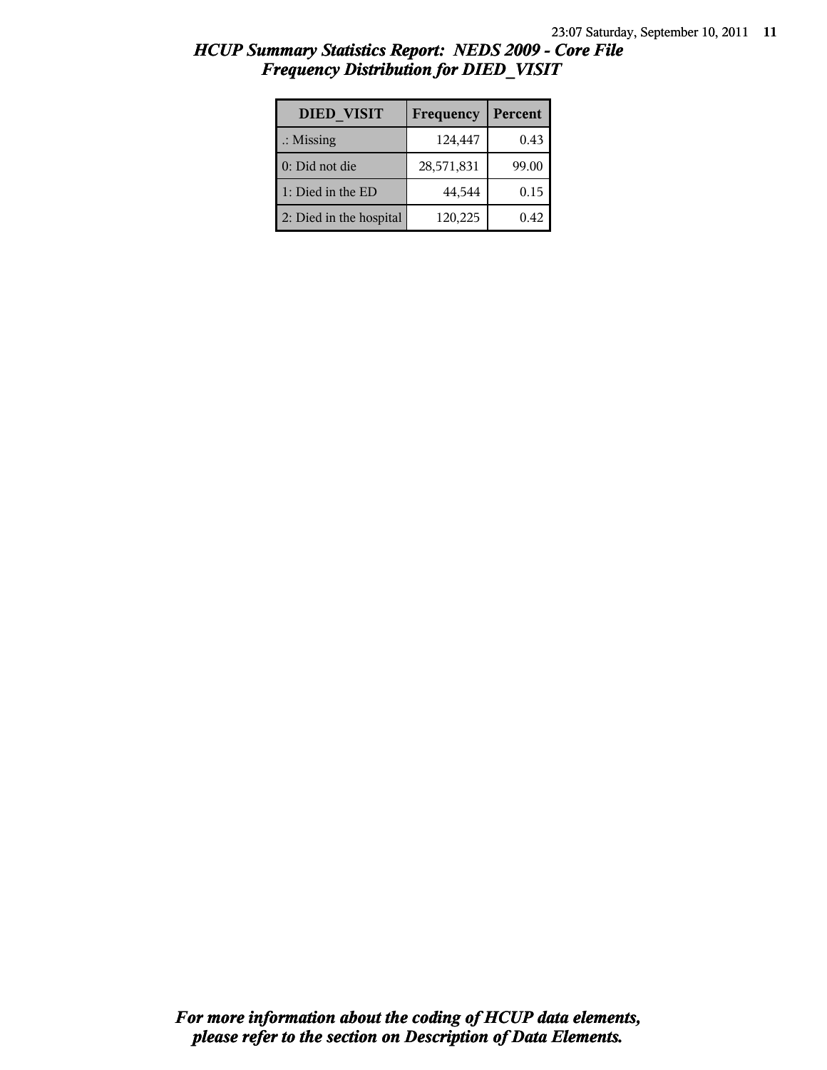# HCUP Summary Statistics Report: NEDS 2009 - Core File

## Frequency Distribution for DIED_VISIT

| DIED_VISIT | Frequency | Percent |
|---|---|---|
| .: Missing | 124,447 | 0.43 |
| 0: Did not die | 28,571,831 | 99.00 |
| 1: Died in the ED | 44,544 | 0.15 |
| 2: Died in the hospital | 120,225 | 0.42 |

*For more information about the coding of HCUP data elements, please refer to the section on Description of Data Elements.*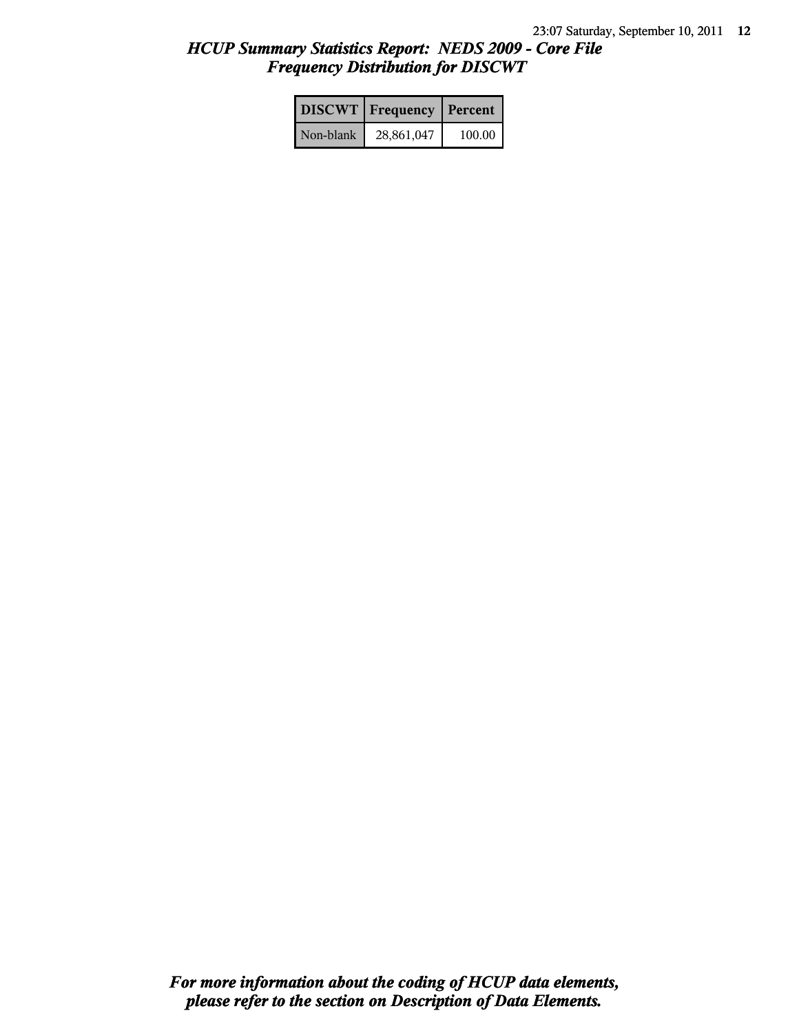# *HCUP Summary Statistics Report: NEDS 2009 - Core File*
## *Frequency Distribution for DISCWT*

| DISCWT | Frequency | Percent |
|---|---|---|
| Non-blank | 28,861,047 | 100.00 |

***For more information about the coding of HCUP data elements, please refer to the section on Description of Data Elements.***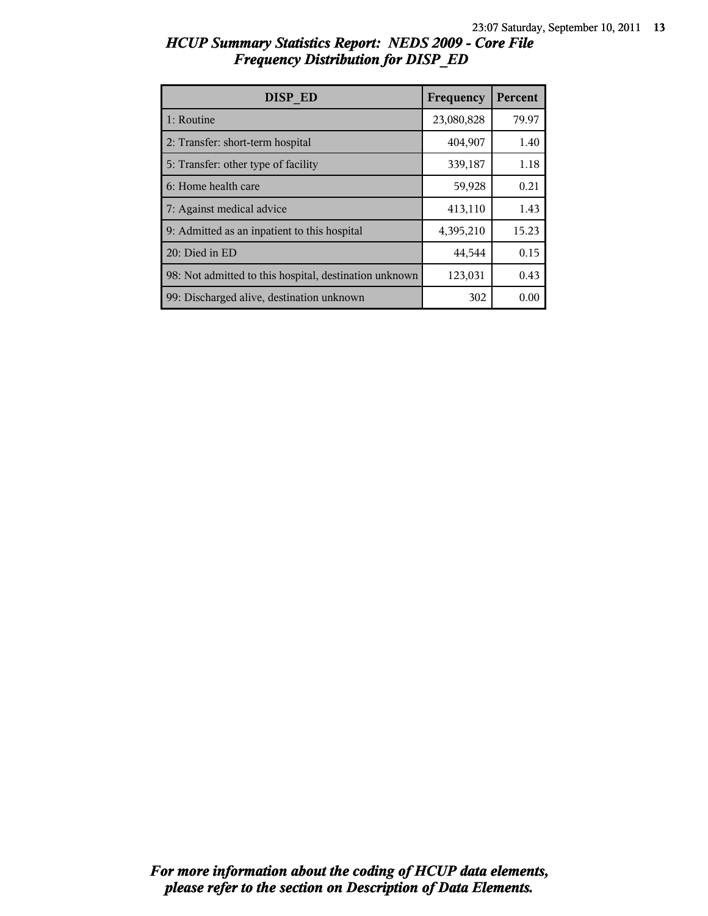# HCUP Summary Statistics Report: NEDS 2009 - Core File
## Frequency Distribution for DISP_ED

| DISP_ED | Frequency | Percent |
|---|---|---|
| 1: Routine | 23,080,828 | 79.97 |
| 2: Transfer: short-term hospital | 404,907 | 1.40 |
| 5: Transfer: other type of facility | 339,187 | 1.18 |
| 6: Home health care | 59,928 | 0.21 |
| 7: Against medical advice | 413,110 | 1.43 |
| 9: Admitted as an inpatient to this hospital | 4,395,210 | 15.23 |
| 20: Died in ED | 44,544 | 0.15 |
| 98: Not admitted to this hospital, destination unknown | 123,031 | 0.43 |
| 99: Discharged alive, destination unknown | 302 | 0.00 |

*For more information about the coding of HCUP data elements, please refer to the section on Description of Data Elements.*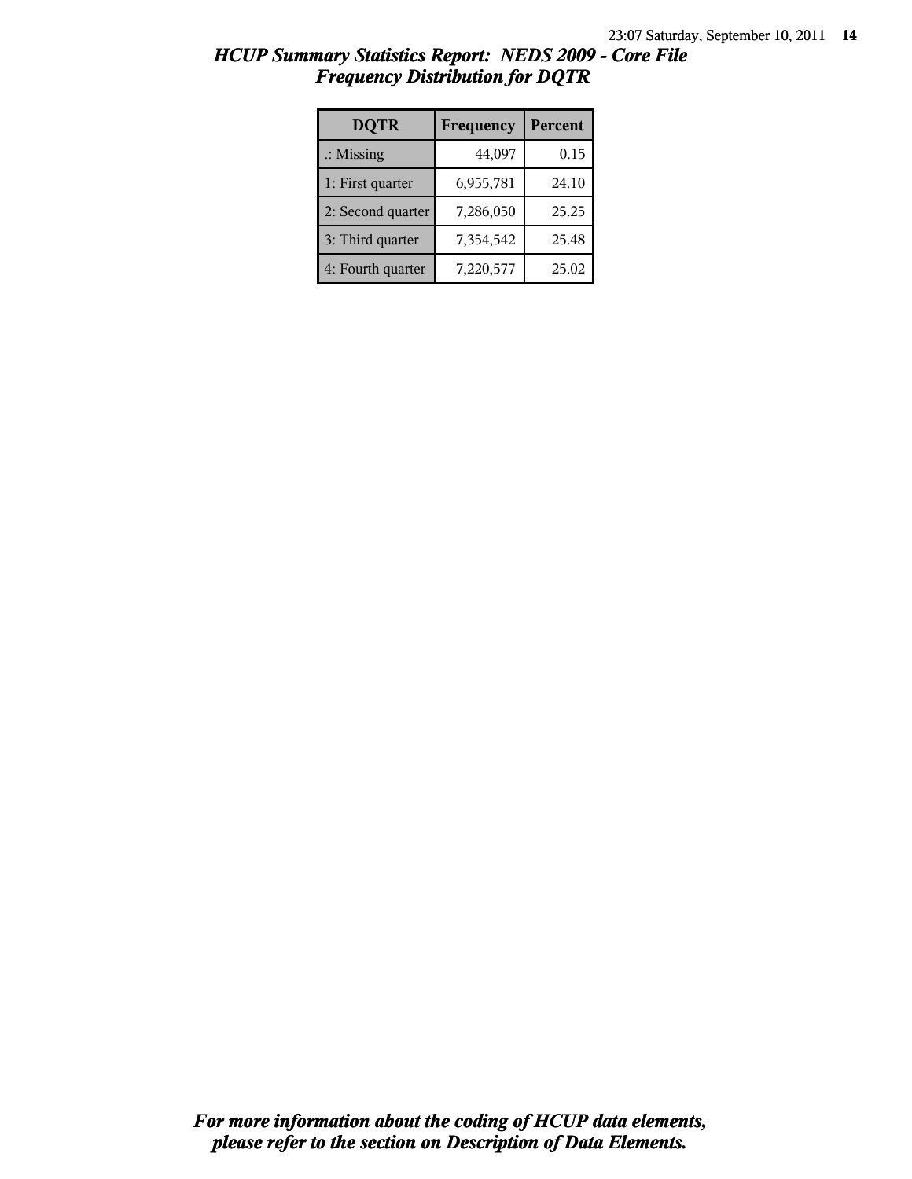## *HCUP Summary Statistics Report: NEDS 2009 - Core File*
## *Frequency Distribution for DQTR*

| DQTR | Frequency | Percent |
|---|---|---|
| .: Missing | 44,097 | 0.15 |
| 1: First quarter | 6,955,781 | 24.10 |
| 2: Second quarter | 7,286,050 | 25.25 |
| 3: Third quarter | 7,354,542 | 25.48 |
| 4: Fourth quarter | 7,220,577 | 25.02 |

***For more information about the coding of HCUP data elements, please refer to the section on Description of Data Elements.***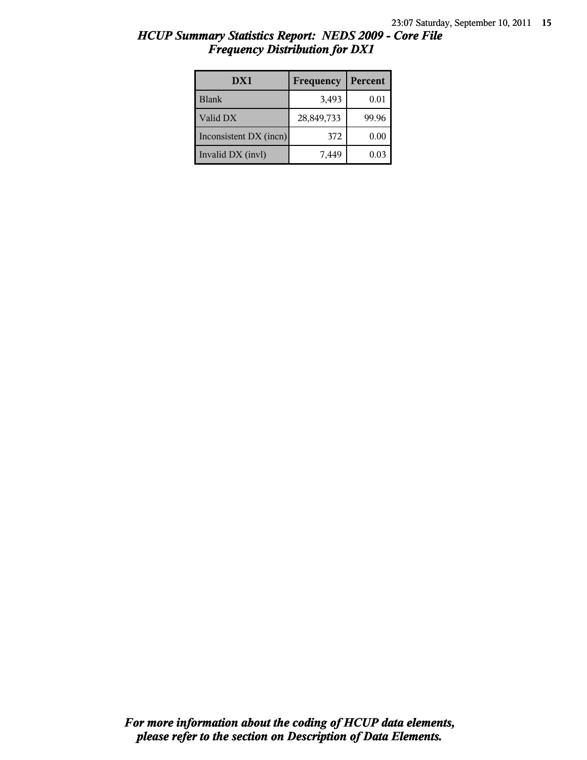# *HCUP Summary Statistics Report: NEDS 2009 - Core File*
## *Frequency Distribution for DX1*

| DX1 | Frequency | Percent |
|---|---|---|
| Blank | 3,493 | 0.01 |
| Valid DX | 28,849,733 | 99.96 |
| Inconsistent DX (incn) | 372 | 0.00 |
| Invalid DX (invl) | 7,449 | 0.03 |

***For more information about the coding of HCUP data elements, please refer to the section on Description of Data Elements.***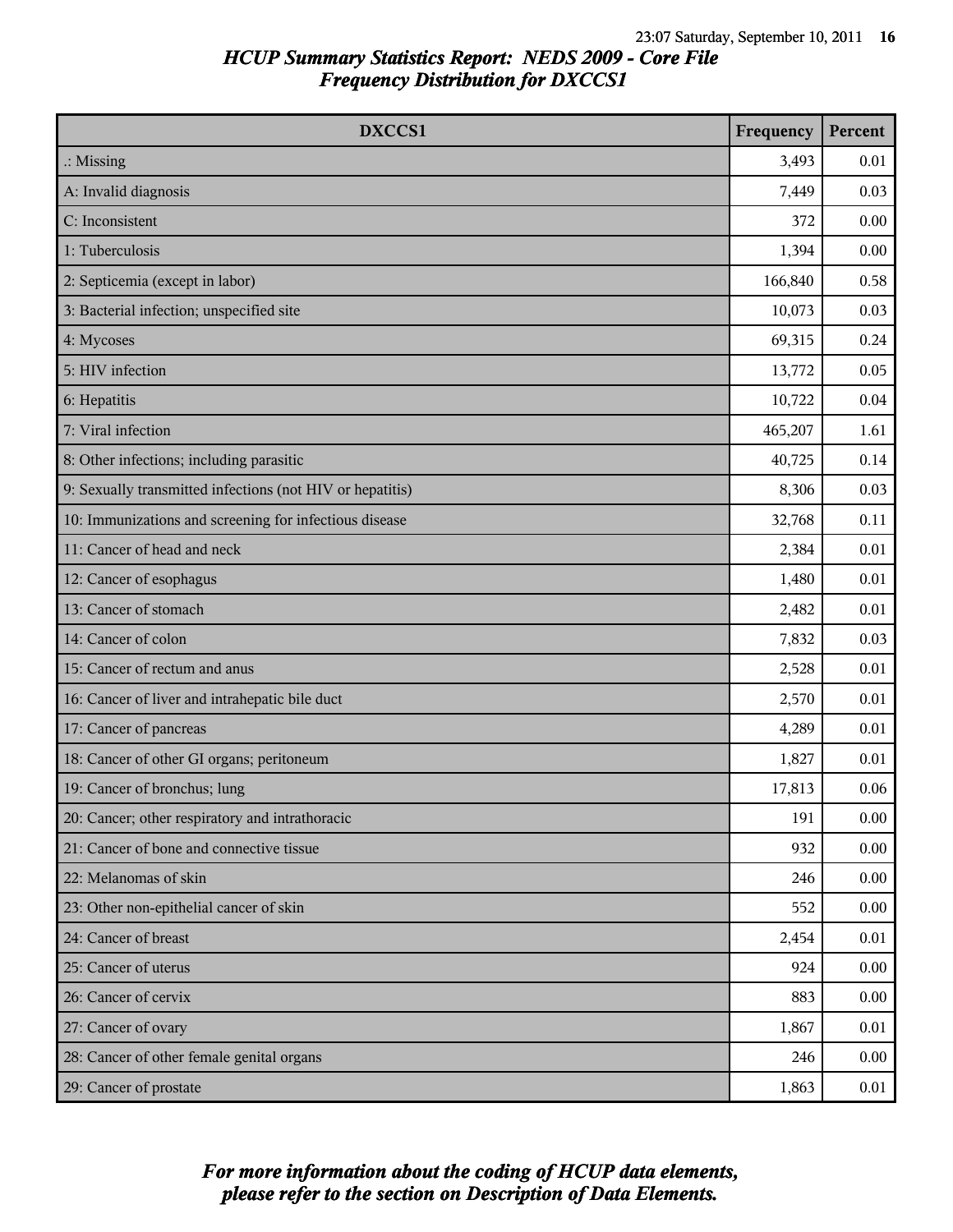## HCUP Summary Statistics Report: NEDS 2009 - Core File
### Frequency Distribution for DXCCS1

| DXCCS1 | Frequency | Percent |
|---|---|---|
| .: Missing | 3,493 | 0.01 |
| A: Invalid diagnosis | 7,449 | 0.03 |
| C: Inconsistent | 372 | 0.00 |
| 1: Tuberculosis | 1,394 | 0.00 |
| 2: Septicemia (except in labor) | 166,840 | 0.58 |
| 3: Bacterial infection; unspecified site | 10,073 | 0.03 |
| 4: Mycoses | 69,315 | 0.24 |
| 5: HIV infection | 13,772 | 0.05 |
| 6: Hepatitis | 10,722 | 0.04 |
| 7: Viral infection | 465,207 | 1.61 |
| 8: Other infections; including parasitic | 40,725 | 0.14 |
| 9: Sexually transmitted infections (not HIV or hepatitis) | 8,306 | 0.03 |
| 10: Immunizations and screening for infectious disease | 32,768 | 0.11 |
| 11: Cancer of head and neck | 2,384 | 0.01 |
| 12: Cancer of esophagus | 1,480 | 0.01 |
| 13: Cancer of stomach | 2,482 | 0.01 |
| 14: Cancer of colon | 7,832 | 0.03 |
| 15: Cancer of rectum and anus | 2,528 | 0.01 |
| 16: Cancer of liver and intrahepatic bile duct | 2,570 | 0.01 |
| 17: Cancer of pancreas | 4,289 | 0.01 |
| 18: Cancer of other GI organs; peritoneum | 1,827 | 0.01 |
| 19: Cancer of bronchus; lung | 17,813 | 0.06 |
| 20: Cancer; other respiratory and intrathoracic | 191 | 0.00 |
| 21: Cancer of bone and connective tissue | 932 | 0.00 |
| 22: Melanomas of skin | 246 | 0.00 |
| 23: Other non-epithelial cancer of skin | 552 | 0.00 |
| 24: Cancer of breast | 2,454 | 0.01 |
| 25: Cancer of uterus | 924 | 0.00 |
| 26: Cancer of cervix | 883 | 0.00 |
| 27: Cancer of ovary | 1,867 | 0.01 |
| 28: Cancer of other female genital organs | 246 | 0.00 |
| 29: Cancer of prostate | 1,863 | 0.01 |

*For more information about the coding of HCUP data elements, please refer to the section on Description of Data Elements.*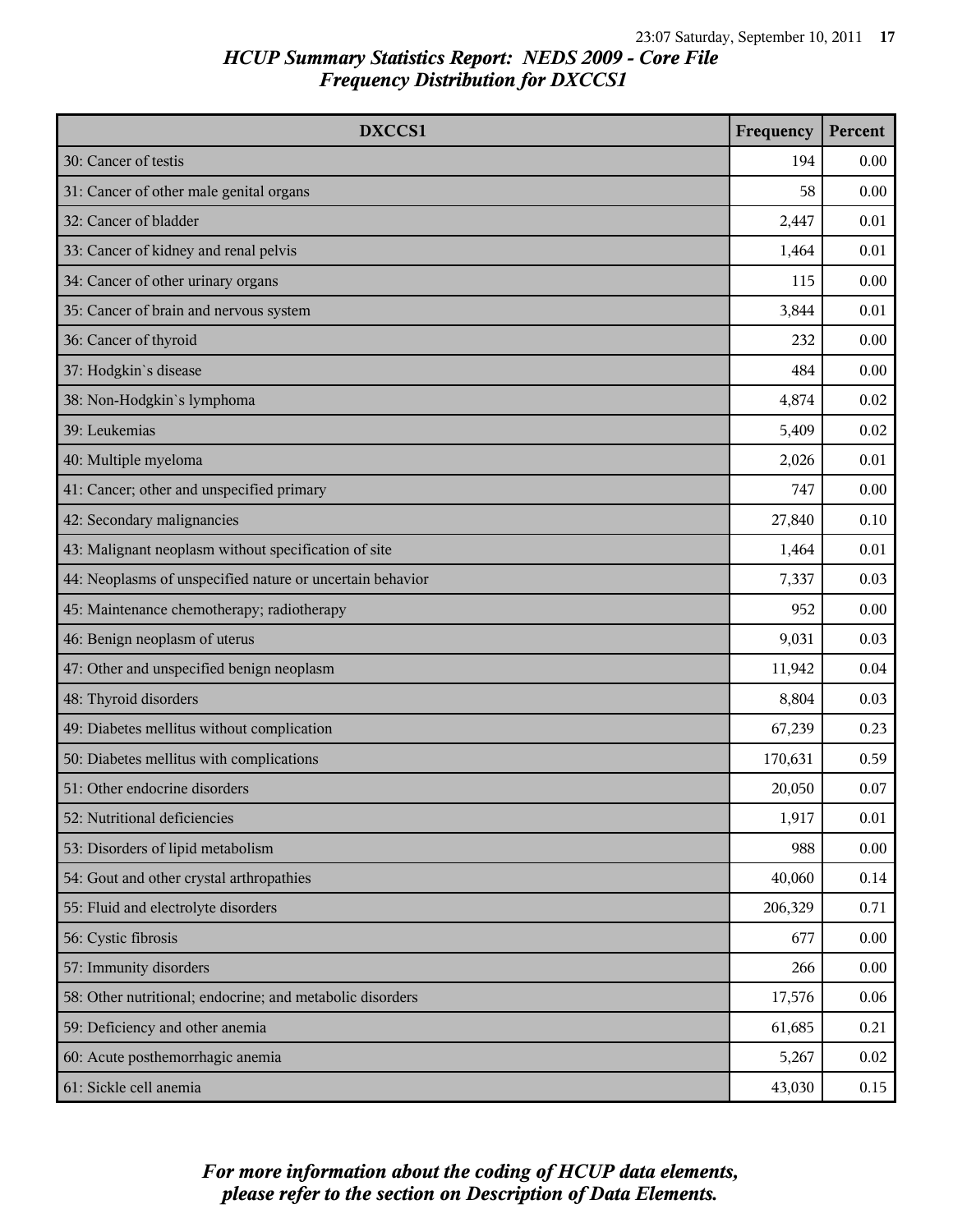# HCUP Summary Statistics Report: NEDS 2009 - Core File

## Frequency Distribution for DXCCS1

| DXCCS1 | Frequency | Percent |
|---|---|---|
| 30: Cancer of testis | 194 | 0.00 |
| 31: Cancer of other male genital organs | 58 | 0.00 |
| 32: Cancer of bladder | 2,447 | 0.01 |
| 33: Cancer of kidney and renal pelvis | 1,464 | 0.01 |
| 34: Cancer of other urinary organs | 115 | 0.00 |
| 35: Cancer of brain and nervous system | 3,844 | 0.01 |
| 36: Cancer of thyroid | 232 | 0.00 |
| 37: Hodgkin`s disease | 484 | 0.00 |
| 38: Non-Hodgkin`s lymphoma | 4,874 | 0.02 |
| 39: Leukemias | 5,409 | 0.02 |
| 40: Multiple myeloma | 2,026 | 0.01 |
| 41: Cancer; other and unspecified primary | 747 | 0.00 |
| 42: Secondary malignancies | 27,840 | 0.10 |
| 43: Malignant neoplasm without specification of site | 1,464 | 0.01 |
| 44: Neoplasms of unspecified nature or uncertain behavior | 7,337 | 0.03 |
| 45: Maintenance chemotherapy; radiotherapy | 952 | 0.00 |
| 46: Benign neoplasm of uterus | 9,031 | 0.03 |
| 47: Other and unspecified benign neoplasm | 11,942 | 0.04 |
| 48: Thyroid disorders | 8,804 | 0.03 |
| 49: Diabetes mellitus without complication | 67,239 | 0.23 |
| 50: Diabetes mellitus with complications | 170,631 | 0.59 |
| 51: Other endocrine disorders | 20,050 | 0.07 |
| 52: Nutritional deficiencies | 1,917 | 0.01 |
| 53: Disorders of lipid metabolism | 988 | 0.00 |
| 54: Gout and other crystal arthropathies | 40,060 | 0.14 |
| 55: Fluid and electrolyte disorders | 206,329 | 0.71 |
| 56: Cystic fibrosis | 677 | 0.00 |
| 57: Immunity disorders | 266 | 0.00 |
| 58: Other nutritional; endocrine; and metabolic disorders | 17,576 | 0.06 |
| 59: Deficiency and other anemia | 61,685 | 0.21 |
| 60: Acute posthemorrhagic anemia | 5,267 | 0.02 |
| 61: Sickle cell anemia | 43,030 | 0.15 |

*For more information about the coding of HCUP data elements, please refer to the section on Description of Data Elements.*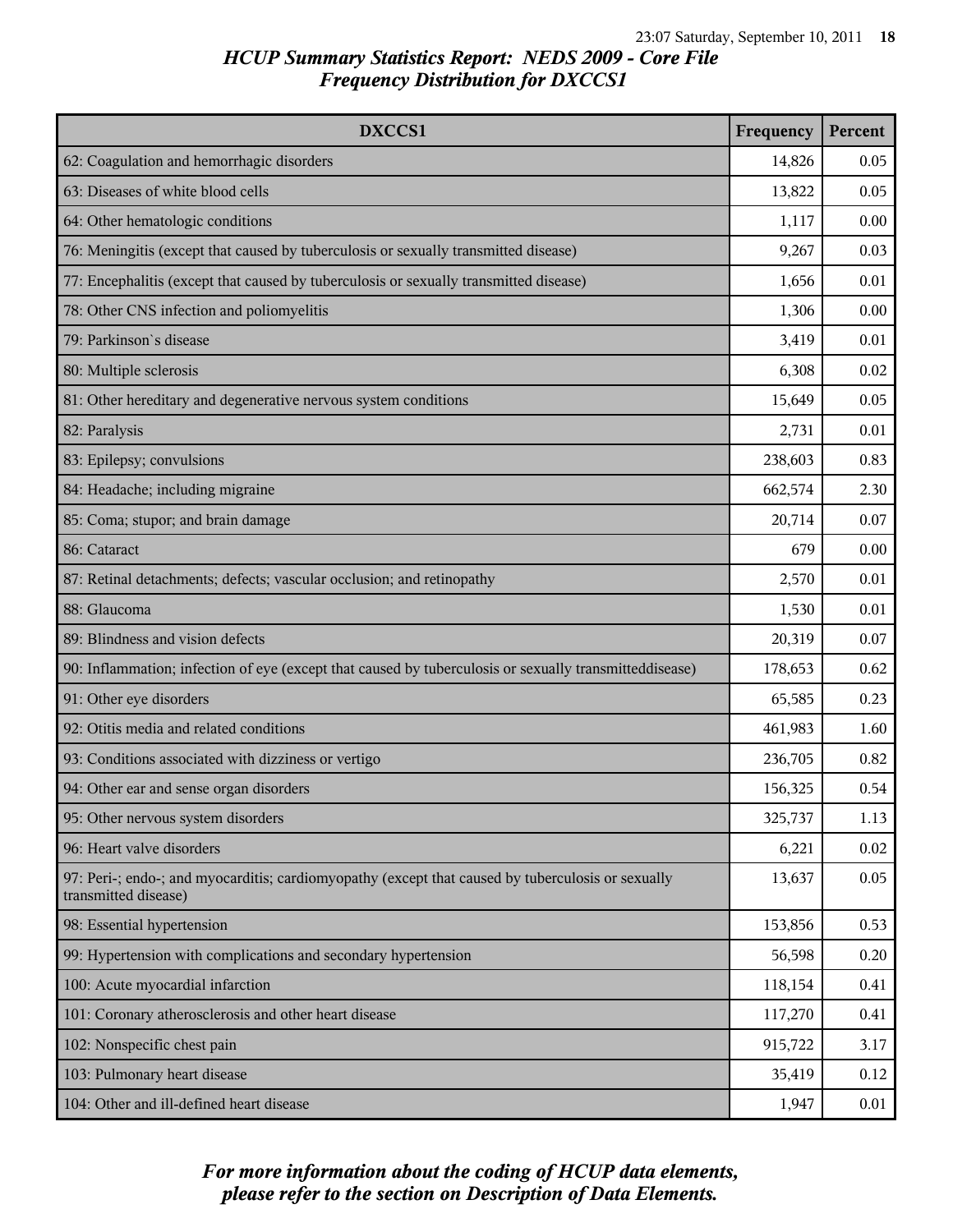# HCUP Summary Statistics Report: NEDS 2009 - Core File
## Frequency Distribution for DXCCS1

| DXCCS1 | Frequency | Percent |
|---|---|---|
| 62: Coagulation and hemorrhagic disorders | 14,826 | 0.05 |
| 63: Diseases of white blood cells | 13,822 | 0.05 |
| 64: Other hematologic conditions | 1,117 | 0.00 |
| 76: Meningitis (except that caused by tuberculosis or sexually transmitted disease) | 9,267 | 0.03 |
| 77: Encephalitis (except that caused by tuberculosis or sexually transmitted disease) | 1,656 | 0.01 |
| 78: Other CNS infection and poliomyelitis | 1,306 | 0.00 |
| 79: Parkinson`s disease | 3,419 | 0.01 |
| 80: Multiple sclerosis | 6,308 | 0.02 |
| 81: Other hereditary and degenerative nervous system conditions | 15,649 | 0.05 |
| 82: Paralysis | 2,731 | 0.01 |
| 83: Epilepsy; convulsions | 238,603 | 0.83 |
| 84: Headache; including migraine | 662,574 | 2.30 |
| 85: Coma; stupor; and brain damage | 20,714 | 0.07 |
| 86: Cataract | 679 | 0.00 |
| 87: Retinal detachments; defects; vascular occlusion; and retinopathy | 2,570 | 0.01 |
| 88: Glaucoma | 1,530 | 0.01 |
| 89: Blindness and vision defects | 20,319 | 0.07 |
| 90: Inflammation; infection of eye (except that caused by tuberculosis or sexually transmitteddisease) | 178,653 | 0.62 |
| 91: Other eye disorders | 65,585 | 0.23 |
| 92: Otitis media and related conditions | 461,983 | 1.60 |
| 93: Conditions associated with dizziness or vertigo | 236,705 | 0.82 |
| 94: Other ear and sense organ disorders | 156,325 | 0.54 |
| 95: Other nervous system disorders | 325,737 | 1.13 |
| 96: Heart valve disorders | 6,221 | 0.02 |
| 97: Peri-; endo-; and myocarditis; cardiomyopathy (except that caused by tuberculosis or sexually transmitted disease) | 13,637 | 0.05 |
| 98: Essential hypertension | 153,856 | 0.53 |
| 99: Hypertension with complications and secondary hypertension | 56,598 | 0.20 |
| 100: Acute myocardial infarction | 118,154 | 0.41 |
| 101: Coronary atherosclerosis and other heart disease | 117,270 | 0.41 |
| 102: Nonspecific chest pain | 915,722 | 3.17 |
| 103: Pulmonary heart disease | 35,419 | 0.12 |
| 104: Other and ill-defined heart disease | 1,947 | 0.01 |

*For more information about the coding of HCUP data elements, please refer to the section on Description of Data Elements.*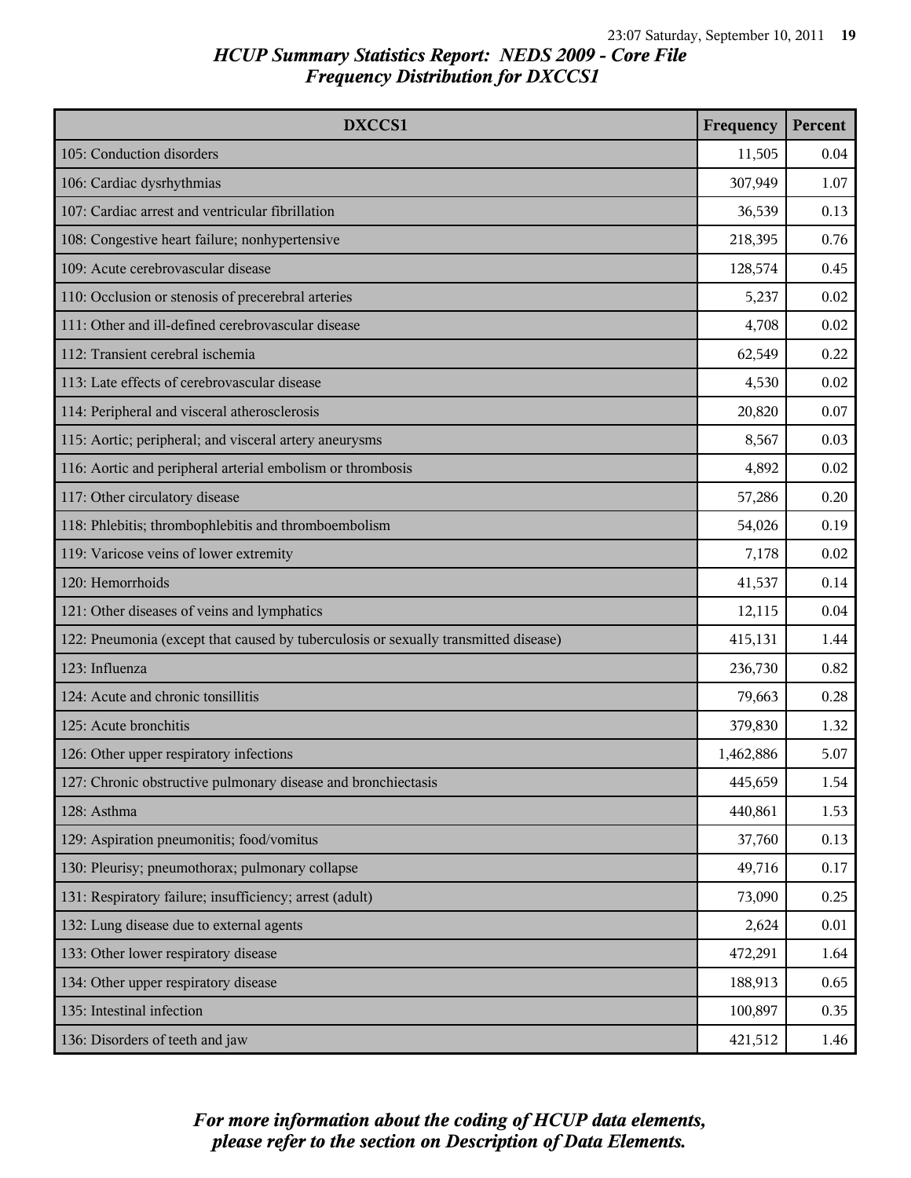# HCUP Summary Statistics Report: NEDS 2009 - Core File
## Frequency Distribution for DXCCS1

| DXCCS1 | Frequency | Percent |
|---|---|---|
| 105: Conduction disorders | 11,505 | 0.04 |
| 106: Cardiac dysrhythmias | 307,949 | 1.07 |
| 107: Cardiac arrest and ventricular fibrillation | 36,539 | 0.13 |
| 108: Congestive heart failure; nonhypertensive | 218,395 | 0.76 |
| 109: Acute cerebrovascular disease | 128,574 | 0.45 |
| 110: Occlusion or stenosis of precerebral arteries | 5,237 | 0.02 |
| 111: Other and ill-defined cerebrovascular disease | 4,708 | 0.02 |
| 112: Transient cerebral ischemia | 62,549 | 0.22 |
| 113: Late effects of cerebrovascular disease | 4,530 | 0.02 |
| 114: Peripheral and visceral atherosclerosis | 20,820 | 0.07 |
| 115: Aortic; peripheral; and visceral artery aneurysms | 8,567 | 0.03 |
| 116: Aortic and peripheral arterial embolism or thrombosis | 4,892 | 0.02 |
| 117: Other circulatory disease | 57,286 | 0.20 |
| 118: Phlebitis; thrombophlebitis and thromboembolism | 54,026 | 0.19 |
| 119: Varicose veins of lower extremity | 7,178 | 0.02 |
| 120: Hemorrhoids | 41,537 | 0.14 |
| 121: Other diseases of veins and lymphatics | 12,115 | 0.04 |
| 122: Pneumonia (except that caused by tuberculosis or sexually transmitted disease) | 415,131 | 1.44 |
| 123: Influenza | 236,730 | 0.82 |
| 124: Acute and chronic tonsillitis | 79,663 | 0.28 |
| 125: Acute bronchitis | 379,830 | 1.32 |
| 126: Other upper respiratory infections | 1,462,886 | 5.07 |
| 127: Chronic obstructive pulmonary disease and bronchiectasis | 445,659 | 1.54 |
| 128: Asthma | 440,861 | 1.53 |
| 129: Aspiration pneumonitis; food/vomitus | 37,760 | 0.13 |
| 130: Pleurisy; pneumothorax; pulmonary collapse | 49,716 | 0.17 |
| 131: Respiratory failure; insufficiency; arrest (adult) | 73,090 | 0.25 |
| 132: Lung disease due to external agents | 2,624 | 0.01 |
| 133: Other lower respiratory disease | 472,291 | 1.64 |
| 134: Other upper respiratory disease | 188,913 | 0.65 |
| 135: Intestinal infection | 100,897 | 0.35 |
| 136: Disorders of teeth and jaw | 421,512 | 1.46 |

*For more information about the coding of HCUP data elements, please refer to the section on Description of Data Elements.*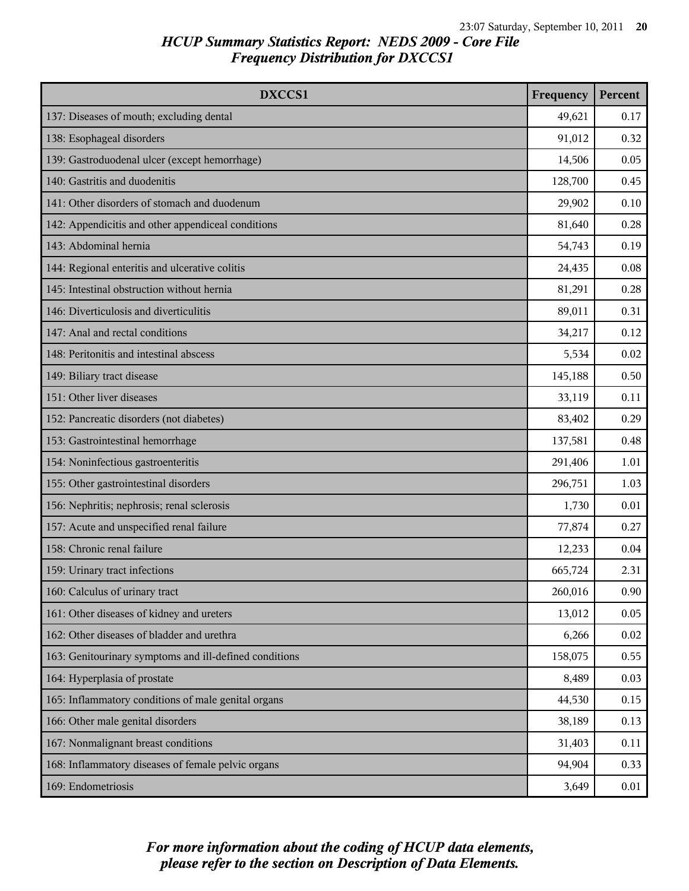# HCUP Summary Statistics Report: NEDS 2009 - Core File
## Frequency Distribution for DXCCS1

| DXCCS1 | Frequency | Percent |
|---|---|---|
| 137: Diseases of mouth; excluding dental | 49,621 | 0.17 |
| 138: Esophageal disorders | 91,012 | 0.32 |
| 139: Gastroduodenal ulcer (except hemorrhage) | 14,506 | 0.05 |
| 140: Gastritis and duodenitis | 128,700 | 0.45 |
| 141: Other disorders of stomach and duodenum | 29,902 | 0.10 |
| 142: Appendicitis and other appendiceal conditions | 81,640 | 0.28 |
| 143: Abdominal hernia | 54,743 | 0.19 |
| 144: Regional enteritis and ulcerative colitis | 24,435 | 0.08 |
| 145: Intestinal obstruction without hernia | 81,291 | 0.28 |
| 146: Diverticulosis and diverticulitis | 89,011 | 0.31 |
| 147: Anal and rectal conditions | 34,217 | 0.12 |
| 148: Peritonitis and intestinal abscess | 5,534 | 0.02 |
| 149: Biliary tract disease | 145,188 | 0.50 |
| 151: Other liver diseases | 33,119 | 0.11 |
| 152: Pancreatic disorders (not diabetes) | 83,402 | 0.29 |
| 153: Gastrointestinal hemorrhage | 137,581 | 0.48 |
| 154: Noninfectious gastroenteritis | 291,406 | 1.01 |
| 155: Other gastrointestinal disorders | 296,751 | 1.03 |
| 156: Nephritis; nephrosis; renal sclerosis | 1,730 | 0.01 |
| 157: Acute and unspecified renal failure | 77,874 | 0.27 |
| 158: Chronic renal failure | 12,233 | 0.04 |
| 159: Urinary tract infections | 665,724 | 2.31 |
| 160: Calculus of urinary tract | 260,016 | 0.90 |
| 161: Other diseases of kidney and ureters | 13,012 | 0.05 |
| 162: Other diseases of bladder and urethra | 6,266 | 0.02 |
| 163: Genitourinary symptoms and ill-defined conditions | 158,075 | 0.55 |
| 164: Hyperplasia of prostate | 8,489 | 0.03 |
| 165: Inflammatory conditions of male genital organs | 44,530 | 0.15 |
| 166: Other male genital disorders | 38,189 | 0.13 |
| 167: Nonmalignant breast conditions | 31,403 | 0.11 |
| 168: Inflammatory diseases of female pelvic organs | 94,904 | 0.33 |
| 169: Endometriosis | 3,649 | 0.01 |

*For more information about the coding of HCUP data elements, please refer to the section on Description of Data Elements.*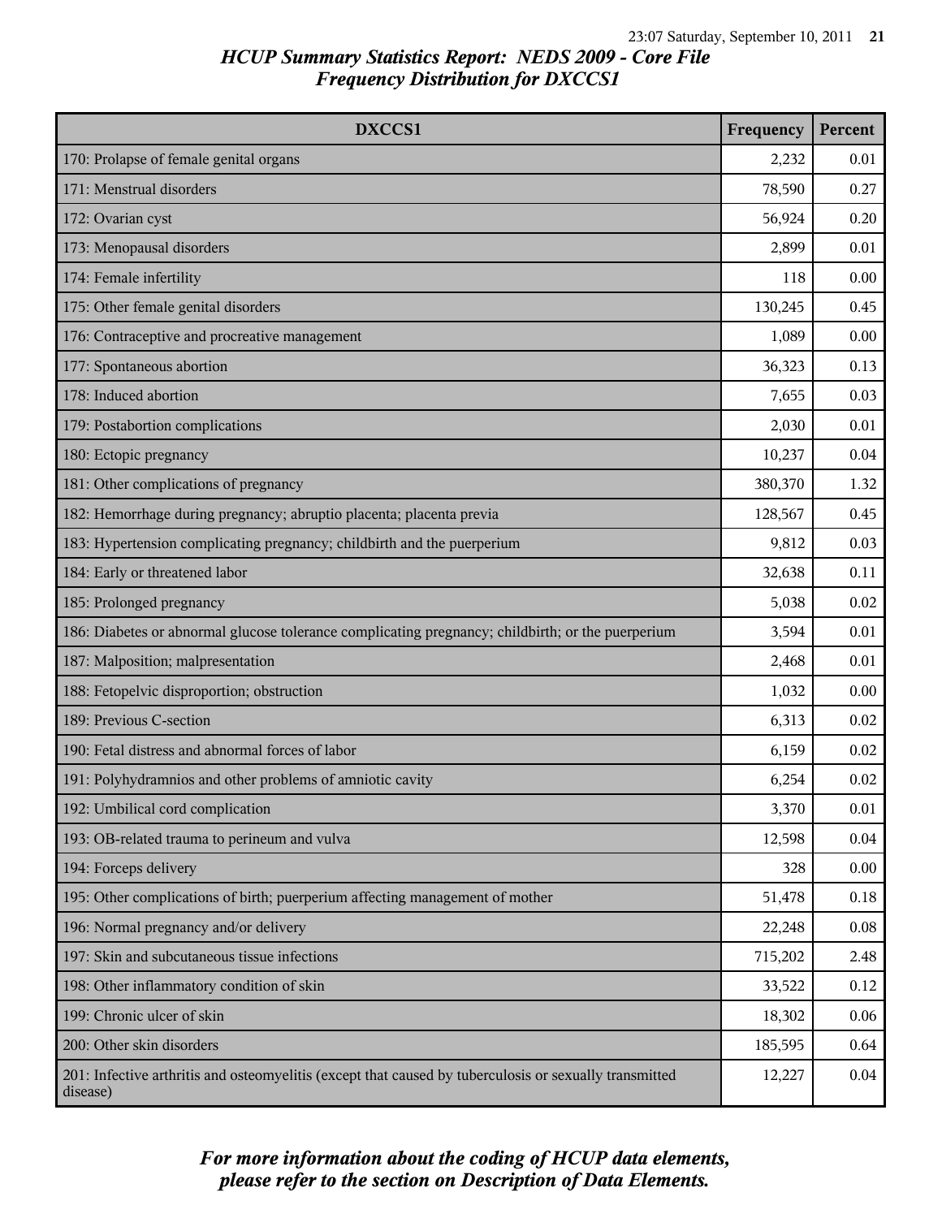# HCUP Summary Statistics Report: NEDS 2009 - Core File
## Frequency Distribution for DXCCS1

| DXCCS1 | Frequency | Percent |
|---|---|---|
| 170: Prolapse of female genital organs | 2,232 | 0.01 |
| 171: Menstrual disorders | 78,590 | 0.27 |
| 172: Ovarian cyst | 56,924 | 0.20 |
| 173: Menopausal disorders | 2,899 | 0.01 |
| 174: Female infertility | 118 | 0.00 |
| 175: Other female genital disorders | 130,245 | 0.45 |
| 176: Contraceptive and procreative management | 1,089 | 0.00 |
| 177: Spontaneous abortion | 36,323 | 0.13 |
| 178: Induced abortion | 7,655 | 0.03 |
| 179: Postabortion complications | 2,030 | 0.01 |
| 180: Ectopic pregnancy | 10,237 | 0.04 |
| 181: Other complications of pregnancy | 380,370 | 1.32 |
| 182: Hemorrhage during pregnancy; abruptio placenta; placenta previa | 128,567 | 0.45 |
| 183: Hypertension complicating pregnancy; childbirth and the puerperium | 9,812 | 0.03 |
| 184: Early or threatened labor | 32,638 | 0.11 |
| 185: Prolonged pregnancy | 5,038 | 0.02 |
| 186: Diabetes or abnormal glucose tolerance complicating pregnancy; childbirth; or the puerperium | 3,594 | 0.01 |
| 187: Malposition; malpresentation | 2,468 | 0.01 |
| 188: Fetopelvic disproportion; obstruction | 1,032 | 0.00 |
| 189: Previous C-section | 6,313 | 0.02 |
| 190: Fetal distress and abnormal forces of labor | 6,159 | 0.02 |
| 191: Polyhydramnios and other problems of amniotic cavity | 6,254 | 0.02 |
| 192: Umbilical cord complication | 3,370 | 0.01 |
| 193: OB-related trauma to perineum and vulva | 12,598 | 0.04 |
| 194: Forceps delivery | 328 | 0.00 |
| 195: Other complications of birth; puerperium affecting management of mother | 51,478 | 0.18 |
| 196: Normal pregnancy and/or delivery | 22,248 | 0.08 |
| 197: Skin and subcutaneous tissue infections | 715,202 | 2.48 |
| 198: Other inflammatory condition of skin | 33,522 | 0.12 |
| 199: Chronic ulcer of skin | 18,302 | 0.06 |
| 200: Other skin disorders | 185,595 | 0.64 |
| 201: Infective arthritis and osteomyelitis (except that caused by tuberculosis or sexually transmitted disease) | 12,227 | 0.04 |

*For more information about the coding of HCUP data elements, please refer to the section on Description of Data Elements.*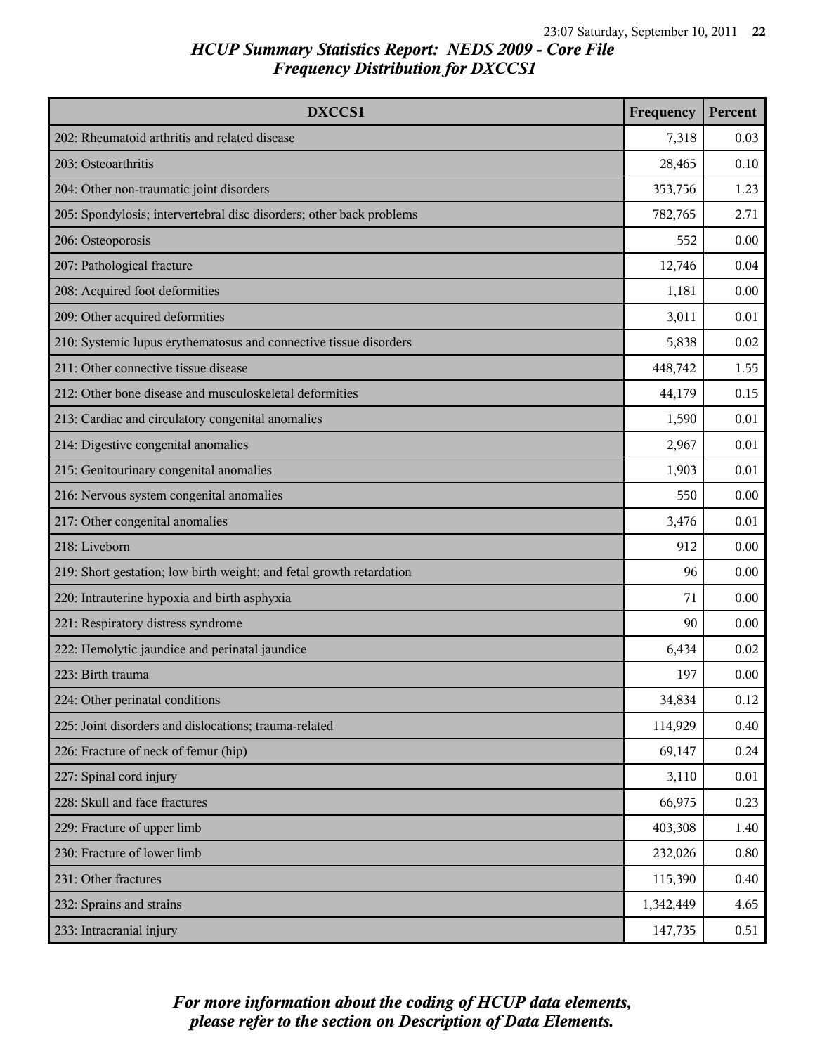# HCUP Summary Statistics Report: NEDS 2009 - Core File
## Frequency Distribution for DXCCS1

| DXCCS1 | Frequency | Percent |
|---|---|---|
| 202: Rheumatoid arthritis and related disease | 7,318 | 0.03 |
| 203: Osteoarthritis | 28,465 | 0.10 |
| 204: Other non-traumatic joint disorders | 353,756 | 1.23 |
| 205: Spondylosis; intervertebral disc disorders; other back problems | 782,765 | 2.71 |
| 206: Osteoporosis | 552 | 0.00 |
| 207: Pathological fracture | 12,746 | 0.04 |
| 208: Acquired foot deformities | 1,181 | 0.00 |
| 209: Other acquired deformities | 3,011 | 0.01 |
| 210: Systemic lupus erythematosus and connective tissue disorders | 5,838 | 0.02 |
| 211: Other connective tissue disease | 448,742 | 1.55 |
| 212: Other bone disease and musculoskeletal deformities | 44,179 | 0.15 |
| 213: Cardiac and circulatory congenital anomalies | 1,590 | 0.01 |
| 214: Digestive congenital anomalies | 2,967 | 0.01 |
| 215: Genitourinary congenital anomalies | 1,903 | 0.01 |
| 216: Nervous system congenital anomalies | 550 | 0.00 |
| 217: Other congenital anomalies | 3,476 | 0.01 |
| 218: Liveborn | 912 | 0.00 |
| 219: Short gestation; low birth weight; and fetal growth retardation | 96 | 0.00 |
| 220: Intrauterine hypoxia and birth asphyxia | 71 | 0.00 |
| 221: Respiratory distress syndrome | 90 | 0.00 |
| 222: Hemolytic jaundice and perinatal jaundice | 6,434 | 0.02 |
| 223: Birth trauma | 197 | 0.00 |
| 224: Other perinatal conditions | 34,834 | 0.12 |
| 225: Joint disorders and dislocations; trauma-related | 114,929 | 0.40 |
| 226: Fracture of neck of femur (hip) | 69,147 | 0.24 |
| 227: Spinal cord injury | 3,110 | 0.01 |
| 228: Skull and face fractures | 66,975 | 0.23 |
| 229: Fracture of upper limb | 403,308 | 1.40 |
| 230: Fracture of lower limb | 232,026 | 0.80 |
| 231: Other fractures | 115,390 | 0.40 |
| 232: Sprains and strains | 1,342,449 | 4.65 |
| 233: Intracranial injury | 147,735 | 0.51 |

*For more information about the coding of HCUP data elements, please refer to the section on Description of Data Elements.*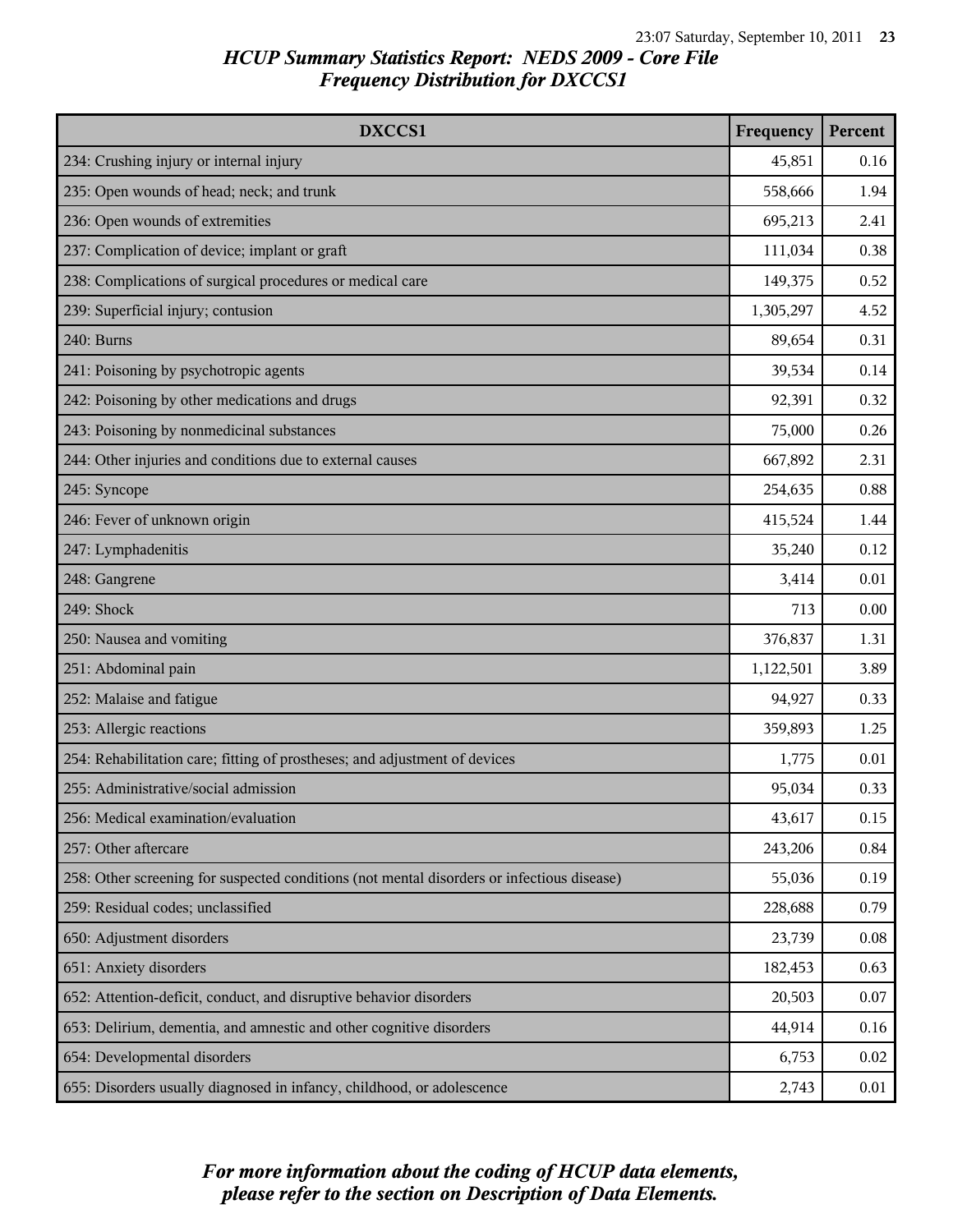# HCUP Summary Statistics Report: NEDS 2009 - Core File
## Frequency Distribution for DXCCS1

| DXCCS1 | Frequency | Percent |
|---|---|---|
| 234: Crushing injury or internal injury | 45,851 | 0.16 |
| 235: Open wounds of head; neck; and trunk | 558,666 | 1.94 |
| 236: Open wounds of extremities | 695,213 | 2.41 |
| 237: Complication of device; implant or graft | 111,034 | 0.38 |
| 238: Complications of surgical procedures or medical care | 149,375 | 0.52 |
| 239: Superficial injury; contusion | 1,305,297 | 4.52 |
| 240: Burns | 89,654 | 0.31 |
| 241: Poisoning by psychotropic agents | 39,534 | 0.14 |
| 242: Poisoning by other medications and drugs | 92,391 | 0.32 |
| 243: Poisoning by nonmedicinal substances | 75,000 | 0.26 |
| 244: Other injuries and conditions due to external causes | 667,892 | 2.31 |
| 245: Syncope | 254,635 | 0.88 |
| 246: Fever of unknown origin | 415,524 | 1.44 |
| 247: Lymphadenitis | 35,240 | 0.12 |
| 248: Gangrene | 3,414 | 0.01 |
| 249: Shock | 713 | 0.00 |
| 250: Nausea and vomiting | 376,837 | 1.31 |
| 251: Abdominal pain | 1,122,501 | 3.89 |
| 252: Malaise and fatigue | 94,927 | 0.33 |
| 253: Allergic reactions | 359,893 | 1.25 |
| 254: Rehabilitation care; fitting of prostheses; and adjustment of devices | 1,775 | 0.01 |
| 255: Administrative/social admission | 95,034 | 0.33 |
| 256: Medical examination/evaluation | 43,617 | 0.15 |
| 257: Other aftercare | 243,206 | 0.84 |
| 258: Other screening for suspected conditions (not mental disorders or infectious disease) | 55,036 | 0.19 |
| 259: Residual codes; unclassified | 228,688 | 0.79 |
| 650: Adjustment disorders | 23,739 | 0.08 |
| 651: Anxiety disorders | 182,453 | 0.63 |
| 652: Attention-deficit, conduct, and disruptive behavior disorders | 20,503 | 0.07 |
| 653: Delirium, dementia, and amnestic and other cognitive disorders | 44,914 | 0.16 |
| 654: Developmental disorders | 6,753 | 0.02 |
| 655: Disorders usually diagnosed in infancy, childhood, or adolescence | 2,743 | 0.01 |

*For more information about the coding of HCUP data elements, please refer to the section on Description of Data Elements.*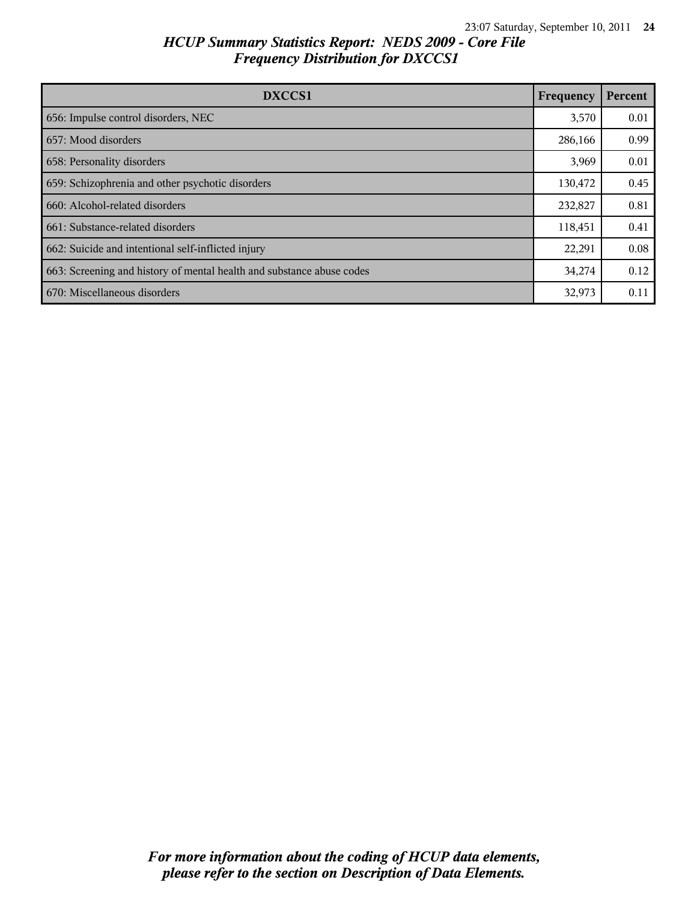# HCUP Summary Statistics Report: NEDS 2009 - Core File
## Frequency Distribution for DXCCS1

| DXCCS1 | Frequency | Percent |
|---|---|---|
| 656: Impulse control disorders, NEC | 3,570 | 0.01 |
| 657: Mood disorders | 286,166 | 0.99 |
| 658: Personality disorders | 3,969 | 0.01 |
| 659: Schizophrenia and other psychotic disorders | 130,472 | 0.45 |
| 660: Alcohol-related disorders | 232,827 | 0.81 |
| 661: Substance-related disorders | 118,451 | 0.41 |
| 662: Suicide and intentional self-inflicted injury | 22,291 | 0.08 |
| 663: Screening and history of mental health and substance abuse codes | 34,274 | 0.12 |
| 670: Miscellaneous disorders | 32,973 | 0.11 |

*For more information about the coding of HCUP data elements, please refer to the section on Description of Data Elements.*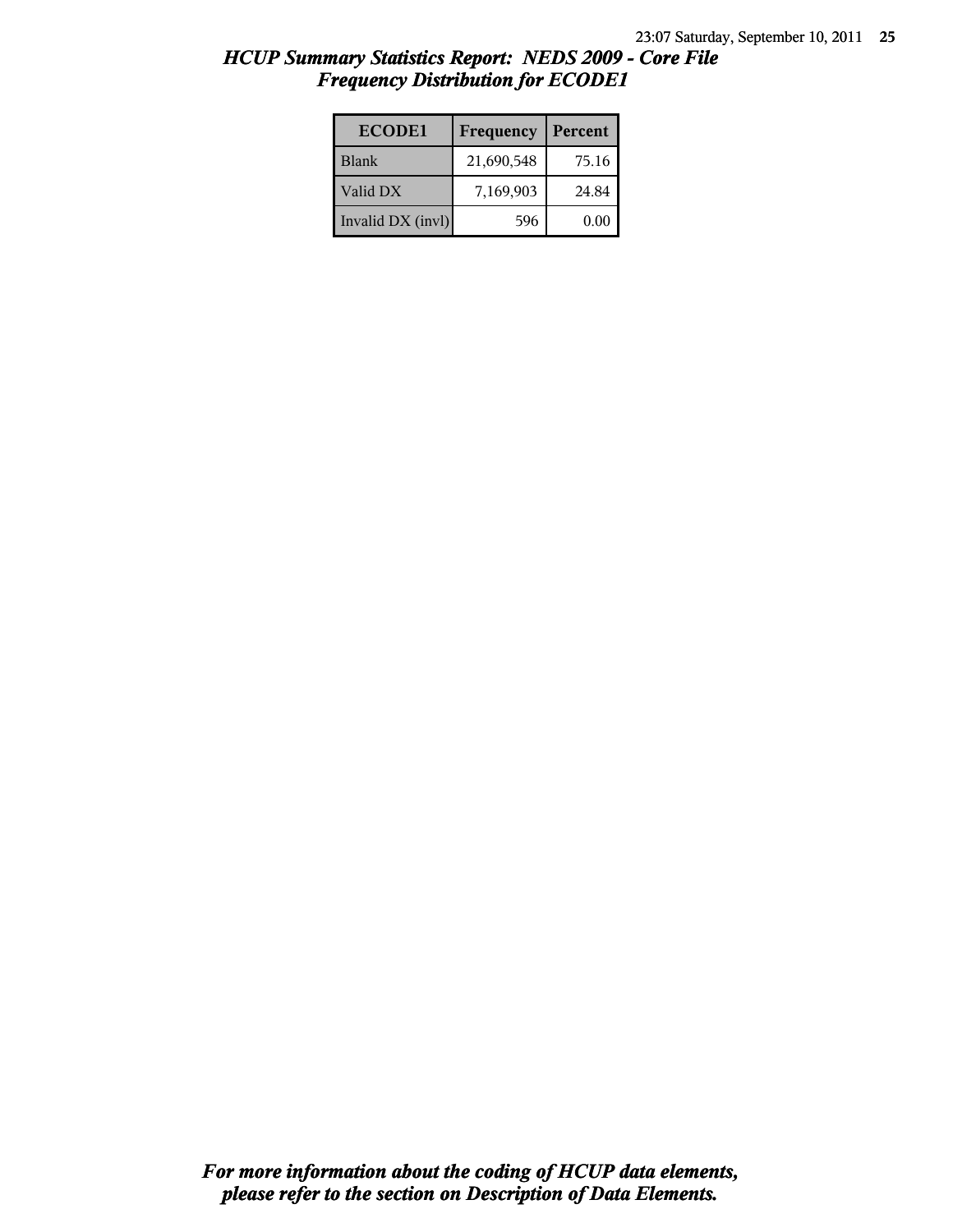## *HCUP Summary Statistics Report: NEDS 2009 - Core File*
## *Frequency Distribution for ECODE1*

| ECODE1 | Frequency | Percent |
|---|---|---|
| Blank | 21,690,548 | 75.16 |
| Valid DX | 7,169,903 | 24.84 |
| Invalid DX (invl) | 596 | 0.00 |

***For more information about the coding of HCUP data elements, please refer to the section on Description of Data Elements.***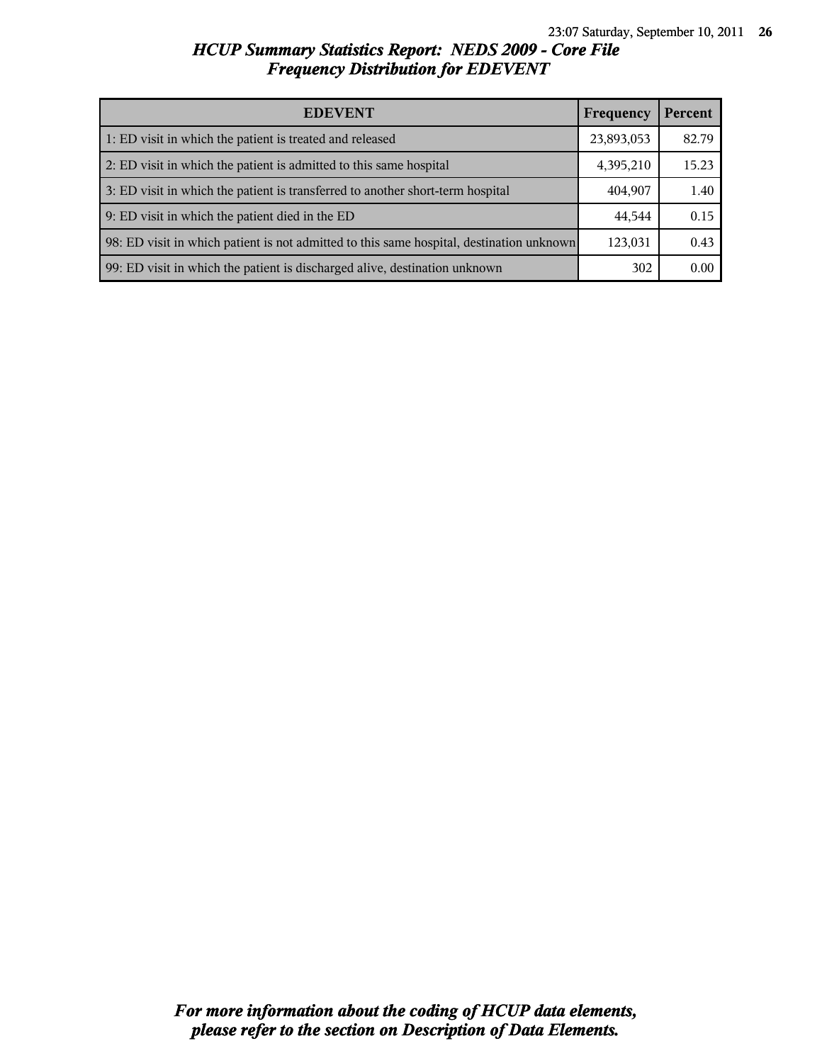## *HCUP Summary Statistics Report: NEDS 2009 - Core File*
## *Frequency Distribution for EDEVENT*

| EDEVENT | Frequency | Percent |
|---|---|---|
| 1: ED visit in which the patient is treated and released | 23,893,053 | 82.79 |
| 2: ED visit in which the patient is admitted to this same hospital | 4,395,210 | 15.23 |
| 3: ED visit in which the patient is transferred to another short-term hospital | 404,907 | 1.40 |
| 9: ED visit in which the patient died in the ED | 44,544 | 0.15 |
| 98: ED visit in which patient is not admitted to this same hospital, destination unknown | 123,031 | 0.43 |
| 99: ED visit in which the patient is discharged alive, destination unknown | 302 | 0.00 |

***For more information about the coding of HCUP data elements, please refer to the section on Description of Data Elements.***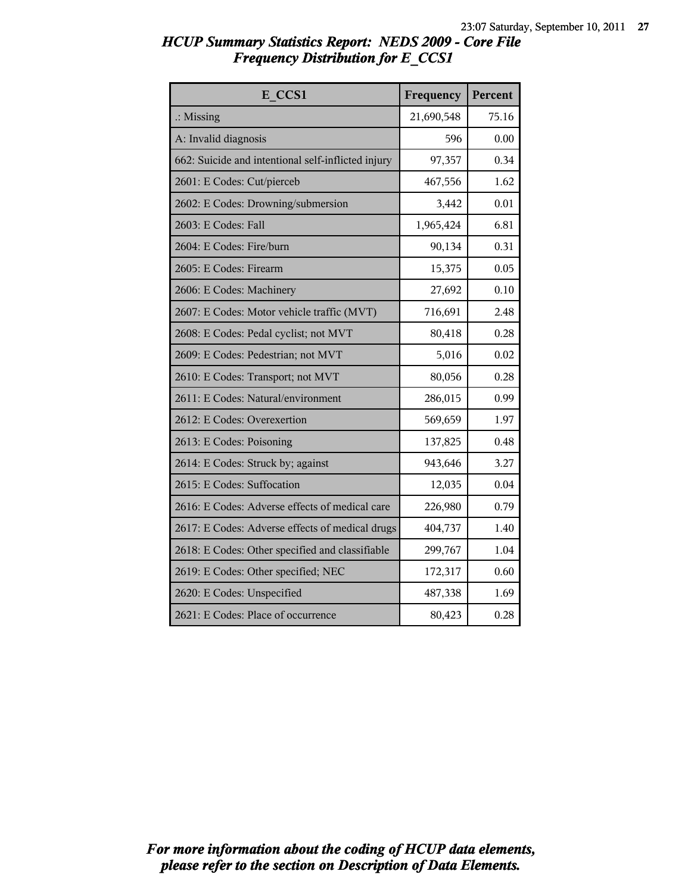## *HCUP Summary Statistics Report: NEDS 2009 - Core File*
## *Frequency Distribution for E_CCS1*

| E_CCS1 | Frequency | Percent |
| --- | --- | --- |
| .: Missing | 21,690,548 | 75.16 |
| A: Invalid diagnosis | 596 | 0.00 |
| 662: Suicide and intentional self-inflicted injury | 97,357 | 0.34 |
| 2601: E Codes: Cut/pierceb | 467,556 | 1.62 |
| 2602: E Codes: Drowning/submersion | 3,442 | 0.01 |
| 2603: E Codes: Fall | 1,965,424 | 6.81 |
| 2604: E Codes: Fire/burn | 90,134 | 0.31 |
| 2605: E Codes: Firearm | 15,375 | 0.05 |
| 2606: E Codes: Machinery | 27,692 | 0.10 |
| 2607: E Codes: Motor vehicle traffic (MVT) | 716,691 | 2.48 |
| 2608: E Codes: Pedal cyclist; not MVT | 80,418 | 0.28 |
| 2609: E Codes: Pedestrian; not MVT | 5,016 | 0.02 |
| 2610: E Codes: Transport; not MVT | 80,056 | 0.28 |
| 2611: E Codes: Natural/environment | 286,015 | 0.99 |
| 2612: E Codes: Overexertion | 569,659 | 1.97 |
| 2613: E Codes: Poisoning | 137,825 | 0.48 |
| 2614: E Codes: Struck by; against | 943,646 | 3.27 |
| 2615: E Codes: Suffocation | 12,035 | 0.04 |
| 2616: E Codes: Adverse effects of medical care | 226,980 | 0.79 |
| 2617: E Codes: Adverse effects of medical drugs | 404,737 | 1.40 |
| 2618: E Codes: Other specified and classifiable | 299,767 | 1.04 |
| 2619: E Codes: Other specified; NEC | 172,317 | 0.60 |
| 2620: E Codes: Unspecified | 487,338 | 1.69 |
| 2621: E Codes: Place of occurrence | 80,423 | 0.28 |

*For more information about the coding of HCUP data elements, please refer to the section on Description of Data Elements.*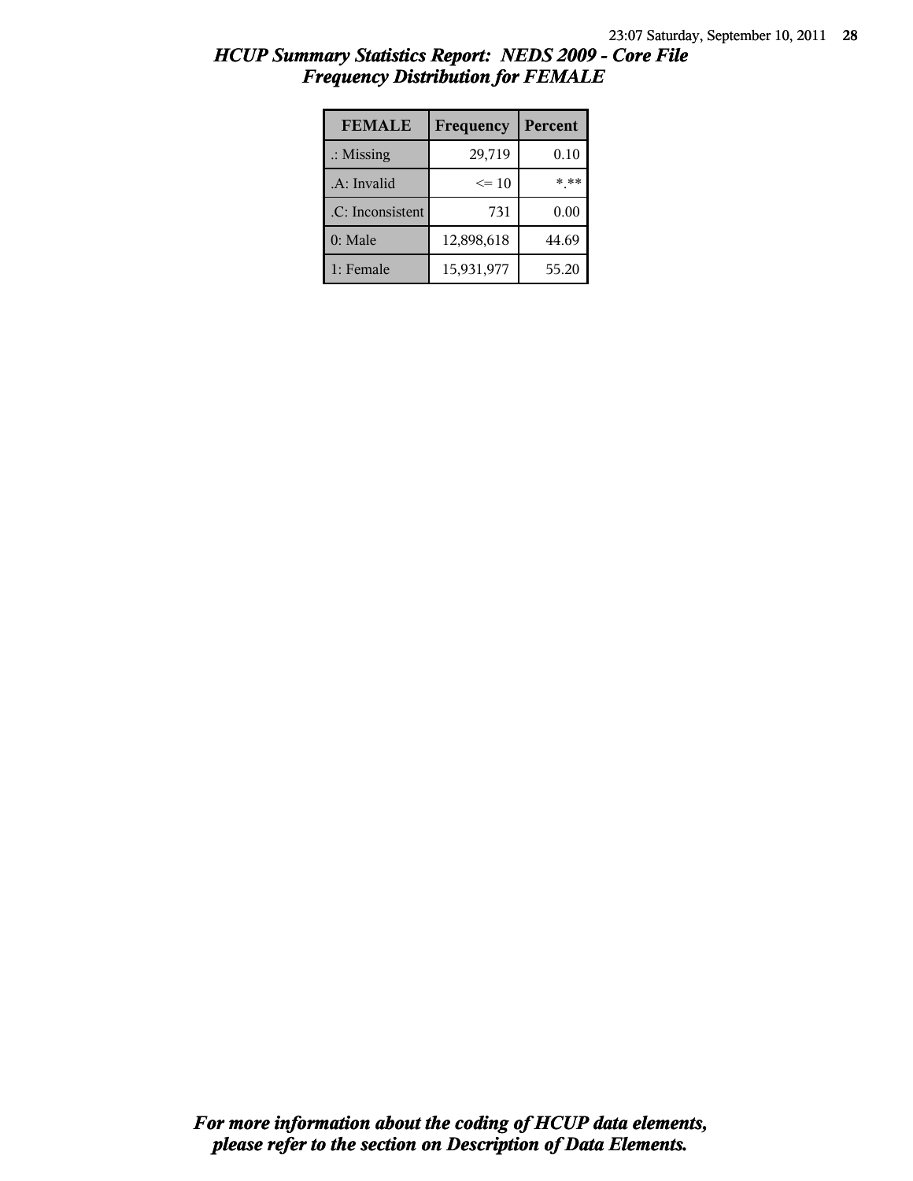# HCUP Summary Statistics Report: NEDS 2009 - Core File
## Frequency Distribution for FEMALE

| FEMALE | Frequency | Percent |
|---|---|---|
| .: Missing | 29,719 | 0.10 |
| .A: Invalid | <= 10 | *.** |
| .C: Inconsistent | 731 | 0.00 |
| 0: Male | 12,898,618 | 44.69 |
| 1: Female | 15,931,977 | 55.20 |

***For more information about the coding of HCUP data elements, please refer to the section on Description of Data Elements.***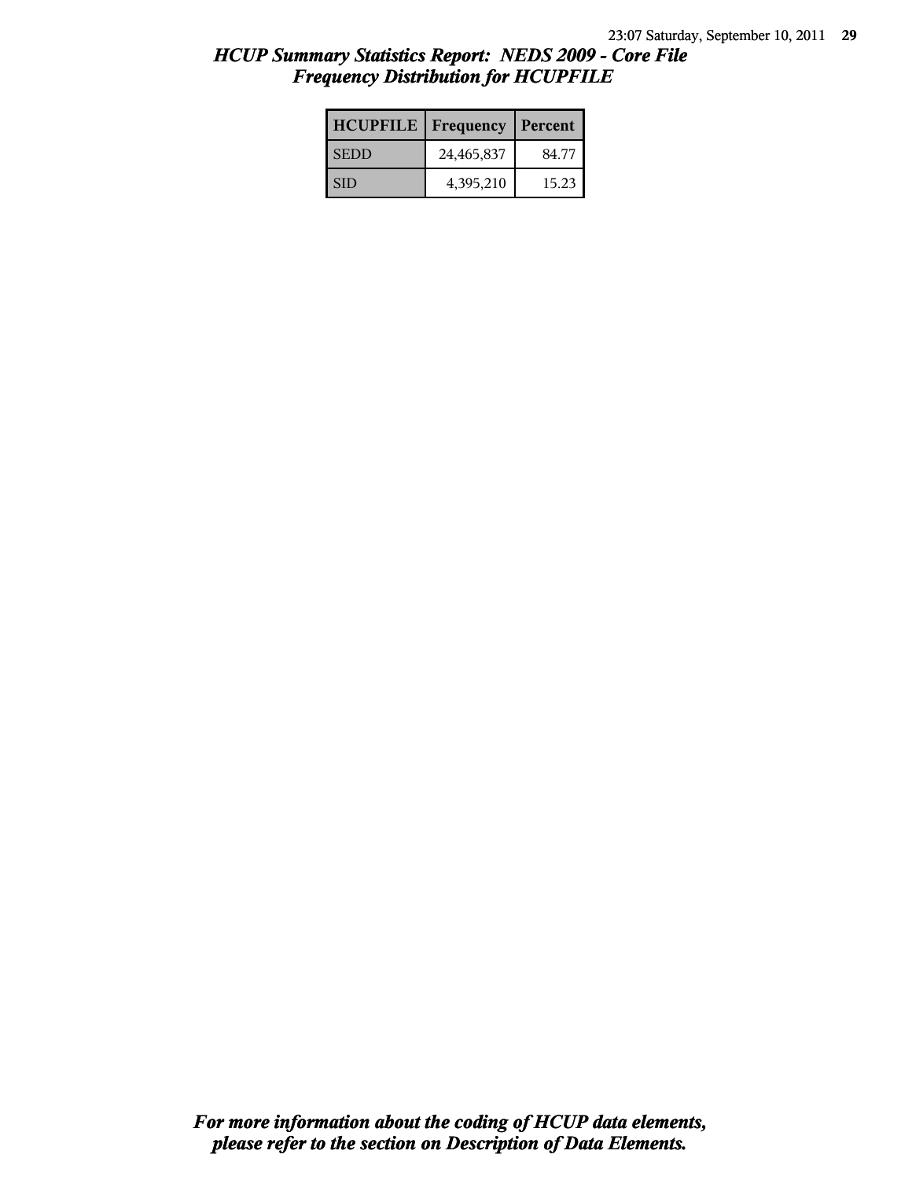# HCUP Summary Statistics Report: NEDS 2009 - Core File

## Frequency Distribution for HCUPFILE

| HCUPFILE | Frequency | Percent |
|---|---|---|
| SEDD | 24,465,837 | 84.77 |
| SID | 4,395,210 | 15.23 |

***For more information about the coding of HCUP data elements, please refer to the section on Description of Data Elements.***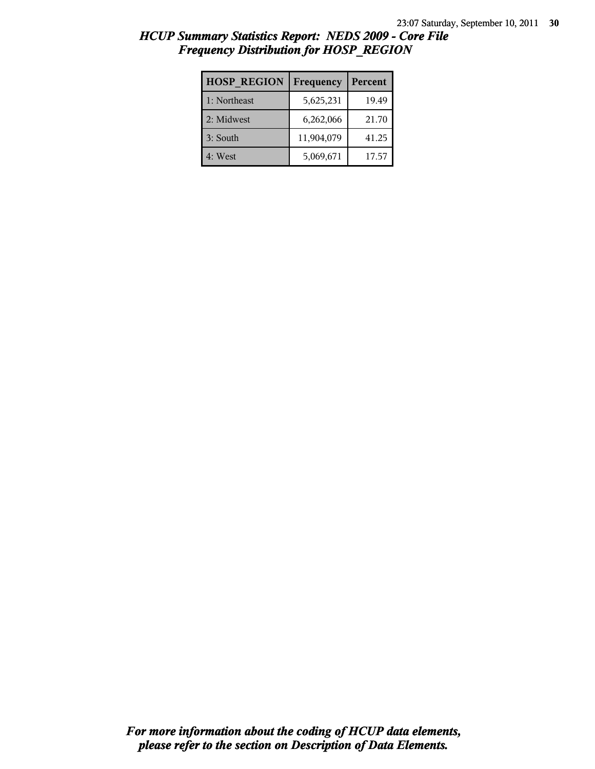## *HCUP Summary Statistics Report: NEDS 2009 - Core File*
## *Frequency Distribution for HOSP_REGION*

| HOSP_REGION | Frequency | Percent |
|---|---|---|
| 1: Northeast | 5,625,231 | 19.49 |
| 2: Midwest | 6,262,066 | 21.70 |
| 3: South | 11,904,079 | 41.25 |
| 4: West | 5,069,671 | 17.57 |

***For more information about the coding of HCUP data elements, please refer to the section on Description of Data Elements.***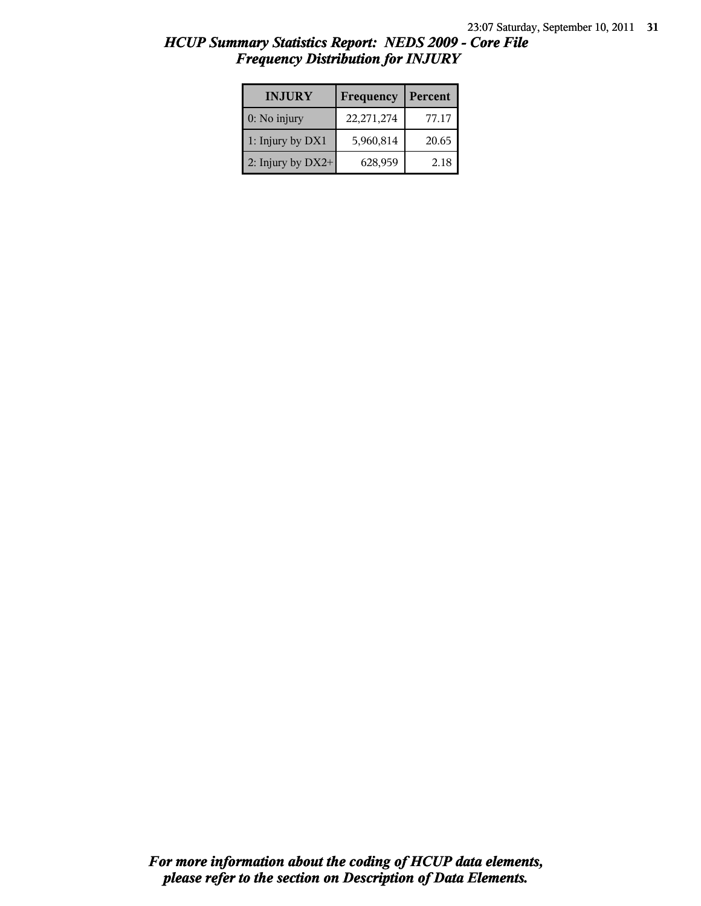# HCUP Summary Statistics Report: NEDS 2009 - Core File
## Frequency Distribution for INJURY

| INJURY | Frequency | Percent |
|---|---|---|
| 0: No injury | 22,271,274 | 77.17 |
| 1: Injury by DX1 | 5,960,814 | 20.65 |
| 2: Injury by DX2+ | 628,959 | 2.18 |

***For more information about the coding of HCUP data elements, please refer to the section on Description of Data Elements.***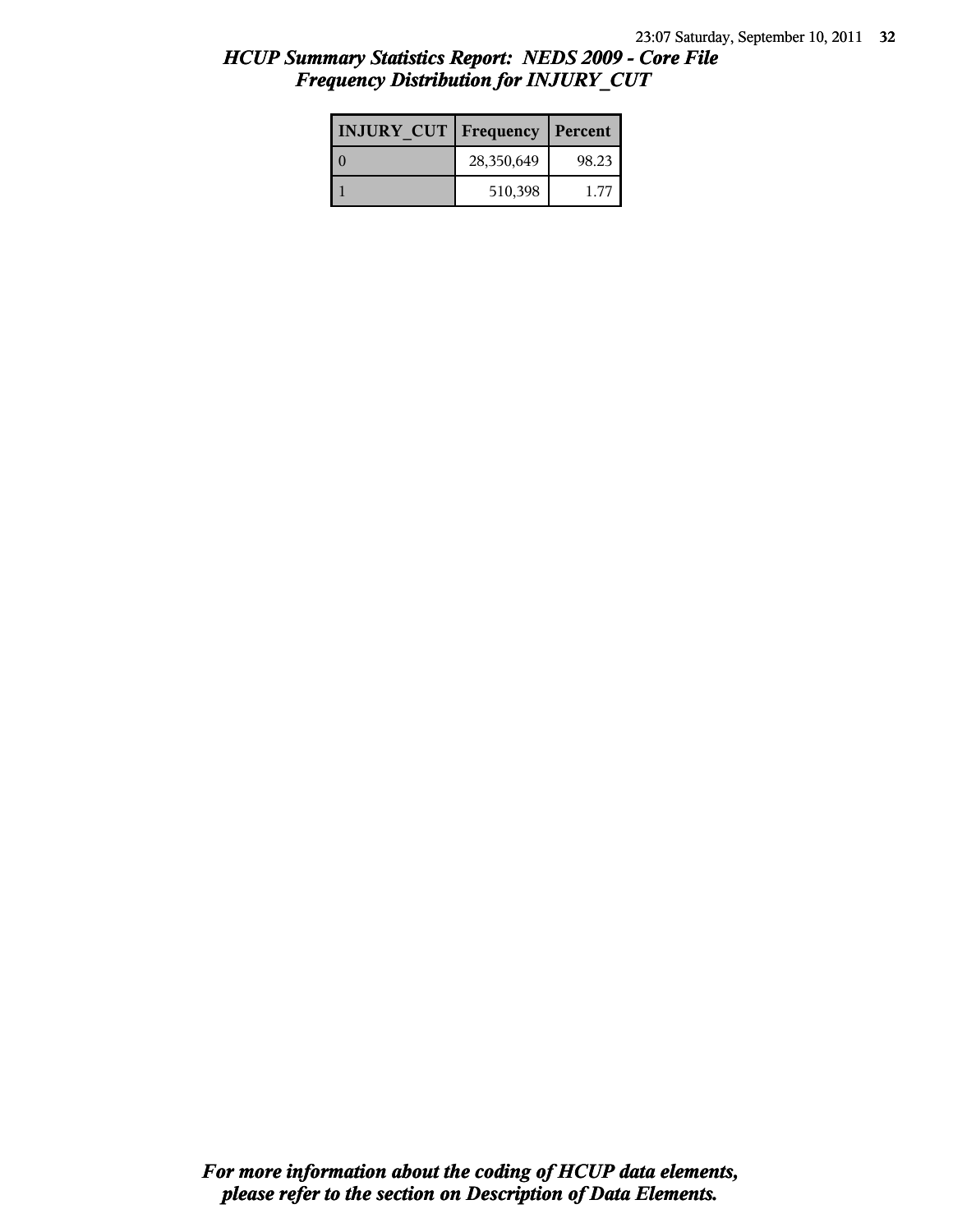## HCUP Summary Statistics Report: NEDS 2009 - Core File
## Frequency Distribution for INJURY_CUT

| INJURY_CUT | Frequency | Percent |
|---|---|---|
| 0 | 28,350,649 | 98.23 |
| 1 | 510,398 | 1.77 |

***For more information about the coding of HCUP data elements, please refer to the section on Description of Data Elements.***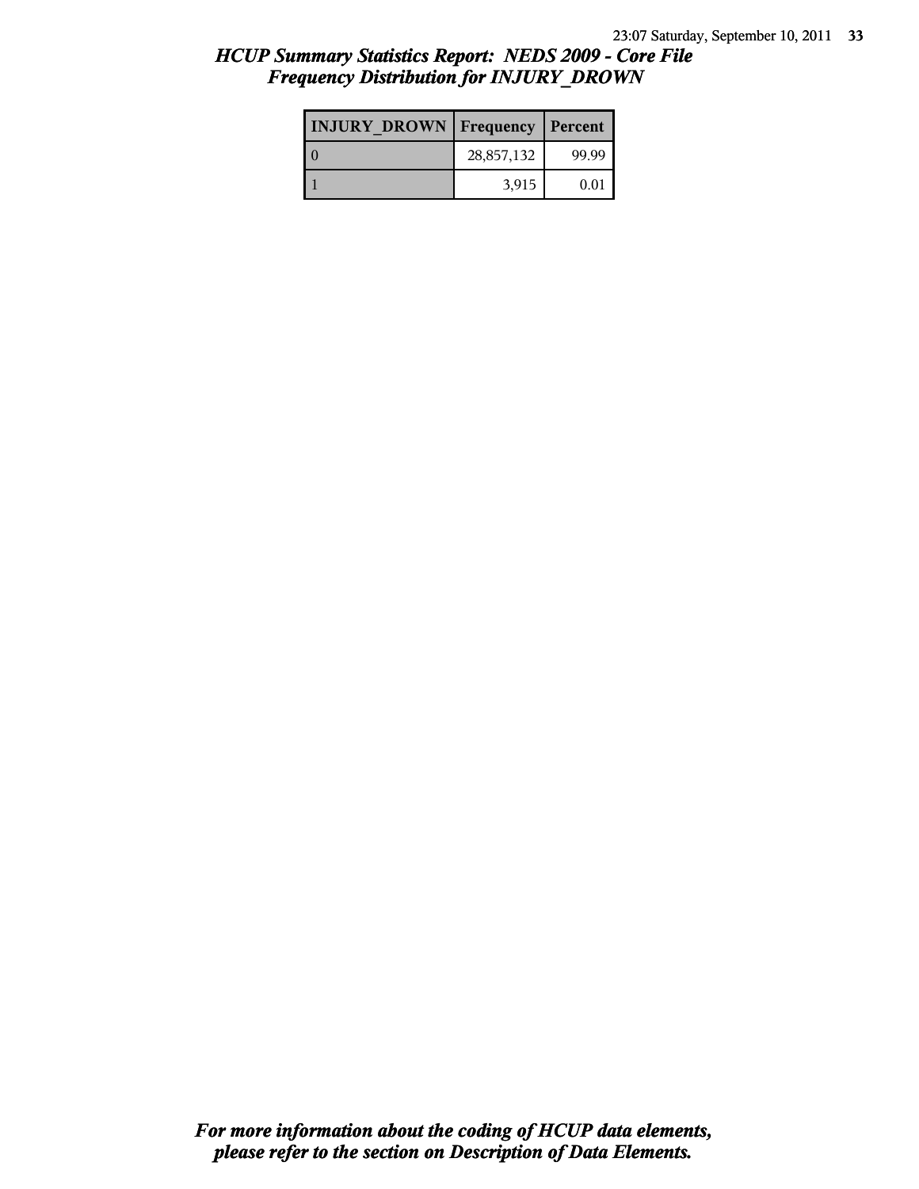# HCUP Summary Statistics Report: NEDS 2009 - Core File
## Frequency Distribution for INJURY_DROWN

| INJURY_DROWN | Frequency | Percent |
|---|---|---|
| 0 | 28,857,132 | 99.99 |
| 1 | 3,915 | 0.01 |

*For more information about the coding of HCUP data elements, please refer to the section on Description of Data Elements.*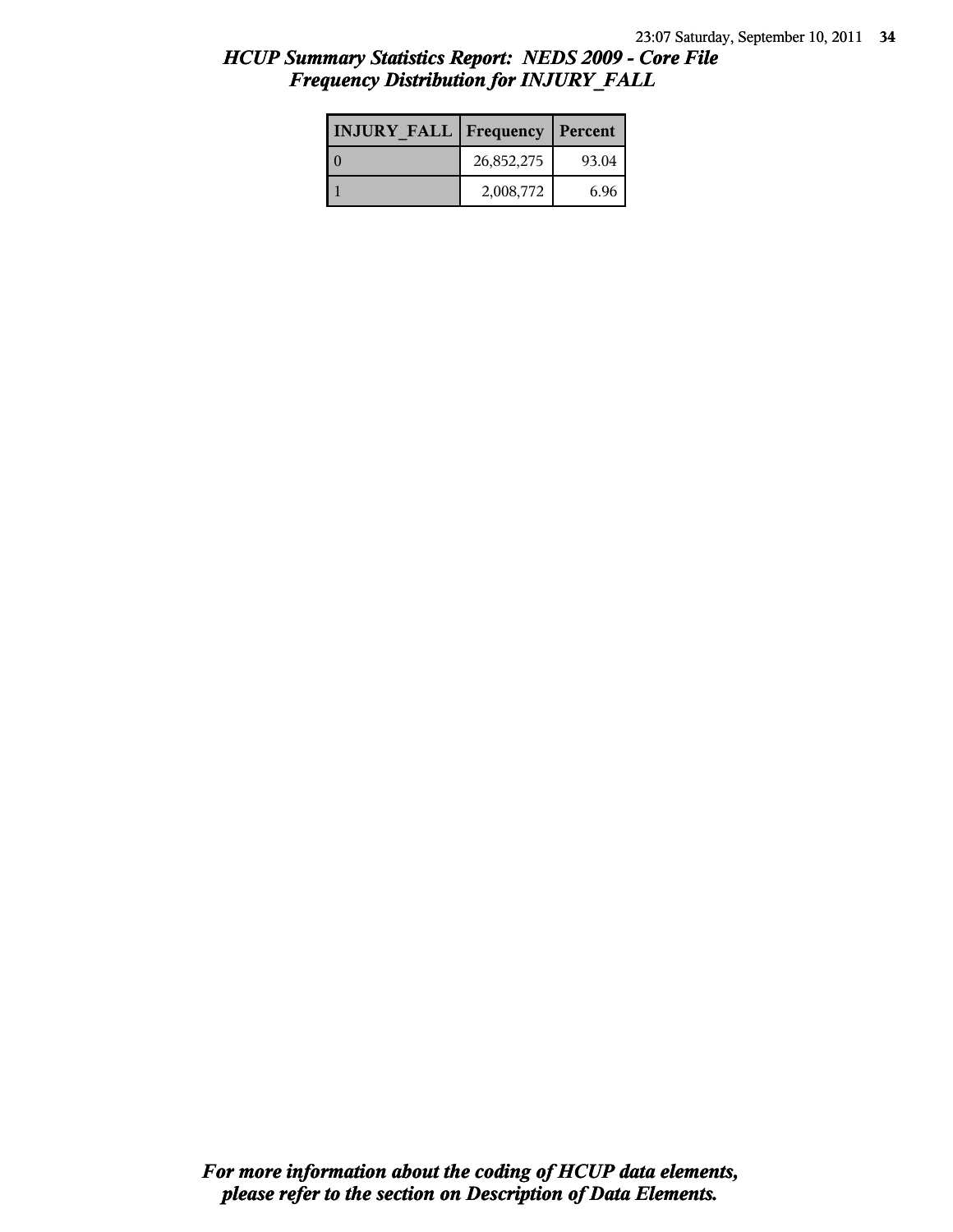# *HCUP Summary Statistics Report: NEDS 2009 - Core File*
## *Frequency Distribution for INJURY_FALL*

| INJURY_FALL | Frequency | Percent |
|---|---|---|
| 0 | 26,852,275 | 93.04 |
| 1 | 2,008,772 | 6.96 |

***For more information about the coding of HCUP data elements, please refer to the section on Description of Data Elements.***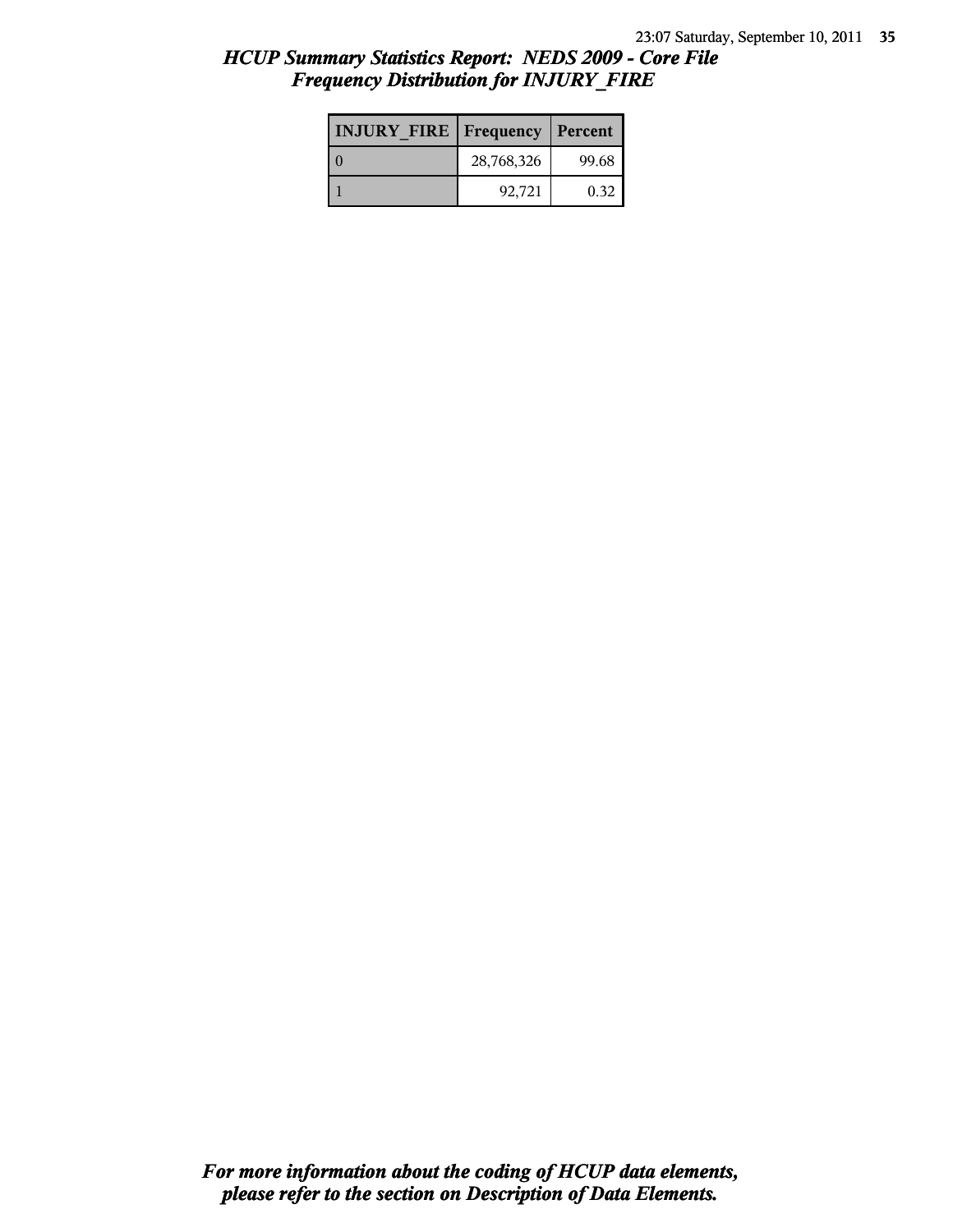# HCUP Summary Statistics Report: NEDS 2009 - Core File

## Frequency Distribution for INJURY_FIRE

| INJURY_FIRE | Frequency | Percent |
|---|---|---|
| 0 | 28,768,326 | 99.68 |
| 1 | 92,721 | 0.32 |

***For more information about the coding of HCUP data elements, please refer to the section on Description of Data Elements.***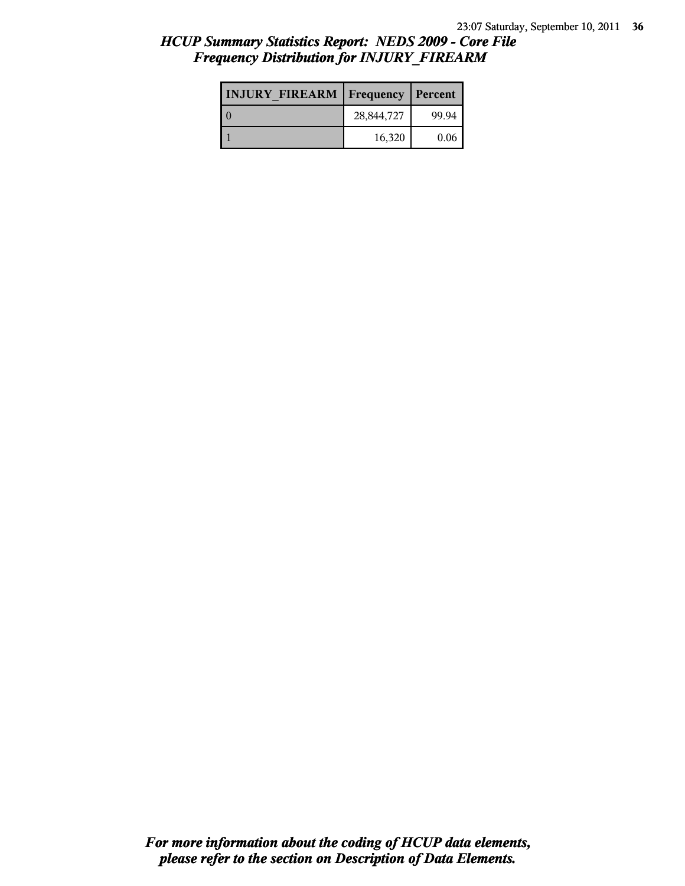## HCUP Summary Statistics Report: NEDS 2009 - Core File
## Frequency Distribution for INJURY_FIREARM

| INJURY_FIREARM | Frequency | Percent |
|---|---|---|
| 0 | 28,844,727 | 99.94 |
| 1 | 16,320 | 0.06 |

*For more information about the coding of HCUP data elements, please refer to the section on Description of Data Elements.*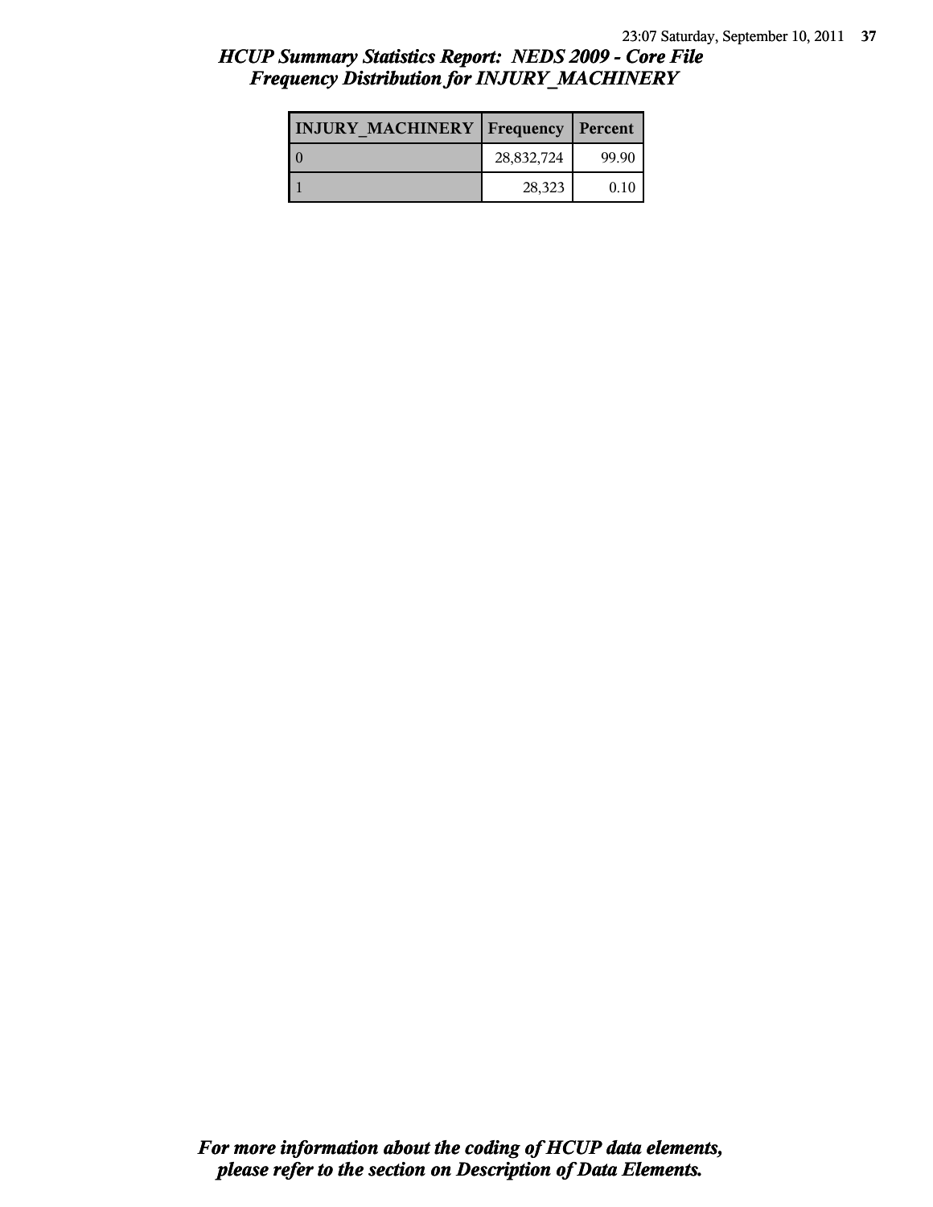## *HCUP Summary Statistics Report: NEDS 2009 - Core File*
## *Frequency Distribution for INJURY_MACHINERY*

| INJURY_MACHINERY | Frequency | Percent |
|---|---|---|
| 0 | 28,832,724 | 99.90 |
| 1 | 28,323 | 0.10 |

***For more information about the coding of HCUP data elements, please refer to the section on Description of Data Elements.***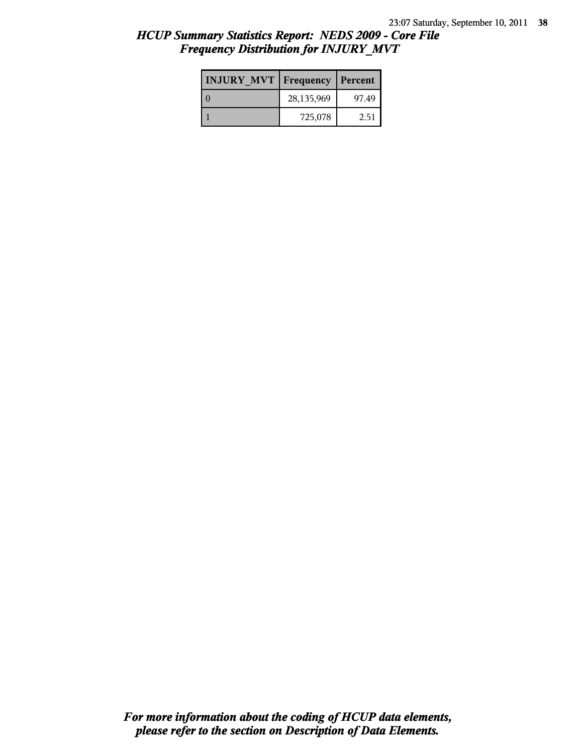## *HCUP Summary Statistics Report: NEDS 2009 - Core File*
## *Frequency Distribution for INJURY_MVT*

| INJURY_MVT | Frequency | Percent |
|---|---|---|
| 0 | 28,135,969 | 97.49 |
| 1 | 725,078 | 2.51 |

***For more information about the coding of HCUP data elements, please refer to the section on Description of Data Elements.***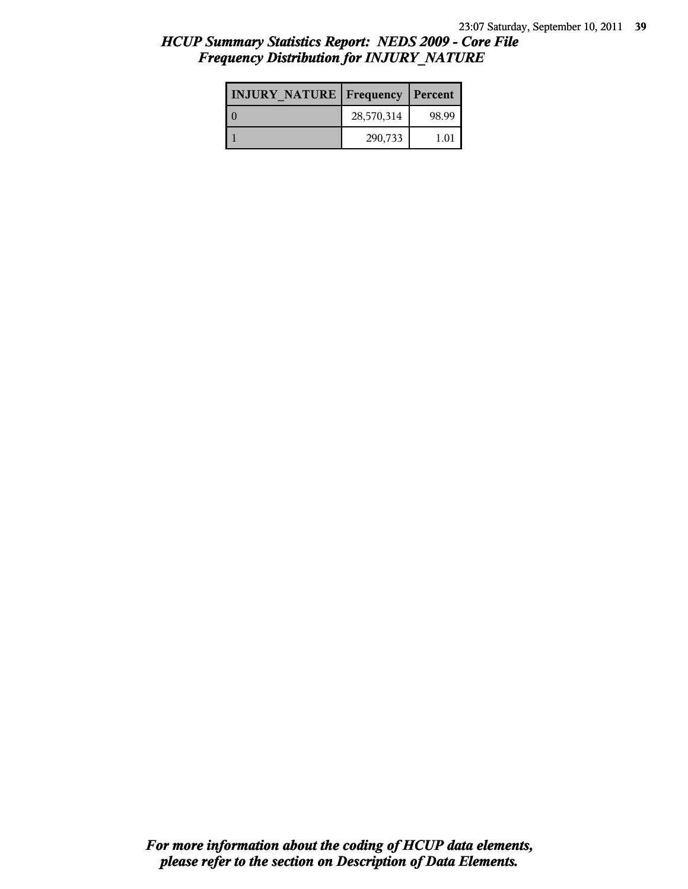## *HCUP Summary Statistics Report: NEDS 2009 - Core File*
## *Frequency Distribution for INJURY_NATURE*

| INJURY_NATURE | Frequency | Percent |
|---|---|---|
| 0 | 28,570,314 | 98.99 |
| 1 | 290,733 | 1.01 |

***For more information about the coding of HCUP data elements, please refer to the section on Description of Data Elements.***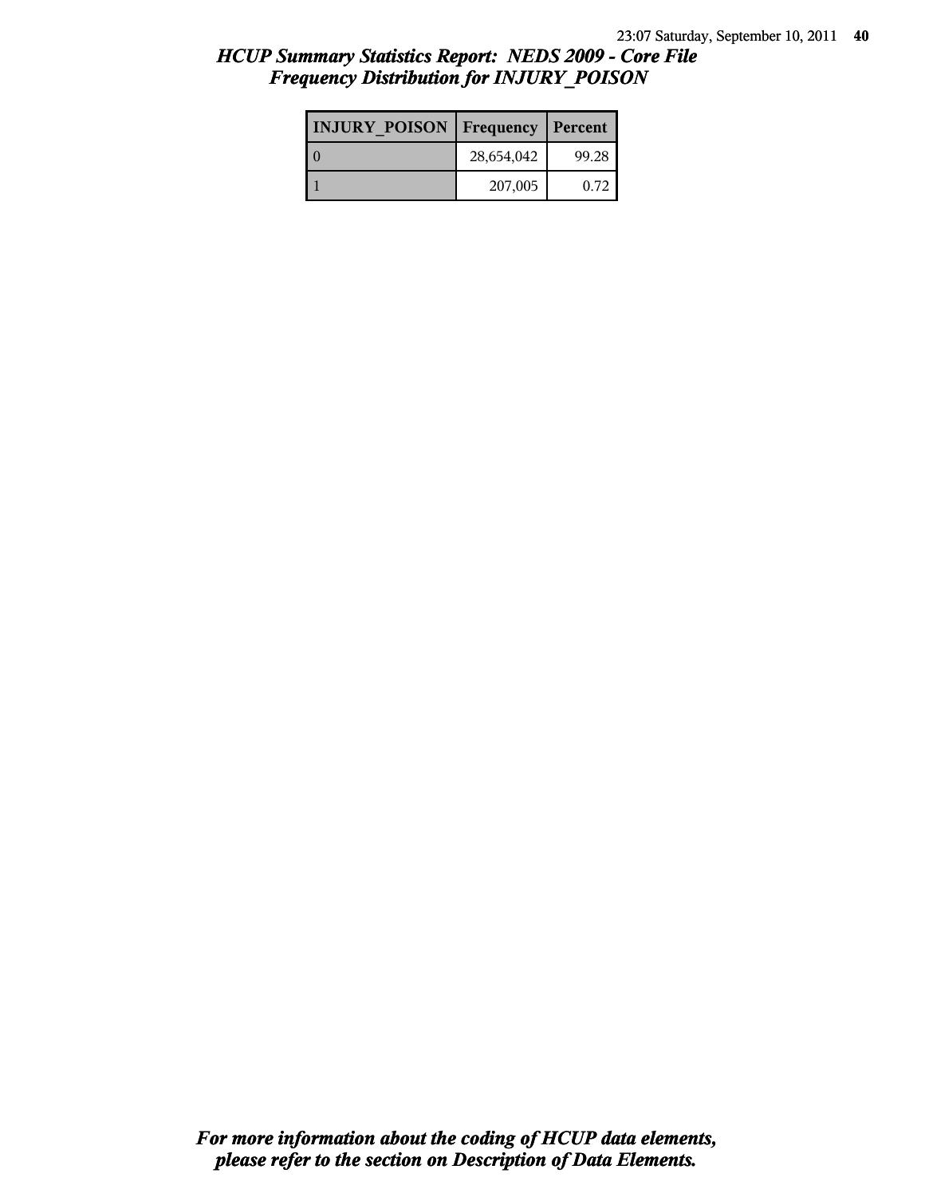# *HCUP Summary Statistics Report: NEDS 2009 - Core File*
## *Frequency Distribution for INJURY_POISON*

| INJURY_POISON | Frequency | Percent |
|---|---|---|
| 0 | 28,654,042 | 99.28 |
| 1 | 207,005 | 0.72 |

***For more information about the coding of HCUP data elements, please refer to the section on Description of Data Elements.***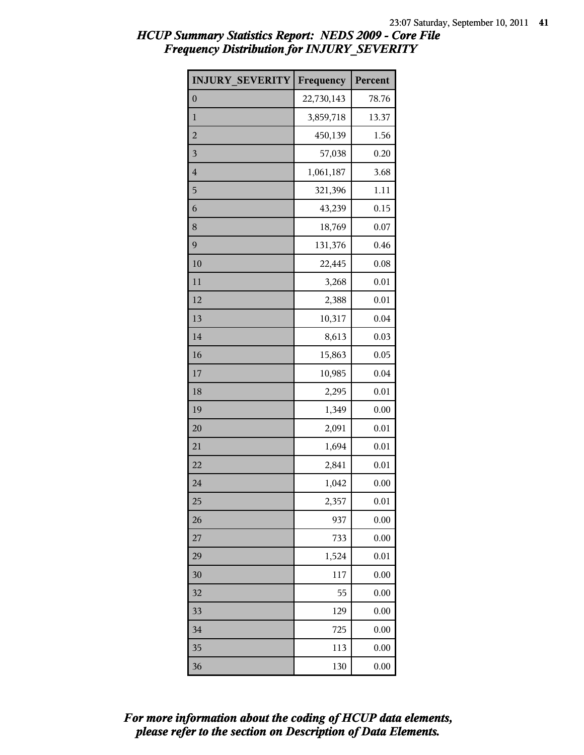# HCUP Summary Statistics Report: NEDS 2009 - Core File
## Frequency Distribution for INJURY_SEVERITY

| INJURY_SEVERITY | Frequency | Percent |
|---|---|---|
| 0 | 22,730,143 | 78.76 |
| 1 | 3,859,718 | 13.37 |
| 2 | 450,139 | 1.56 |
| 3 | 57,038 | 0.20 |
| 4 | 1,061,187 | 3.68 |
| 5 | 321,396 | 1.11 |
| 6 | 43,239 | 0.15 |
| 8 | 18,769 | 0.07 |
| 9 | 131,376 | 0.46 |
| 10 | 22,445 | 0.08 |
| 11 | 3,268 | 0.01 |
| 12 | 2,388 | 0.01 |
| 13 | 10,317 | 0.04 |
| 14 | 8,613 | 0.03 |
| 16 | 15,863 | 0.05 |
| 17 | 10,985 | 0.04 |
| 18 | 2,295 | 0.01 |
| 19 | 1,349 | 0.00 |
| 20 | 2,091 | 0.01 |
| 21 | 1,694 | 0.01 |
| 22 | 2,841 | 0.01 |
| 24 | 1,042 | 0.00 |
| 25 | 2,357 | 0.01 |
| 26 | 937 | 0.00 |
| 27 | 733 | 0.00 |
| 29 | 1,524 | 0.01 |
| 30 | 117 | 0.00 |
| 32 | 55 | 0.00 |
| 33 | 129 | 0.00 |
| 34 | 725 | 0.00 |
| 35 | 113 | 0.00 |
| 36 | 130 | 0.00 |

*For more information about the coding of HCUP data elements, please refer to the section on Description of Data Elements.*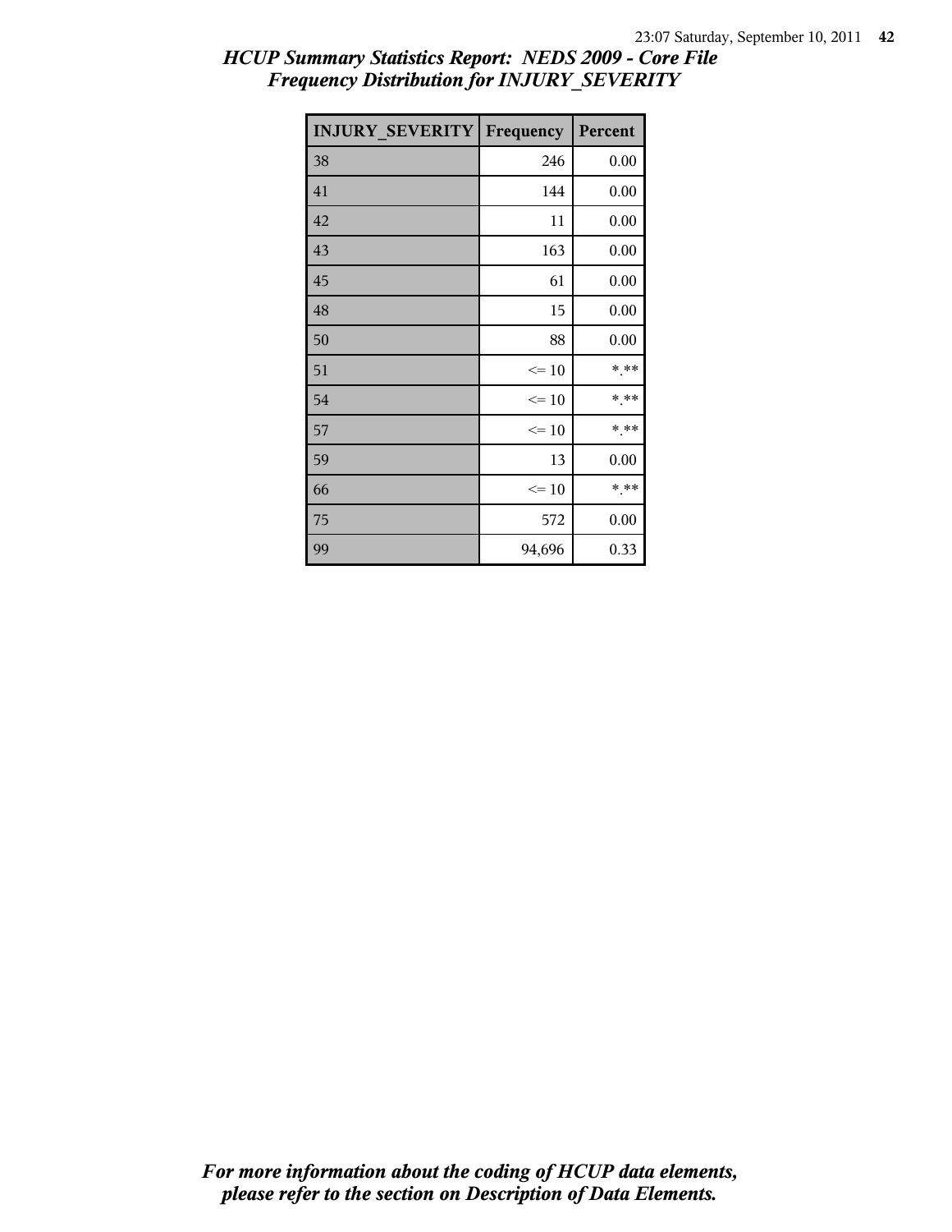# HCUP Summary Statistics Report: NEDS 2009 - Core File

## Frequency Distribution for INJURY_SEVERITY

| INJURY_SEVERITY | Frequency | Percent |
|---|---|---|
| 38 | 246 | 0.00 |
| 41 | 144 | 0.00 |
| 42 | 11 | 0.00 |
| 43 | 163 | 0.00 |
| 45 | 61 | 0.00 |
| 48 | 15 | 0.00 |
| 50 | 88 | 0.00 |
| 51 | <= 10 | *.** |
| 54 | <= 10 | *.** |
| 57 | <= 10 | *.** |
| 59 | 13 | 0.00 |
| 66 | <= 10 | *.** |
| 75 | 572 | 0.00 |
| 99 | 94,696 | 0.33 |

*For more information about the coding of HCUP data elements, please refer to the section on Description of Data Elements.*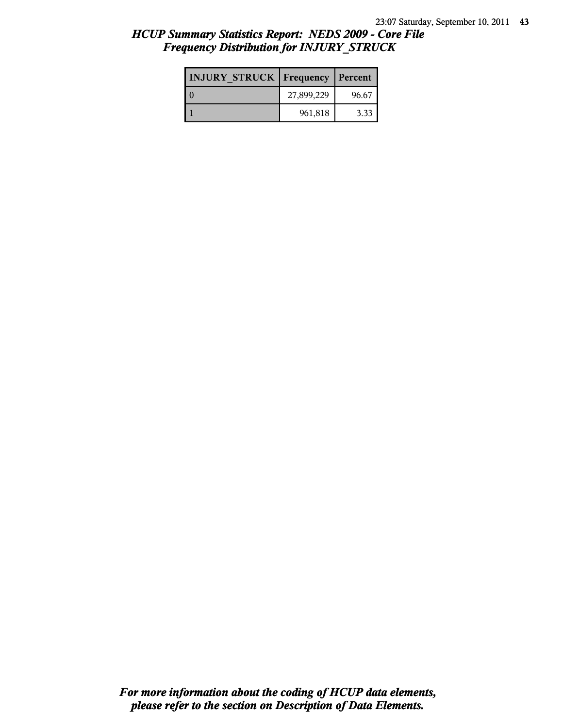## HCUP Summary Statistics Report: NEDS 2009 - Core File

## Frequency Distribution for INJURY_STRUCK

| INJURY_STRUCK | Frequency | Percent |
|---|---|---|
| 0 | 27,899,229 | 96.67 |
| 1 | 961,818 | 3.33 |

***For more information about the coding of HCUP data elements, please refer to the section on Description of Data Elements.***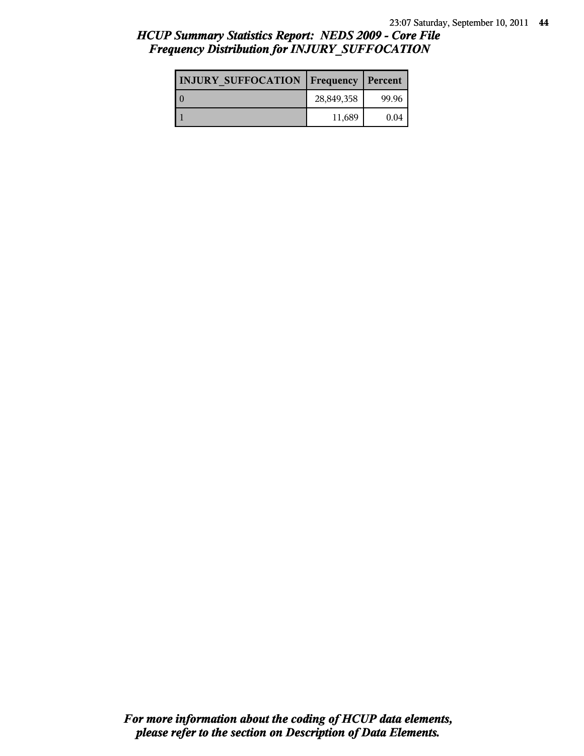## *HCUP Summary Statistics Report: NEDS 2009 - Core File*
## *Frequency Distribution for INJURY_SUFFOCATION*

| INJURY_SUFFOCATION | Frequency | Percent |
|---|---|---|
| 0 | 28,849,358 | 99.96 |
| 1 | 11,689 | 0.04 |

***For more information about the coding of HCUP data elements, please refer to the section on Description of Data Elements.***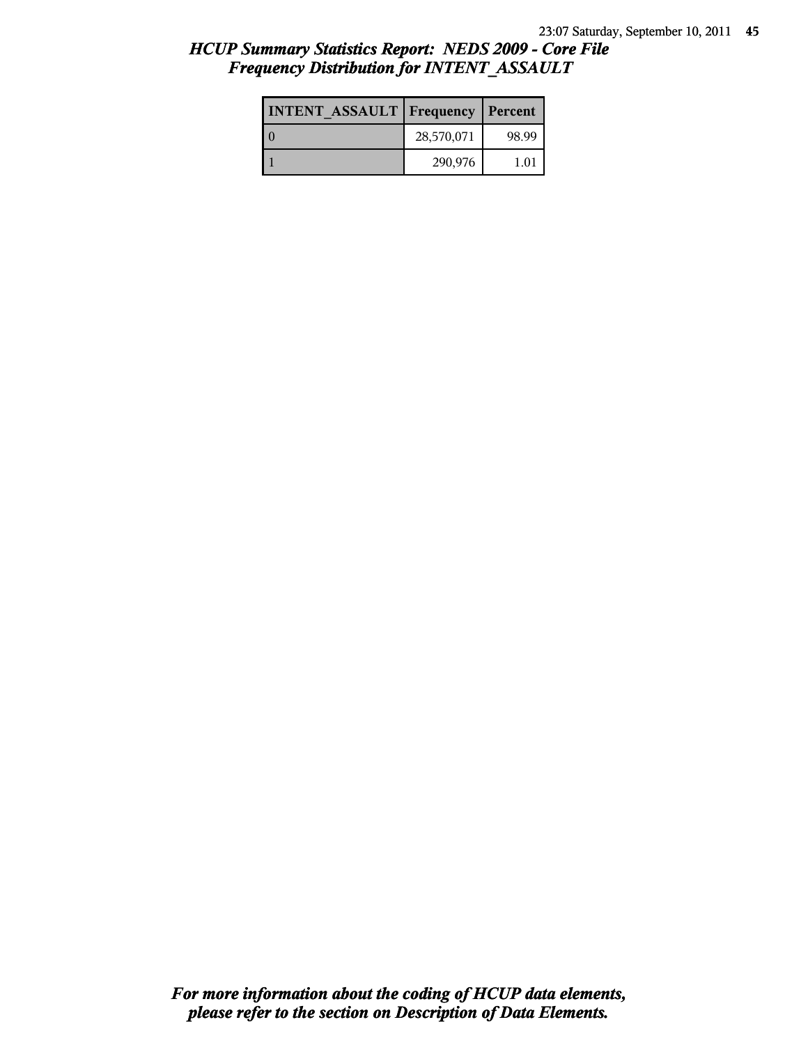## *HCUP Summary Statistics Report: NEDS 2009 - Core File*
## *Frequency Distribution for INTENT_ASSAULT*

| INTENT_ASSAULT | Frequency | Percent |
|---|---|---|
| 0 | 28,570,071 | 98.99 |
| 1 | 290,976 | 1.01 |

***For more information about the coding of HCUP data elements, please refer to the section on Description of Data Elements.***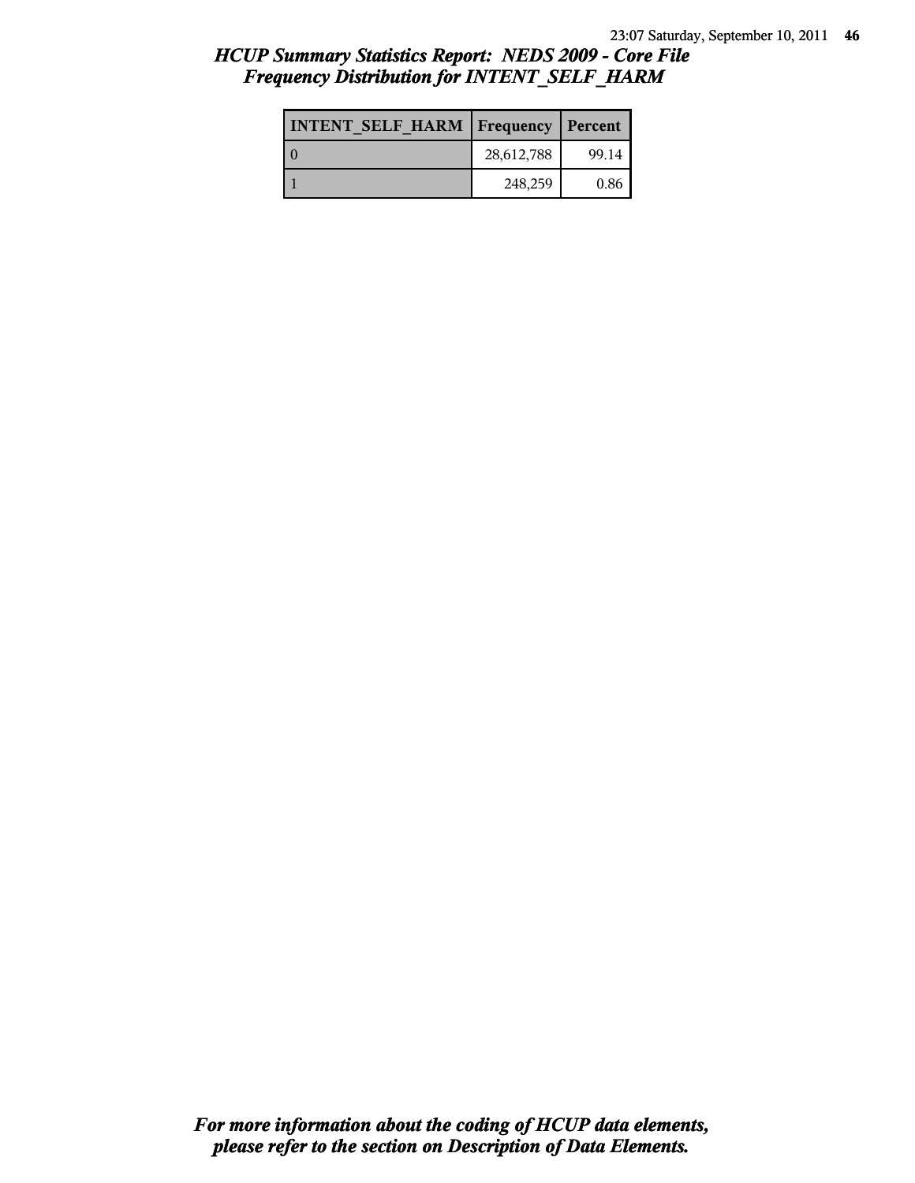## HCUP Summary Statistics Report: NEDS 2009 - Core File
## Frequency Distribution for INTENT_SELF_HARM

| INTENT_SELF_HARM | Frequency | Percent |
|---|---|---|
| 0 | 28,612,788 | 99.14 |
| 1 | 248,259 | 0.86 |

***For more information about the coding of HCUP data elements, please refer to the section on Description of Data Elements.***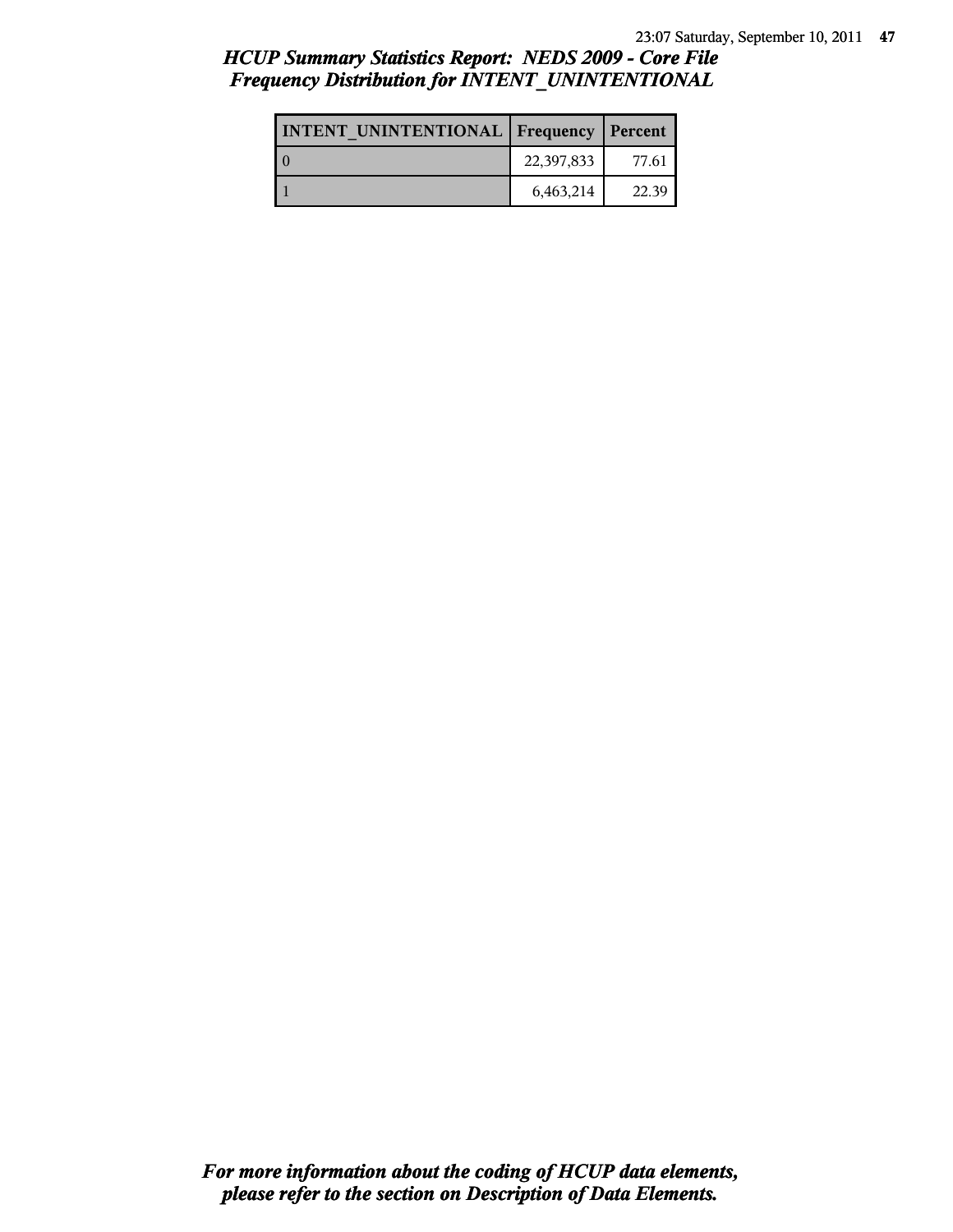## *HCUP Summary Statistics Report: NEDS 2009 - Core File*
## *Frequency Distribution for INTENT_UNINTENTIONAL*

| INTENT_UNINTENTIONAL | Frequency | Percent |
|---|---|---|
| 0 | 22,397,833 | 77.61 |
| 1 | 6,463,214 | 22.39 |

***For more information about the coding of HCUP data elements, please refer to the section on Description of Data Elements.***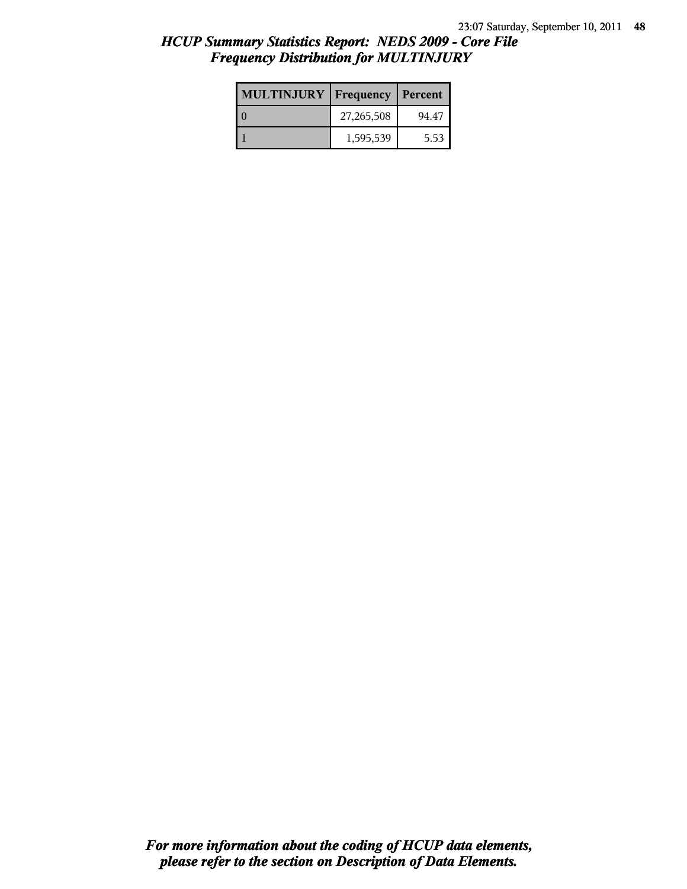## *HCUP Summary Statistics Report: NEDS 2009 - Core File*
## *Frequency Distribution for MULTINJURY*

| MULTINJURY | Frequency | Percent |
|---|---|---|
| 0 | 27,265,508 | 94.47 |
| 1 | 1,595,539 | 5.53 |

***For more information about the coding of HCUP data elements, please refer to the section on Description of Data Elements.***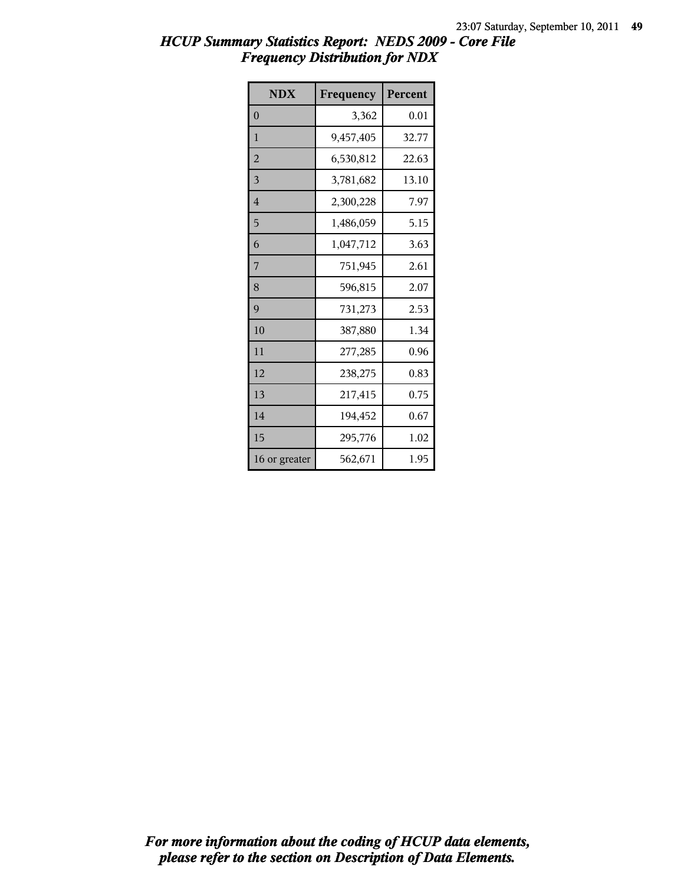# HCUP Summary Statistics Report: NEDS 2009 - Core File
## Frequency Distribution for NDX

| NDX | Frequency | Percent |
|---|---|---|
| 0 | 3,362 | 0.01 |
| 1 | 9,457,405 | 32.77 |
| 2 | 6,530,812 | 22.63 |
| 3 | 3,781,682 | 13.10 |
| 4 | 2,300,228 | 7.97 |
| 5 | 1,486,059 | 5.15 |
| 6 | 1,047,712 | 3.63 |
| 7 | 751,945 | 2.61 |
| 8 | 596,815 | 2.07 |
| 9 | 731,273 | 2.53 |
| 10 | 387,880 | 1.34 |
| 11 | 277,285 | 0.96 |
| 12 | 238,275 | 0.83 |
| 13 | 217,415 | 0.75 |
| 14 | 194,452 | 0.67 |
| 15 | 295,776 | 1.02 |
| 16 or greater | 562,671 | 1.95 |

*For more information about the coding of HCUP data elements, please refer to the section on Description of Data Elements.*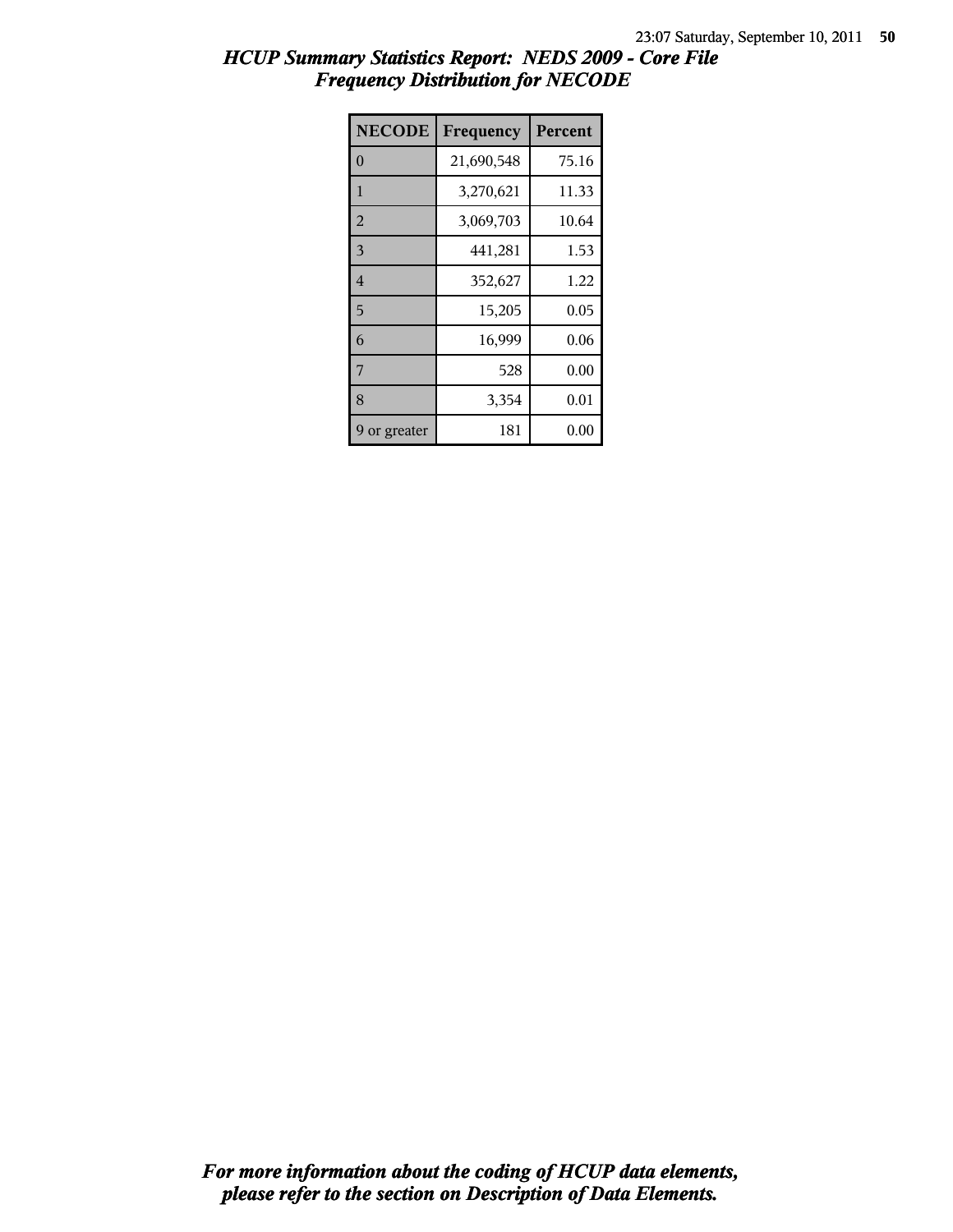# HCUP Summary Statistics Report: NEDS 2009 - Core File
## Frequency Distribution for NECODE

| NECODE | Frequency | Percent |
|---|---|---|
| 0 | 21,690,548 | 75.16 |
| 1 | 3,270,621 | 11.33 |
| 2 | 3,069,703 | 10.64 |
| 3 | 441,281 | 1.53 |
| 4 | 352,627 | 1.22 |
| 5 | 15,205 | 0.05 |
| 6 | 16,999 | 0.06 |
| 7 | 528 | 0.00 |
| 8 | 3,354 | 0.01 |
| 9 or greater | 181 | 0.00 |

***For more information about the coding of HCUP data elements, please refer to the section on Description of Data Elements.***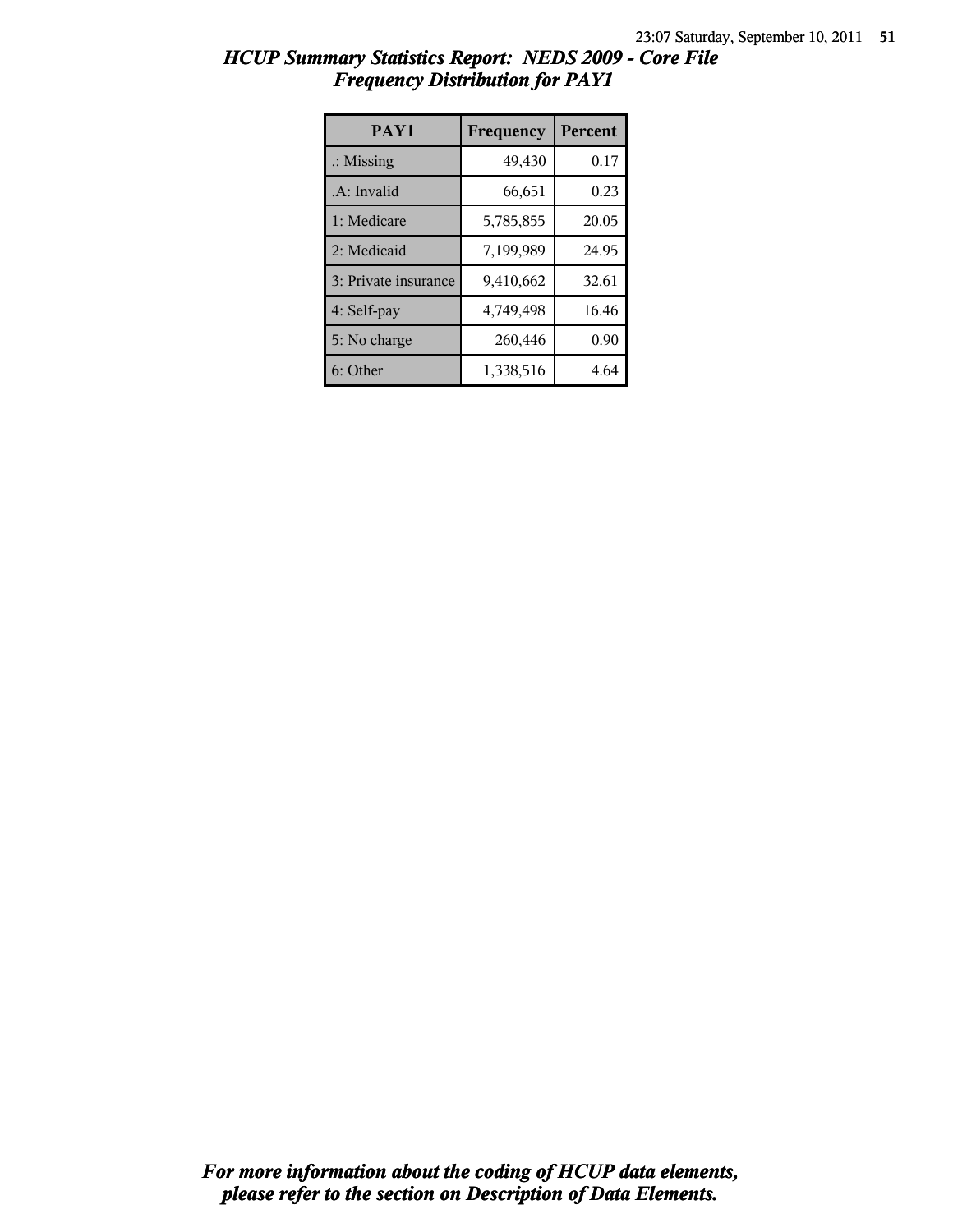## *HCUP Summary Statistics Report: NEDS 2009 - Core File*
## *Frequency Distribution for PAY1*

| PAY1 | Frequency | Percent |
|---|---|---|
| .: Missing | 49,430 | 0.17 |
| .A: Invalid | 66,651 | 0.23 |
| 1: Medicare | 5,785,855 | 20.05 |
| 2: Medicaid | 7,199,989 | 24.95 |
| 3: Private insurance | 9,410,662 | 32.61 |
| 4: Self-pay | 4,749,498 | 16.46 |
| 5: No charge | 260,446 | 0.90 |
| 6: Other | 1,338,516 | 4.64 |

***For more information about the coding of HCUP data elements, please refer to the section on Description of Data Elements.***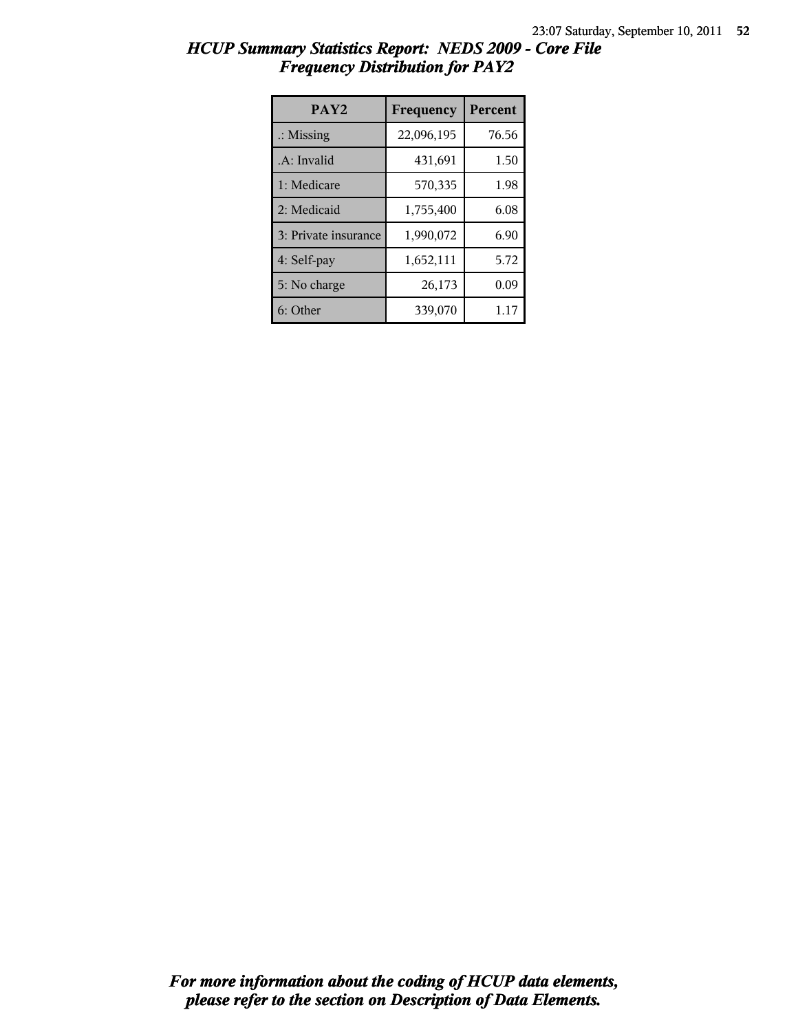## *HCUP Summary Statistics Report: NEDS 2009 - Core File*
## *Frequency Distribution for PAY2*

| PAY2 | Frequency | Percent |
|---|---|---|
| .: Missing | 22,096,195 | 76.56 |
| .A: Invalid | 431,691 | 1.50 |
| 1: Medicare | 570,335 | 1.98 |
| 2: Medicaid | 1,755,400 | 6.08 |
| 3: Private insurance | 1,990,072 | 6.90 |
| 4: Self-pay | 1,652,111 | 5.72 |
| 5: No charge | 26,173 | 0.09 |
| 6: Other | 339,070 | 1.17 |

***For more information about the coding of HCUP data elements, please refer to the section on Description of Data Elements.***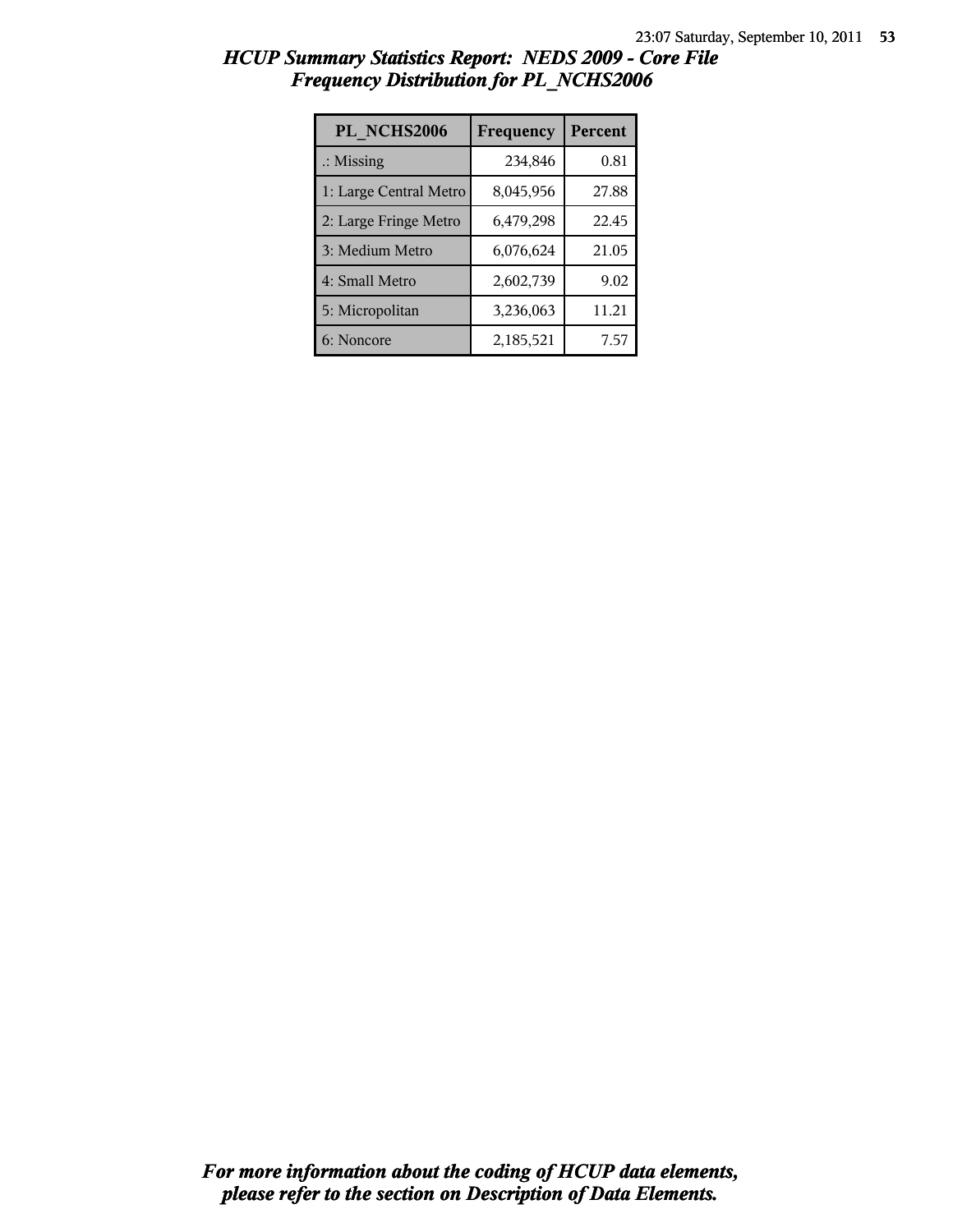## *HCUP Summary Statistics Report: NEDS 2009 - Core File*
## *Frequency Distribution for PL_NCHS2006*

| PL_NCHS2006 | Frequency | Percent |
|---|---|---|
| .: Missing | 234,846 | 0.81 |
| 1: Large Central Metro | 8,045,956 | 27.88 |
| 2: Large Fringe Metro | 6,479,298 | 22.45 |
| 3: Medium Metro | 6,076,624 | 21.05 |
| 4: Small Metro | 2,602,739 | 9.02 |
| 5: Micropolitan | 3,236,063 | 11.21 |
| 6: Noncore | 2,185,521 | 7.57 |

***For more information about the coding of HCUP data elements, please refer to the section on Description of Data Elements.***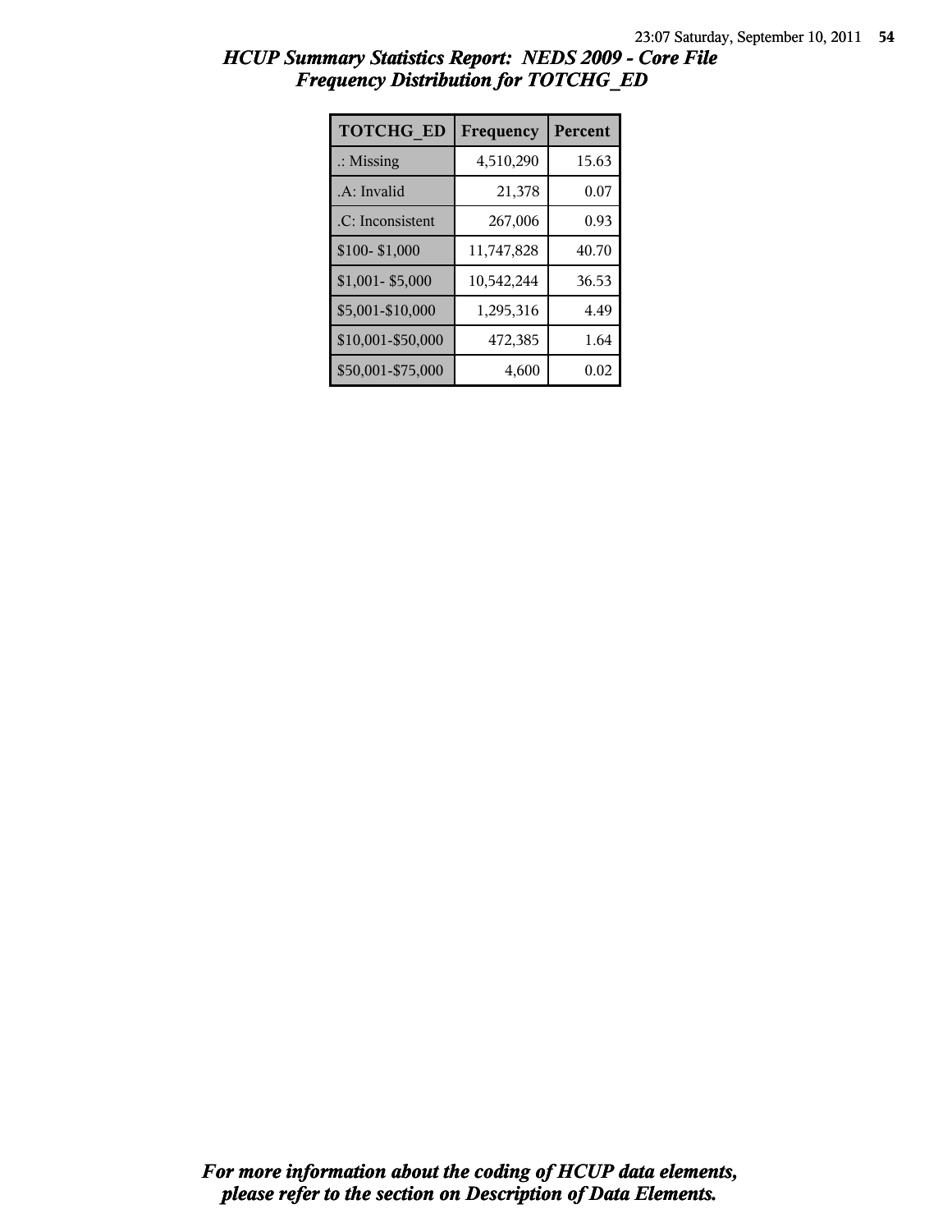## *HCUP Summary Statistics Report: NEDS 2009 - Core File*
## *Frequency Distribution for TOTCHG_ED*

| TOTCHG_ED | Frequency | Percent |
|---|---|---|
| .: Missing | 4,510,290 | 15.63 |
| .A: Invalid | 21,378 | 0.07 |
| .C: Inconsistent | 267,006 | 0.93 |
| $100- $1,000 | 11,747,828 | 40.70 |
| $1,001- $5,000 | 10,542,244 | 36.53 |
| $5,001-$10,000 | 1,295,316 | 4.49 |
| $10,001-$50,000 | 472,385 | 1.64 |
| $50,001-$75,000 | 4,600 | 0.02 |

***For more information about the coding of HCUP data elements, please refer to the section on Description of Data Elements.***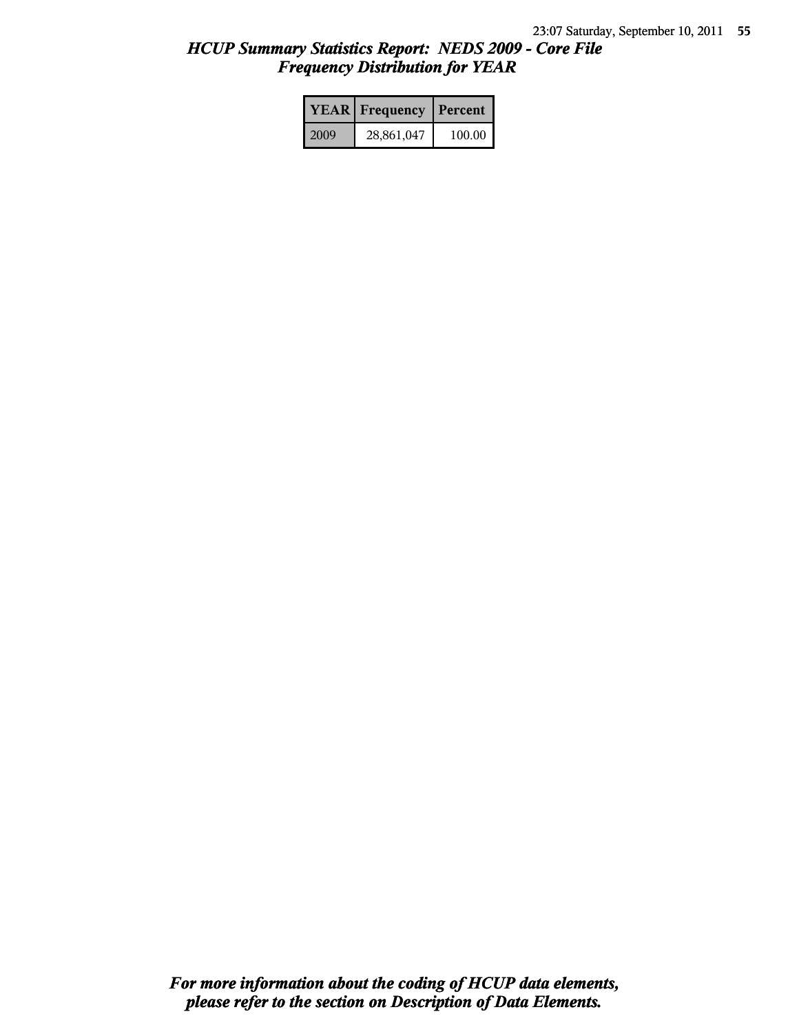# HCUP Summary Statistics Report: NEDS 2009 - Core File
## Frequency Distribution for YEAR

| YEAR | Frequency | Percent |
|---|---|---|
| 2009 | 28,861,047 | 100.00 |

***For more information about the coding of HCUP data elements, please refer to the section on Description of Data Elements.***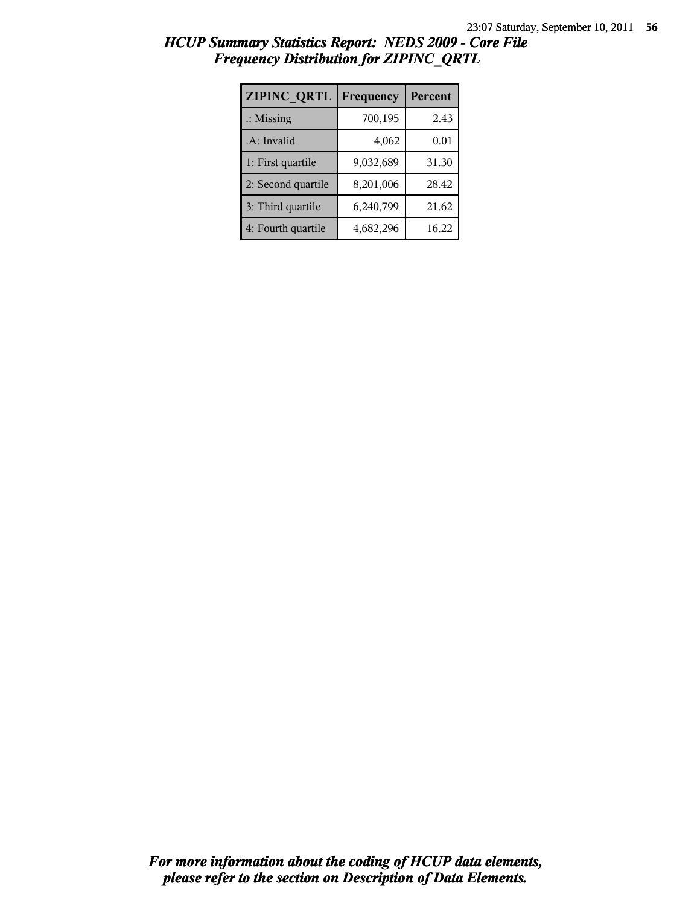# *HCUP Summary Statistics Report: NEDS 2009 - Core File*
## *Frequency Distribution for ZIPINC_QRTL*

| ZIPINC_QRTL | Frequency | Percent |
|---|---|---|
| .: Missing | 700,195 | 2.43 |
| .A: Invalid | 4,062 | 0.01 |
| 1: First quartile | 9,032,689 | 31.30 |
| 2: Second quartile | 8,201,006 | 28.42 |
| 3: Third quartile | 6,240,799 | 21.62 |
| 4: Fourth quartile | 4,682,296 | 16.22 |

***For more information about the coding of HCUP data elements, please refer to the section on Description of Data Elements.***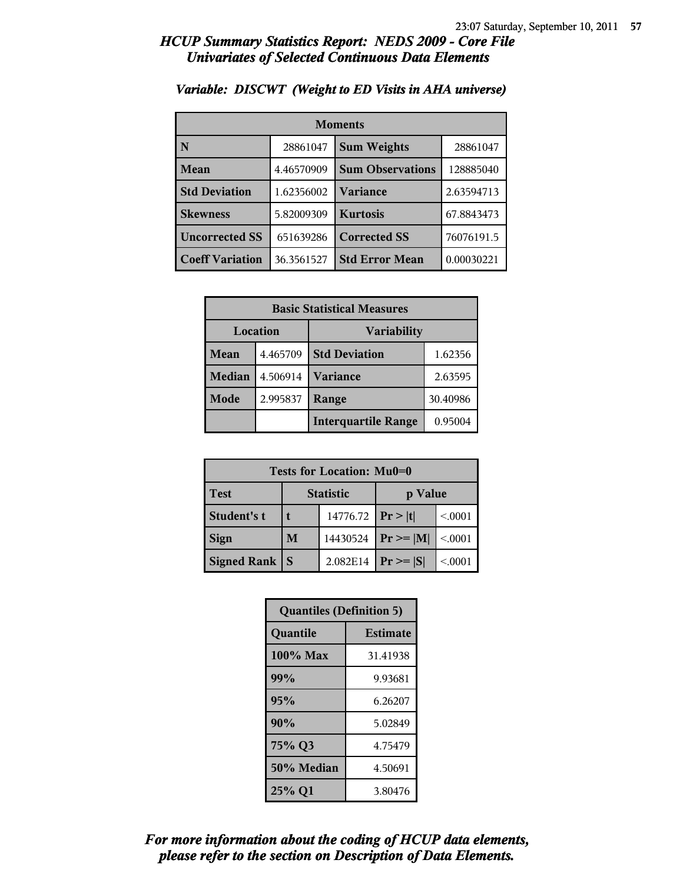# HCUP Summary Statistics Report: NEDS 2009 - Core File
## Univariates of Selected Continuous Data Elements

### Variable: DISCWT (Weight to ED Visits in AHA universe)

| Moments | | | |
|---|---|---|---|
| **N** | 28861047 | **Sum Weights** | 28861047 |
| **Mean** | 4.46570909 | **Sum Observations** | 128885040 |
| **Std Deviation** | 1.62356002 | **Variance** | 2.63594713 |
| **Skewness** | 5.82009309 | **Kurtosis** | 67.8843473 |
| **Uncorrected SS** | 651639286 | **Corrected SS** | 76076191.5 |
| **Coeff Variation** | 36.3561527 | **Std Error Mean** | 0.00030221 |

| Basic Statistical Measures | | | |
|---|---|---|---|
| Location | | Variability | |
| **Mean** | 4.465709 | **Std Deviation** | 1.62356 |
| **Median** | 4.506914 | **Variance** | 2.63595 |
| **Mode** | 2.995837 | **Range** | 30.40986 |
| | | **Interquartile Range** | 0.95004 |

| Tests for Location: Mu0=0 | | | | |
|---|---|---|---|---|
| **Test** | Statistic | | p Value | |
| **Student's t** | **t** | 14776.72 | **Pr > \|t\|** | <.0001 |
| **Sign** | **M** | 14430524 | **Pr >= \|M\|** | <.0001 |
| **Signed Rank** | **S** | 2.082E14 | **Pr >= \|S\|** | <.0001 |

| Quantiles (Definition 5) | |
|---|---|
| **Quantile** | **Estimate** |
| **100% Max** | 31.41938 |
| **99%** | 9.93681 |
| **95%** | 6.26207 |
| **90%** | 5.02849 |
| **75% Q3** | 4.75479 |
| **50% Median** | 4.50691 |
| **25% Q1** | 3.80476 |

*For more information about the coding of HCUP data elements, please refer to the section on Description of Data Elements.*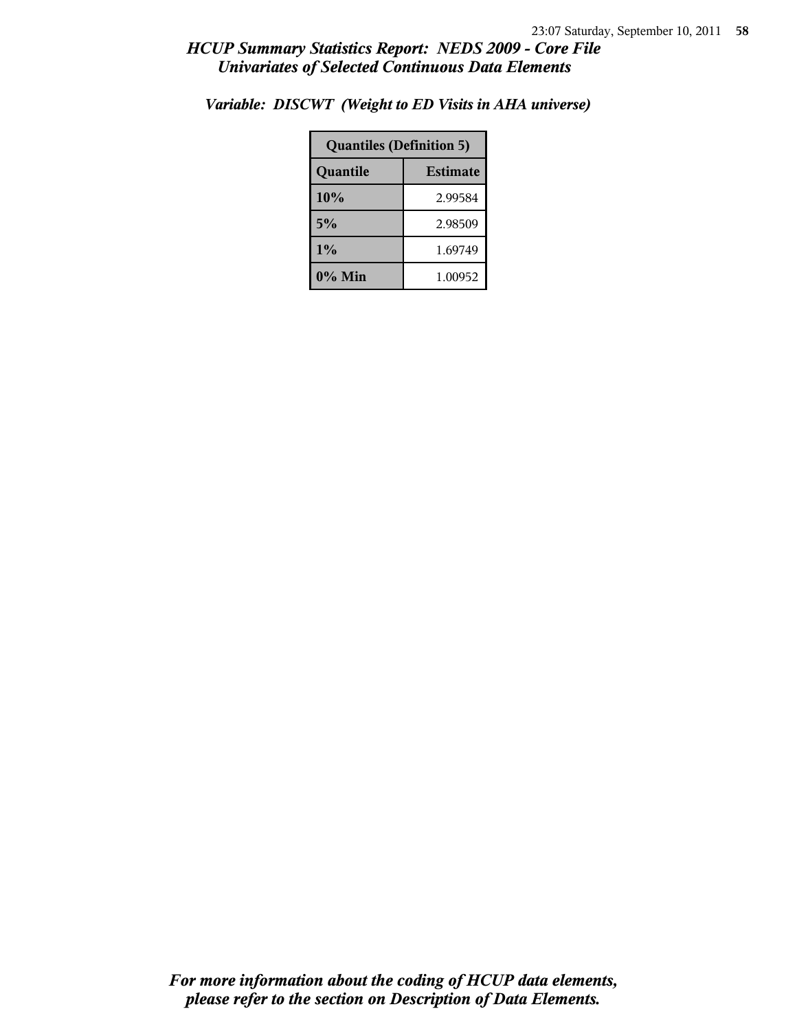*Variable: DISCWT (Weight to ED Visits in AHA universe)*

| Quantiles (Definition 5) | |
|---|---|
| **Quantile** | **Estimate** |
| **10%** | 2.99584 |
| **5%** | 2.98509 |
| **1%** | 1.69749 |
| **0% Min** | 1.00952 |

***For more information about the coding of HCUP data elements, please refer to the section on Description of Data Elements.***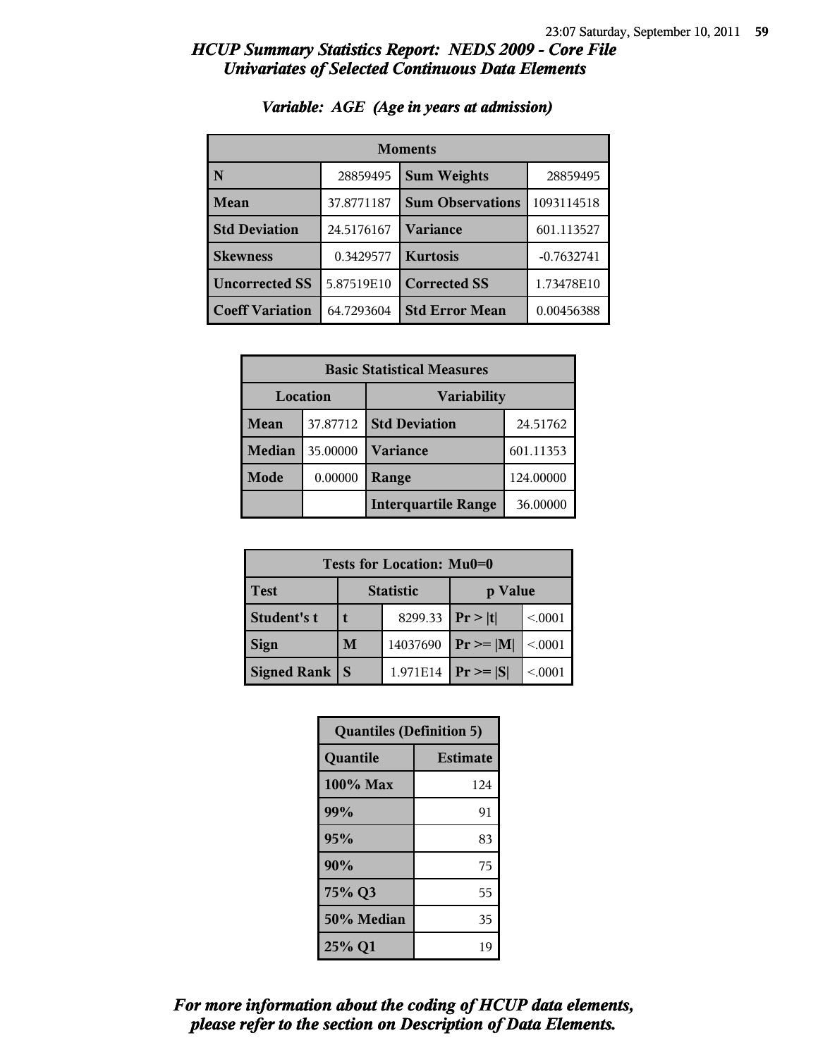# HCUP Summary Statistics Report: NEDS 2009 - Core File
## Univariates of Selected Continuous Data Elements

### Variable: AGE (Age in years at admission)

| Moments | | | |
|---|---|---|---|
| N | 28859495 | Sum Weights | 28859495 |
| Mean | 37.8771187 | Sum Observations | 1093114518 |
| Std Deviation | 24.5176167 | Variance | 601.113527 |
| Skewness | 0.3429577 | Kurtosis | -0.7632741 |
| Uncorrected SS | 5.87519E10 | Corrected SS | 1.73478E10 |
| Coeff Variation | 64.7293604 | Std Error Mean | 0.00456388 |

| Basic Statistical Measures | | | |
|---|---|---|---|
| Location | | Variability | |
| Mean | 37.87712 | Std Deviation | 24.51762 |
| Median | 35.00000 | Variance | 601.11353 |
| Mode | 0.00000 | Range | 124.00000 |
| | | Interquartile Range | 36.00000 |

| Tests for Location: Mu0=0 | | | | |
|---|---|---|---|---|
| Test | Statistic | | p Value | |
| Student's t | t | 8299.33 | Pr > \|t\| | <.0001 |
| Sign | M | 14037690 | Pr >= \|M\| | <.0001 |
| Signed Rank | S | 1.971E14 | Pr >= \|S\| | <.0001 |

| Quantiles (Definition 5) | |
|---|---|
| Quantile | Estimate |
| 100% Max | 124 |
| 99% | 91 |
| 95% | 83 |
| 90% | 75 |
| 75% Q3 | 55 |
| 50% Median | 35 |
| 25% Q1 | 19 |

*For more information about the coding of HCUP data elements, please refer to the section on Description of Data Elements.*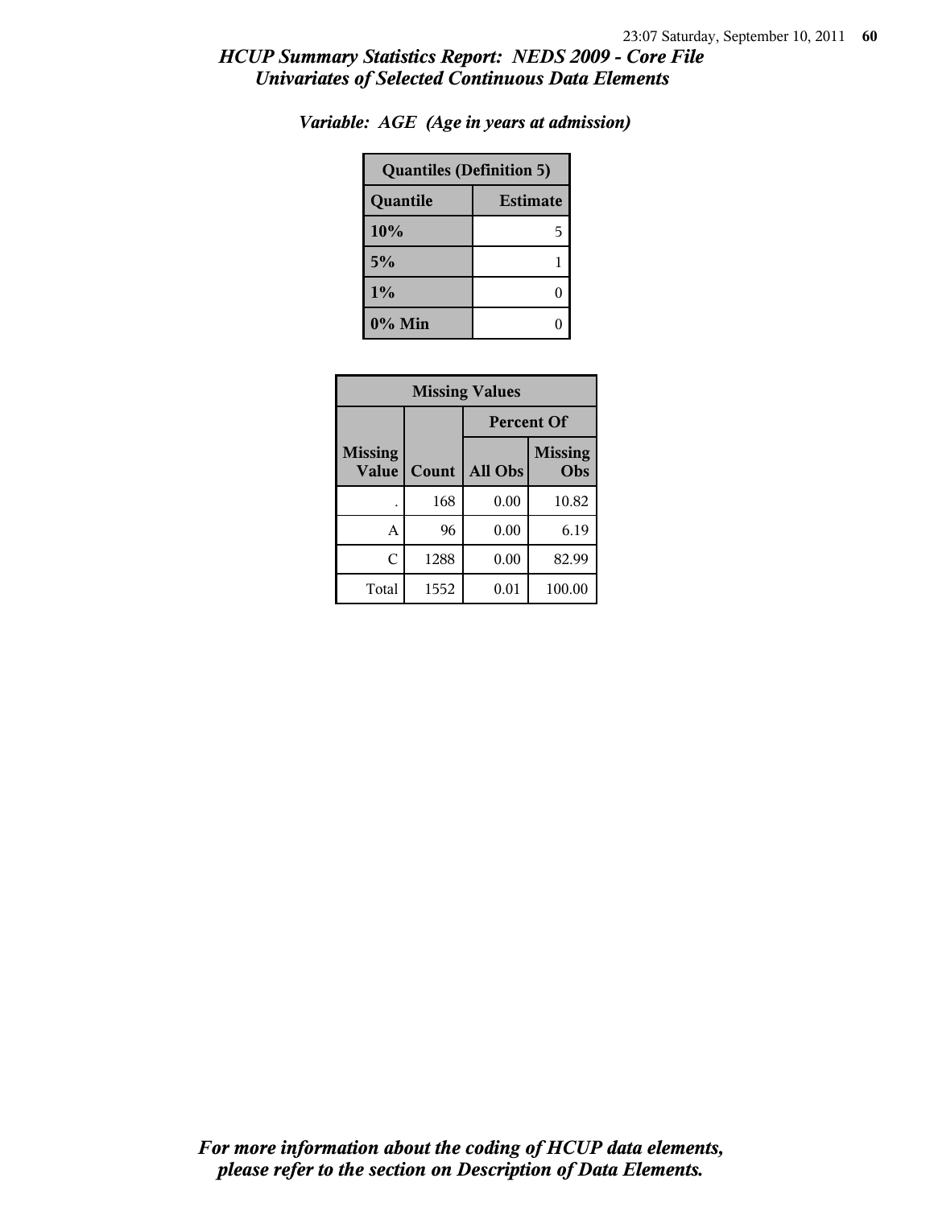## *HCUP Summary Statistics Report: NEDS 2009 - Core File*
## *Univariates of Selected Continuous Data Elements*

### *Variable: AGE (Age in years at admission)*

| Quantiles (Definition 5) | |
|---|---|
| **Quantile** | **Estimate** |
| **10%** | 5 |
| **5%** | 1 |
| **1%** | 0 |
| **0% Min** | 0 |

| Missing Values | | | |
|---|---|---|---|
| | | **Percent Of** | |
| **Missing Value** | **Count** | **All Obs** | **Missing Obs** |
| . | 168 | 0.00 | 10.82 |
| A | 96 | 0.00 | 6.19 |
| C | 1288 | 0.00 | 82.99 |
| Total | 1552 | 0.01 | 100.00 |

*For more information about the coding of HCUP data elements, please refer to the section on Description of Data Elements.*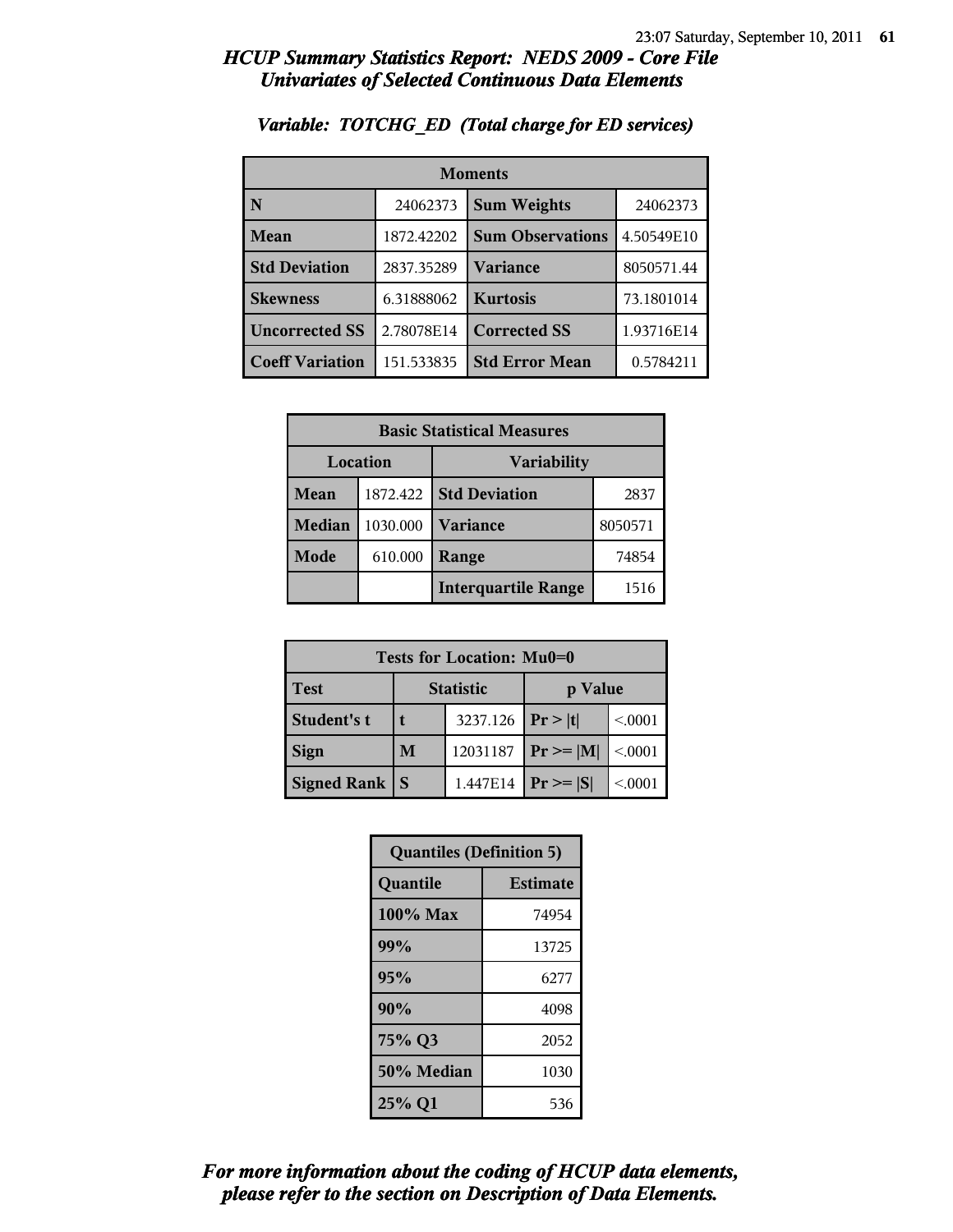# HCUP Summary Statistics Report: NEDS 2009 - Core File
## Univariates of Selected Continuous Data Elements

### Variable: TOTCHG_ED (Total charge for ED services)

| Moments | | | |
|---|---|---|---|
| N | 24062373 | Sum Weights | 24062373 |
| Mean | 1872.42202 | Sum Observations | 4.50549E10 |
| Std Deviation | 2837.35289 | Variance | 8050571.44 |
| Skewness | 6.31888062 | Kurtosis | 73.1801014 |
| Uncorrected SS | 2.78078E14 | Corrected SS | 1.93716E14 |
| Coeff Variation | 151.533835 | Std Error Mean | 0.5784211 |

| Basic Statistical Measures | | | |
|---|---|---|---|
| Location | | Variability | |
| Mean | 1872.422 | Std Deviation | 2837 |
| Median | 1030.000 | Variance | 8050571 |
| Mode | 610.000 | Range | 74854 |
| | | Interquartile Range | 1516 |

| Tests for Location: Mu0=0 | | | | |
|---|---|---|---|---|
| Test | Statistic | | p Value | |
| Student's t | t | 3237.126 | Pr > \|t\| | <.0001 |
| Sign | M | 12031187 | Pr >= \|M\| | <.0001 |
| Signed Rank | S | 1.447E14 | Pr >= \|S\| | <.0001 |

| Quantiles (Definition 5) | |
|---|---|
| Quantile | Estimate |
| 100% Max | 74954 |
| 99% | 13725 |
| 95% | 6277 |
| 90% | 4098 |
| 75% Q3 | 2052 |
| 50% Median | 1030 |
| 25% Q1 | 536 |

*For more information about the coding of HCUP data elements, please refer to the section on Description of Data Elements.*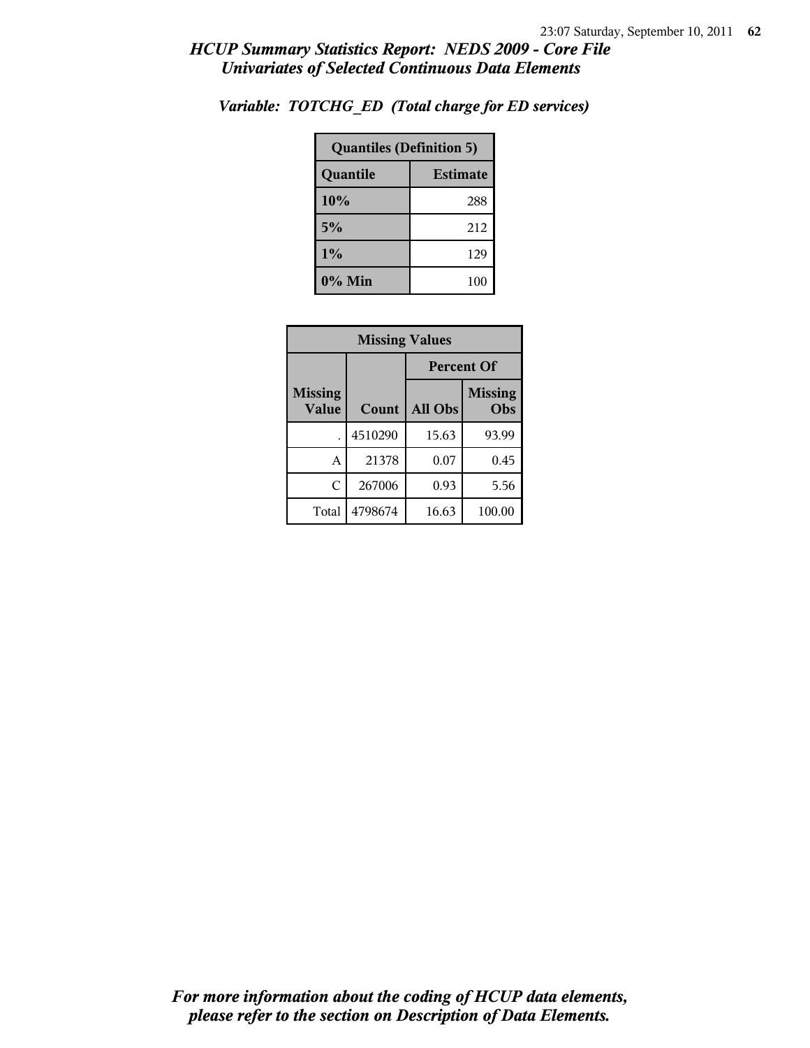*HCUP Summary Statistics Report: NEDS 2009 - Core File*
*Univariates of Selected Continuous Data Elements*

### *Variable: TOTCHG_ED (Total charge for ED services)*

| Quantiles (Definition 5) | |
|---|---|
| **Quantile** | **Estimate** |
| 10% | 288 |
| 5% | 212 |
| 1% | 129 |
| 0% Min | 100 |

| Missing Values | | | |
|---|---|---|---|
| | | Percent Of | |
| Missing Value | Count | All Obs | Missing Obs |
| . | 4510290 | 15.63 | 93.99 |
| A | 21378 | 0.07 | 0.45 |
| C | 267006 | 0.93 | 5.56 |
| Total | 4798674 | 16.63 | 100.00 |

*For more information about the coding of HCUP data elements, please refer to the section on Description of Data Elements.*